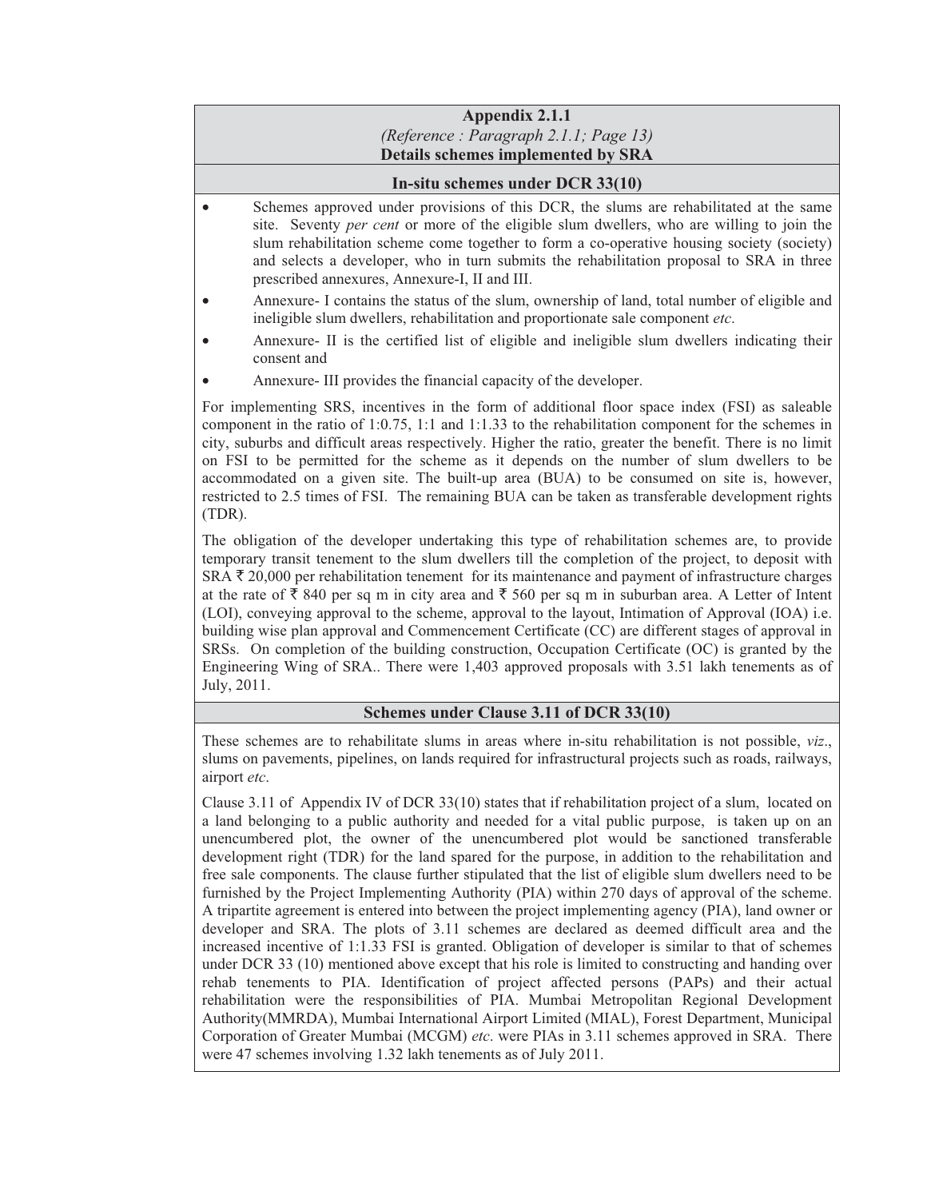## Appendix 2.1.1

*(Reference : Paragraph 2.1.1; Page 13)*

**Details schemes implemented by SRA**

### In-situ schemes under DCR 33(10)

- Schemes approved under provisions of this DCR, the slums are rehabilitated at the same site. Seventy *per cent* or more of the eligible slum dwellers, who are willing to join the slum rehabilitation scheme come together to form a co-operative housing society (society) and selects a developer, who in turn submits the rehabilitation proposal to SRA in three prescribed annexures, Annexure-I, II and III.
- Annexure- I contains the status of the slum, ownership of land, total number of eligible and ineligible slum dwellers, rehabilitation and proportionate sale component *etc*.
- Annexure- II is the certified list of eligible and ineligible slum dwellers indicating their consent and
- Annexure- III provides the financial capacity of the developer.

For implementing SRS, incentives in the form of additional floor space index (FSI) as saleable component in the ratio of 1:0.75, 1:1 and 1:1.33 to the rehabilitation component for the schemes in city, suburbs and difficult areas respectively. Higher the ratio, greater the benefit. There is no limit on FSI to be permitted for the scheme as it depends on the number of slum dwellers to be accommodated on a given site. The built-up area (BUA) to be consumed on site is, however, restricted to 2.5 times of FSI. The remaining BUA can be taken as transferable development rights (TDR).

The obligation of the developer undertaking this type of rehabilitation schemes are, to provide temporary transit tenement to the slum dwellers till the completion of the project, to deposit with SRA ₹ 20,000 per rehabilitation tenement for its maintenance and payment of infrastructure charges at the rate of ₹ 840 per sq m in city area and ₹ 560 per sq m in suburban area. A Letter of Intent (LOI), conveying approval to the scheme, approval to the layout, Intimation of Approval (IOA) i.e. building wise plan approval and Commencement Certificate (CC) are different stages of approval in SRSs. On completion of the building construction, Occupation Certificate (OC) is granted by the Engineering Wing of SRA.. There were 1,403 approved proposals with 3.51 lakh tenements as of July, 2011.

### Schemes under Clause 3.11 of DCR 33(10)

These schemes are to rehabilitate slums in areas where in-situ rehabilitation is not possible, *viz*., slums on pavements, pipelines, on lands required for infrastructural projects such as roads, railways, airport *etc*.

Clause 3.11 of Appendix IV of DCR 33(10) states that if rehabilitation project of a slum, located on a land belonging to a public authority and needed for a vital public purpose, is taken up on an unencumbered plot, the owner of the unencumbered plot would be sanctioned transferable development right (TDR) for the land spared for the purpose, in addition to the rehabilitation and free sale components. The clause further stipulated that the list of eligible slum dwellers need to be furnished by the Project Implementing Authority (PIA) within 270 days of approval of the scheme. A tripartite agreement is entered into between the project implementing agency (PIA), land owner or developer and SRA. The plots of 3.11 schemes are declared as deemed difficult area and the increased incentive of 1:1.33 FSI is granted. Obligation of developer is similar to that of schemes under DCR 33 (10) mentioned above except that his role is limited to constructing and handing over rehab tenements to PIA. Identification of project affected persons (PAPs) and their actual rehabilitation were the responsibilities of PIA. Mumbai Metropolitan Regional Development Authority(MMRDA), Mumbai International Airport Limited (MIAL), Forest Department, Municipal Corporation of Greater Mumbai (MCGM) *etc*. were PIAs in 3.11 schemes approved in SRA. There were 47 schemes involving 1.32 lakh tenements as of July 2011.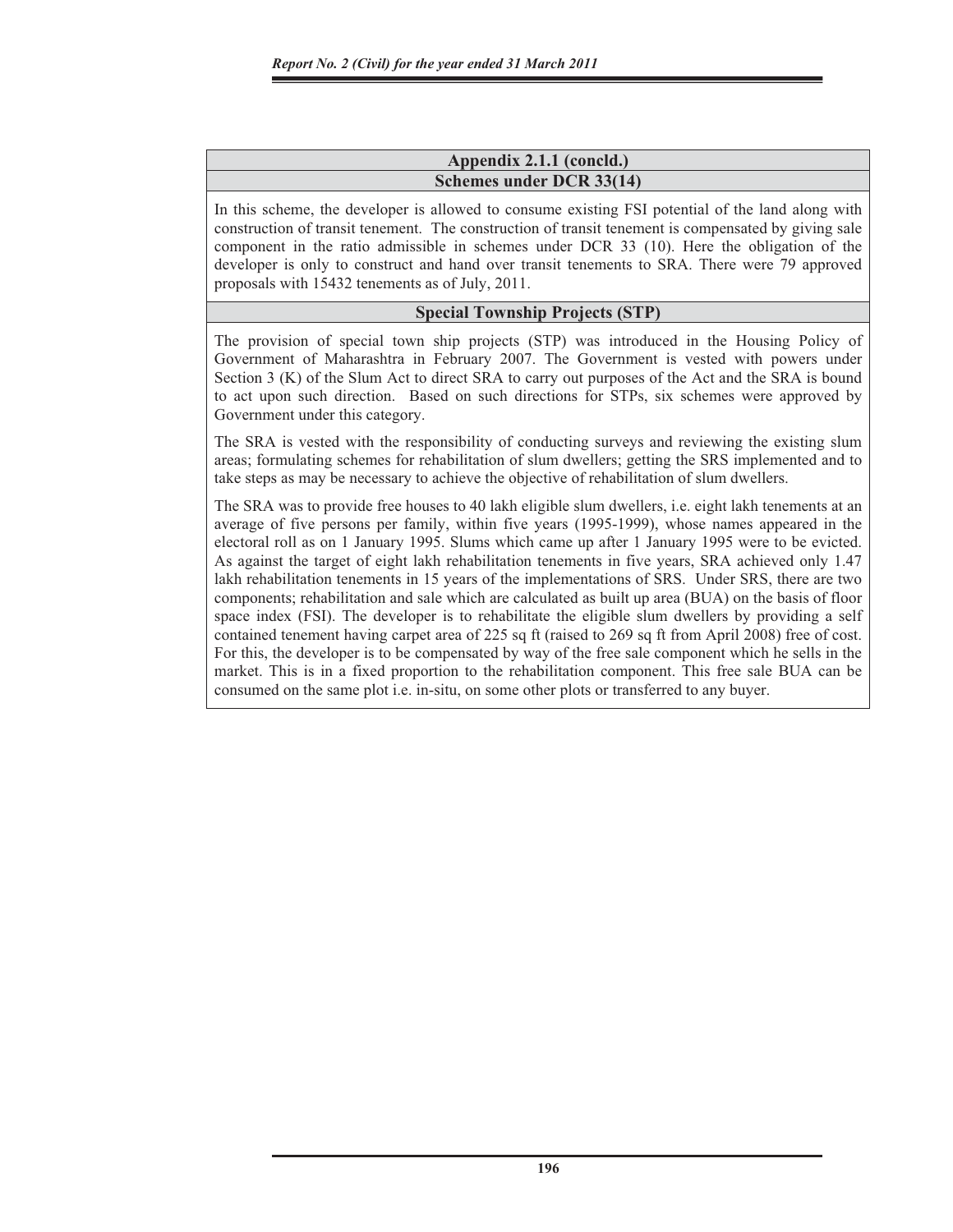## Appendix 2.1.1 (concld.)

### Schemes under DCR 33(14)

In this scheme, the developer is allowed to consume existing FSI potential of the land along with construction of transit tenement. The construction of transit tenement is compensated by giving sale component in the ratio admissible in schemes under DCR 33 (10). Here the obligation of the developer is only to construct and hand over transit tenements to SRA. There were 79 approved proposals with 15432 tenements as of July, 2011.

### Special Township Projects (STP)

The provision of special town ship projects (STP) was introduced in the Housing Policy of Government of Maharashtra in February 2007. The Government is vested with powers under Section 3 (K) of the Slum Act to direct SRA to carry out purposes of the Act and the SRA is bound to act upon such direction. Based on such directions for STPs, six schemes were approved by Government under this category.

The SRA is vested with the responsibility of conducting surveys and reviewing the existing slum areas; formulating schemes for rehabilitation of slum dwellers; getting the SRS implemented and to take steps as may be necessary to achieve the objective of rehabilitation of slum dwellers.

The SRA was to provide free houses to 40 lakh eligible slum dwellers, i.e. eight lakh tenements at an average of five persons per family, within five years (1995-1999), whose names appeared in the electoral roll as on 1 January 1995. Slums which came up after 1 January 1995 were to be evicted. As against the target of eight lakh rehabilitation tenements in five years, SRA achieved only 1.47 lakh rehabilitation tenements in 15 years of the implementations of SRS. Under SRS, there are two components; rehabilitation and sale which are calculated as built up area (BUA) on the basis of floor space index (FSI). The developer is to rehabilitate the eligible slum dwellers by providing a self contained tenement having carpet area of 225 sq ft (raised to 269 sq ft from April 2008) free of cost. For this, the developer is to be compensated by way of the free sale component which he sells in the market. This is in a fixed proportion to the rehabilitation component. This free sale BUA can be consumed on the same plot i.e. in-situ, on some other plots or transferred to any buyer.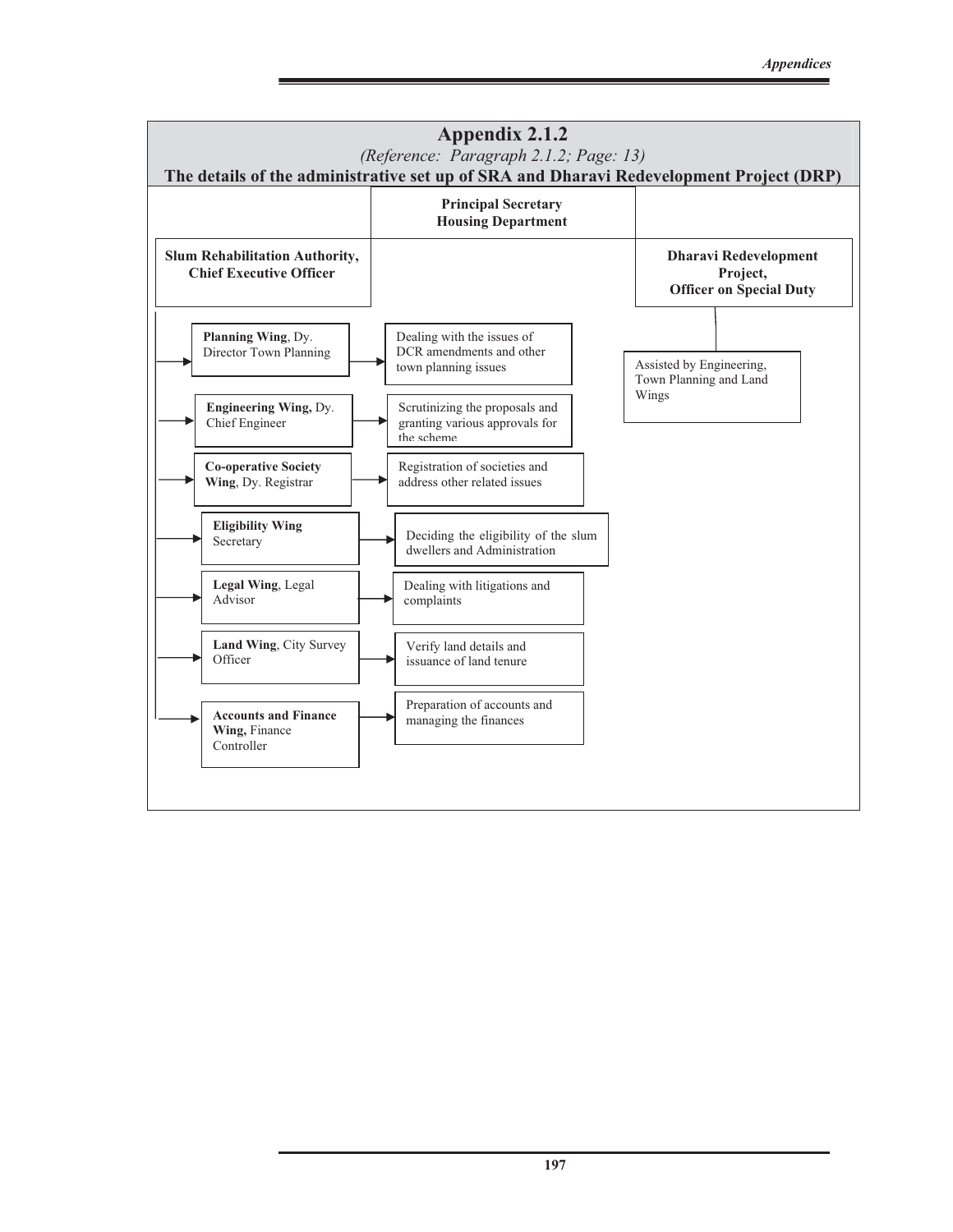# Appendix 2.1.2

*(Reference: Paragraph 2.1.2; Page: 13)*

**The details of the administrative set up of SRA and Dharavi Redevelopment Project (DRP)**

**Principal Secretary Housing Department**

**Slum Rehabilitation Authority, Chief Executive Officer**

| Wing | Function |
|---|---|
| **Planning Wing**, Dy. Director Town Planning | Dealing with the issues of DCR amendments and other town planning issues |
| **Engineering Wing,** Dy. Chief Engineer | Scrutinizing the proposals and granting various approvals for the scheme |
| **Co-operative Society Wing**, Dy. Registrar | Registration of societies and address other related issues |
| **Eligibility Wing** Secretary | Deciding the eligibility of the slum dwellers and Administration |
| **Legal Wing**, Legal Advisor | Dealing with litigations and complaints |
| **Land Wing**, City Survey Officer | Verify land details and issuance of land tenure |
| **Accounts and Finance Wing,** Finance Controller | Preparation of accounts and managing the finances |

**Dharavi Redevelopment Project, Officer on Special Duty**

Assisted by Engineering, Town Planning and Land Wings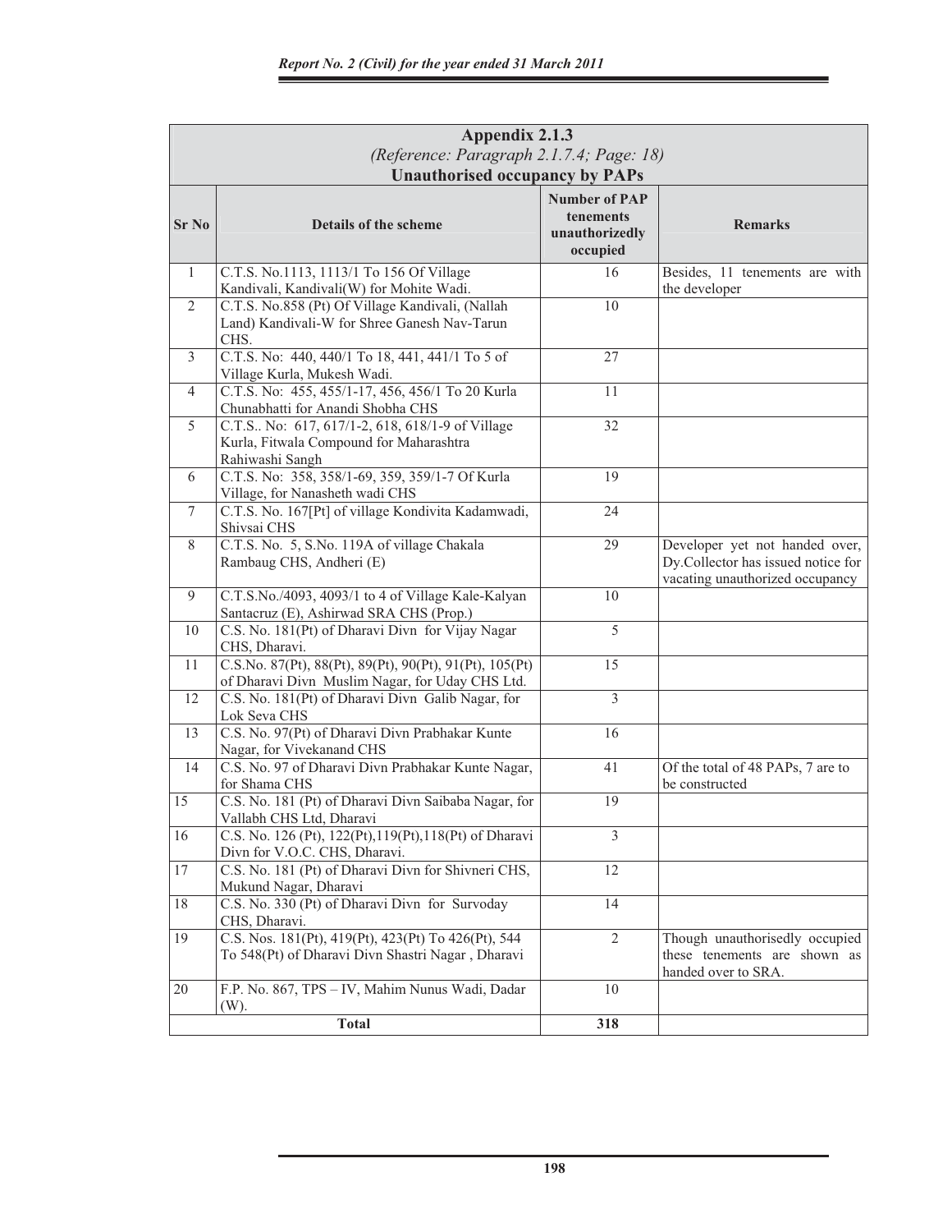## Appendix 2.1.3

*(Reference: Paragraph 2.1.7.4; Page: 18)*

**Unauthorised occupancy by PAPs**

| Sr No | Details of the scheme | Number of PAP tenements unauthorizedly occupied | Remarks |
|---|---|---|---|
| 1 | C.T.S. No.1113, 1113/1 To 156 Of Village Kandivali, Kandivali(W) for Mohite Wadi. | 16 | Besides, 11 tenements are with the developer |
| 2 | C.T.S. No.858 (Pt) Of Village Kandivali, (Nallah Land) Kandivali-W for Shree Ganesh Nav-Tarun CHS. | 10 | |
| 3 | C.T.S. No: 440, 440/1 To 18, 441, 441/1 To 5 of Village Kurla, Mukesh Wadi. | 27 | |
| 4 | C.T.S. No: 455, 455/1-17, 456, 456/1 To 20 Kurla Chunabhatti for Anandi Shobha CHS | 11 | |
| 5 | C.T.S.. No: 617, 617/1-2, 618, 618/1-9 of Village Kurla, Fitwala Compound for Maharashtra Rahiwashi Sangh | 32 | |
| 6 | C.T.S. No: 358, 358/1-69, 359, 359/1-7 Of Kurla Village, for Nanasheth wadi CHS | 19 | |
| 7 | C.T.S. No. 167[Pt] of village Kondivita Kadamwadi, Shivsai CHS | 24 | |
| 8 | C.T.S. No. 5, S.No. 119A of village Chakala Rambaug CHS, Andheri (E) | 29 | Developer yet not handed over, Dy.Collector has issued notice for vacating unauthorized occupancy |
| 9 | C.T.S.No./4093, 4093/1 to 4 of Village Kale-Kalyan Santacruz (E), Ashirwad SRA CHS (Prop.) | 10 | |
| 10 | C.S. No. 181(Pt) of Dharavi Divn for Vijay Nagar CHS, Dharavi. | 5 | |
| 11 | C.S.No. 87(Pt), 88(Pt), 89(Pt), 90(Pt), 91(Pt), 105(Pt) of Dharavi Divn Muslim Nagar, for Uday CHS Ltd. | 15 | |
| 12 | C.S. No. 181(Pt) of Dharavi Divn Galib Nagar, for Lok Seva CHS | 3 | |
| 13 | C.S. No. 97(Pt) of Dharavi Divn Prabhakar Kunte Nagar, for Vivekanand CHS | 16 | |
| 14 | C.S. No. 97 of Dharavi Divn Prabhakar Kunte Nagar, for Shama CHS | 41 | Of the total of 48 PAPs, 7 are to be constructed |
| 15 | C.S. No. 181 (Pt) of Dharavi Divn Saibaba Nagar, for Vallabh CHS Ltd, Dharavi | 19 | |
| 16 | C.S. No. 126 (Pt), 122(Pt),119(Pt),118(Pt) of Dharavi Divn for V.O.C. CHS, Dharavi. | 3 | |
| 17 | C.S. No. 181 (Pt) of Dharavi Divn for Shivneri CHS, Mukund Nagar, Dharavi | 12 | |
| 18 | C.S. No. 330 (Pt) of Dharavi Divn for Survoday CHS, Dharavi. | 14 | |
| 19 | C.S. Nos. 181(Pt), 419(Pt), 423(Pt) To 426(Pt), 544 To 548(Pt) of Dharavi Divn Shastri Nagar , Dharavi | 2 | Though unauthorisedly occupied these tenements are shown as handed over to SRA. |
| 20 | F.P. No. 867, TPS – IV, Mahim Nunus Wadi, Dadar (W). | 10 | |
| | **Total** | **318** | |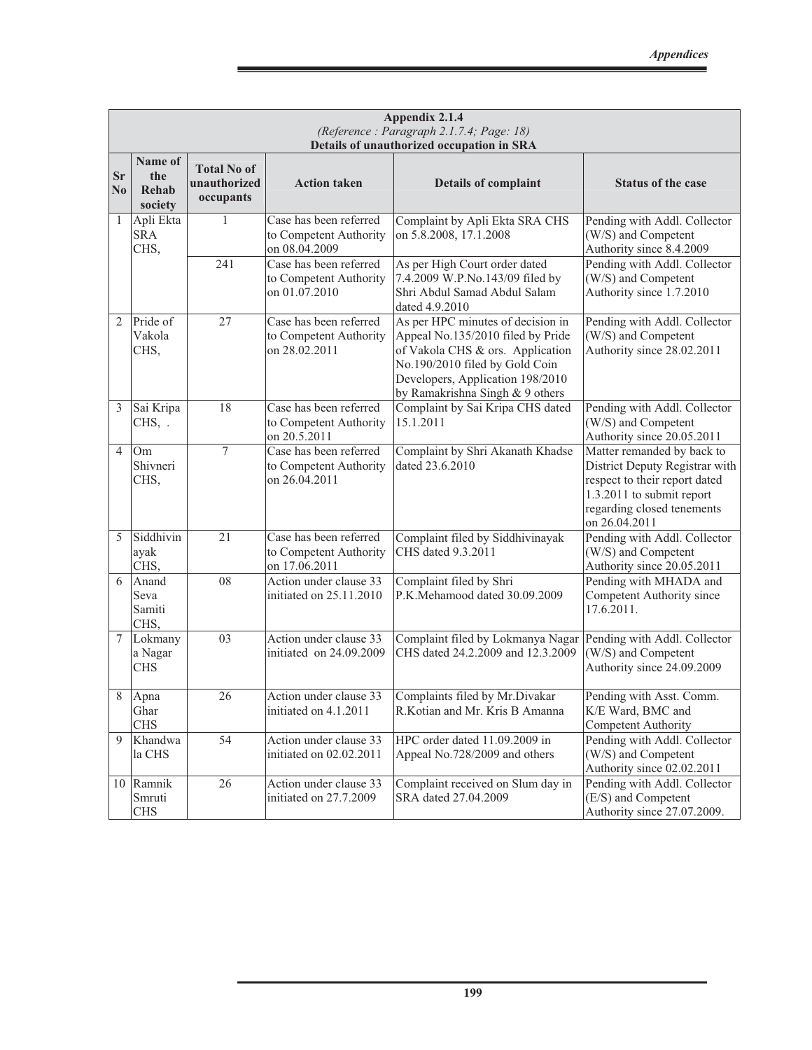**Appendix 2.1.4**

*(Reference : Paragraph 2.1.7.4; Page: 18)*

**Details of unauthorized occupation in SRA**

| Sr No | Name of the Rehab society | Total No of unauthorized occupants | Action taken | Details of complaint | Status of the case |
|---|---|---|---|---|---|
| 1 | Apli Ekta SRA CHS, | 1 | Case has been referred to Competent Authority on 08.04.2009 | Complaint by Apli Ekta SRA CHS on 5.8.2008, 17.1.2008 | Pending with Addl. Collector (W/S) and Competent Authority since 8.4.2009 |
| | | 241 | Case has been referred to Competent Authority on 01.07.2010 | As per High Court order dated 7.4.2009 W.P.No.143/09 filed by Shri Abdul Samad Abdul Salam dated 4.9.2010 | Pending with Addl. Collector (W/S) and Competent Authority since 1.7.2010 |
| 2 | Pride of Vakola CHS, | 27 | Case has been referred to Competent Authority on 28.02.2011 | As per HPC minutes of decision in Appeal No.135/2010 filed by Pride of Vakola CHS & ors. Application No.190/2010 filed by Gold Coin Developers, Application 198/2010 by Ramakrishna Singh & 9 others | Pending with Addl. Collector (W/S) and Competent Authority since 28.02.2011 |
| 3 | Sai Kripa CHS, . | 18 | Case has been referred to Competent Authority on 20.5.2011 | Complaint by Sai Kripa CHS dated 15.1.2011 | Pending with Addl. Collector (W/S) and Competent Authority since 20.05.2011 |
| 4 | Om Shivneri CHS, | 7 | Case has been referred to Competent Authority on 26.04.2011 | Complaint by Shri Akanath Khadse dated 23.6.2010 | Matter remanded by back to District Deputy Registrar with respect to their report dated 1.3.2011 to submit report regarding closed tenements on 26.04.2011 |
| 5 | Siddhivinayak CHS, | 21 | Case has been referred to Competent Authority on 17.06.2011 | Complaint filed by Siddhivinayak CHS dated 9.3.2011 | Pending with Addl. Collector (W/S) and Competent Authority since 20.05.2011 |
| 6 | Anand Seva Samiti CHS, | 08 | Action under clause 33 initiated on 25.11.2010 | Complaint filed by Shri P.K.Mehamood dated 30.09.2009 | Pending with MHADA and Competent Authority since 17.6.2011. |
| 7 | Lokmanya Nagar CHS | 03 | Action under clause 33 initiated on 24.09.2009 | Complaint filed by Lokmanya Nagar CHS dated 24.2.2009 and 12.3.2009 | Pending with Addl. Collector (W/S) and Competent Authority since 24.09.2009 |
| 8 | Apna Ghar CHS | 26 | Action under clause 33 initiated on 4.1.2011 | Complaints filed by Mr.Divakar R.Kotian and Mr. Kris B Amanna | Pending with Asst. Comm. K/E Ward, BMC and Competent Authority |
| 9 | Khandwala CHS | 54 | Action under clause 33 initiated on 02.02.2011 | HPC order dated 11.09.2009 in Appeal No.728/2009 and others | Pending with Addl. Collector (W/S) and Competent Authority since 02.02.2011 |
| 10 | Ramnik Smruti CHS | 26 | Action under clause 33 initiated on 27.7.2009 | Complaint received on Slum day in SRA dated 27.04.2009 | Pending with Addl. Collector (E/S) and Competent Authority since 27.07.2009. |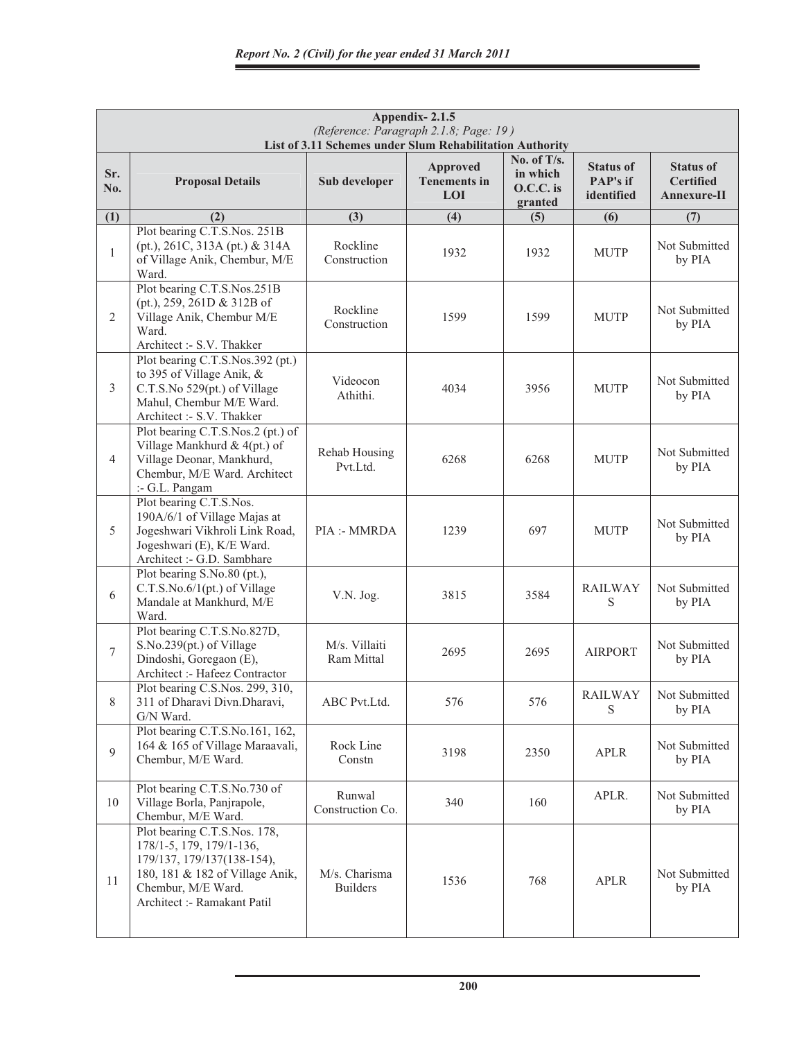**Appendix- 2.1.5**

*(Reference: Paragraph 2.1.8; Page: 19 )*

**List of 3.11 Schemes under Slum Rehabilitation Authority**

| Sr. No. | Proposal Details | Sub developer | Approved Tenements in LOI | No. of T/s. in which O.C.C. is granted | Status of PAP's if identified | Status of Certified Annexure-II |
|---|---|---|---|---|---|---|
| (1) | (2) | (3) | (4) | (5) | (6) | (7) |
| 1 | Plot bearing C.T.S.Nos. 251B (pt.), 261C, 313A (pt.) & 314A of Village Anik, Chembur, M/E Ward. | Rockline Construction | 1932 | 1932 | MUTP | Not Submitted by PIA |
| 2 | Plot bearing C.T.S.Nos.251B (pt.), 259, 261D & 312B of Village Anik, Chembur M/E Ward. Architect :- S.V. Thakker | Rockline Construction | 1599 | 1599 | MUTP | Not Submitted by PIA |
| 3 | Plot bearing C.T.S.Nos.392 (pt.) to 395 of Village Anik, & C.T.S.No 529(pt.) of Village Mahul, Chembur M/E Ward. Architect :- S.V. Thakker | Videocon Athithi. | 4034 | 3956 | MUTP | Not Submitted by PIA |
| 4 | Plot bearing C.T.S.Nos.2 (pt.) of Village Mankhurd & 4(pt.) of Village Deonar, Mankhurd, Chembur, M/E Ward. Architect :- G.L. Pangam | Rehab Housing Pvt.Ltd. | 6268 | 6268 | MUTP | Not Submitted by PIA |
| 5 | Plot bearing C.T.S.Nos. 190A/6/1 of Village Majas at Jogeshwari Vikhroli Link Road, Jogeshwari (E), K/E Ward. Architect :- G.D. Sambhare | PIA :- MMRDA | 1239 | 697 | MUTP | Not Submitted by PIA |
| 6 | Plot bearing S.No.80 (pt.), C.T.S.No.6/1(pt.) of Village Mandale at Mankhurd, M/E Ward. | V.N. Jog. | 3815 | 3584 | RAILWAYS | Not Submitted by PIA |
| 7 | Plot bearing C.T.S.No.827D, S.No.239(pt.) of Village Dindoshi, Goregaon (E), Architect :- Hafeez Contractor | M/s. Villaiti Ram Mittal | 2695 | 2695 | AIRPORT | Not Submitted by PIA |
| 8 | Plot bearing C.S.Nos. 299, 310, 311 of Dharavi Divn.Dharavi, G/N Ward. | ABC Pvt.Ltd. | 576 | 576 | RAILWAYS | Not Submitted by PIA |
| 9 | Plot bearing C.T.S.No.161, 162, 164 & 165 of Village Maraavali, Chembur, M/E Ward. | Rock Line Constn | 3198 | 2350 | APLR | Not Submitted by PIA |
| 10 | Plot bearing C.T.S.No.730 of Village Borla, Panjrapole, Chembur, M/E Ward. | Runwal Construction Co. | 340 | 160 | APLR. | Not Submitted by PIA |
| 11 | Plot bearing C.T.S.Nos. 178, 178/1-5, 179, 179/1-136, 179/137, 179/137(138-154), 180, 181 & 182 of Village Anik, Chembur, M/E Ward. Architect :- Ramakant Patil | M/s. Charisma Builders | 1536 | 768 | APLR | Not Submitted by PIA |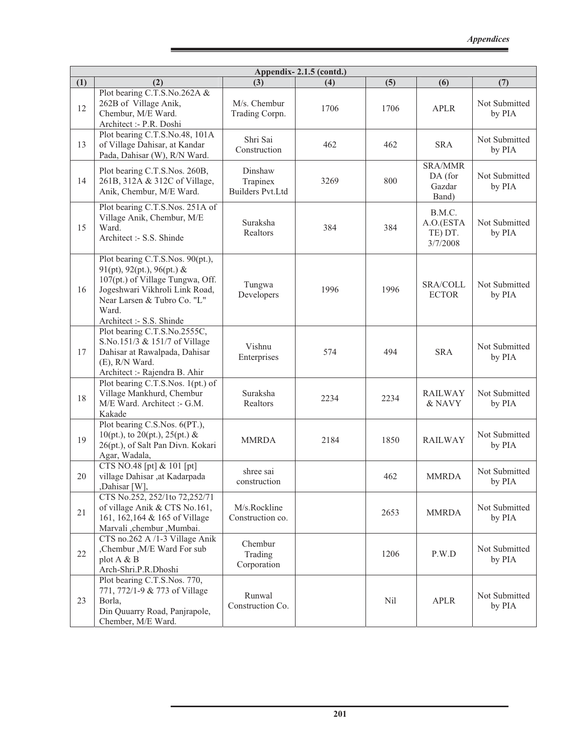| Appendix- 2.1.5 (contd.) | | | | | | |
|---|---|---|---|---|---|---|
| (1) | (2) | (3) | (4) | (5) | (6) | (7) |
| 12 | Plot bearing C.T.S.No.262A & 262B of Village Anik, Chembur, M/E Ward. Architect :- P.R. Doshi | M/s. Chembur Trading Corpn. | 1706 | 1706 | APLR | Not Submitted by PIA |
| 13 | Plot bearing C.T.S.No.48, 101A of Village Dahisar, at Kandar Pada, Dahisar (W), R/N Ward. | Shri Sai Construction | 462 | 462 | SRA | Not Submitted by PIA |
| 14 | Plot bearing C.T.S.Nos. 260B, 261B, 312A & 312C of Village, Anik, Chembur, M/E Ward. | Dinshaw Trapinex Builders Pvt.Ltd | 3269 | 800 | SRA/MMR DA (for Gazdar Band) | Not Submitted by PIA |
| 15 | Plot bearing C.T.S.Nos. 251A of Village Anik, Chembur, M/E Ward. Architect :- S.S. Shinde | Suraksha Realtors | 384 | 384 | B.M.C. A.O.(ESTA TE) DT. 3/7/2008 | Not Submitted by PIA |
| 16 | Plot bearing C.T.S.Nos. 90(pt.), 91(pt), 92(pt.), 96(pt.) & 107(pt.) of Village Tungwa, Off. Jogeshwari Vikhroli Link Road, Near Larsen & Tubro Co. "L" Ward. Architect :- S.S. Shinde | Tungwa Developers | 1996 | 1996 | SRA/COLL ECTOR | Not Submitted by PIA |
| 17 | Plot bearing C.T.S.No.2555C, S.No.151/3 & 151/7 of Village Dahisar at Rawalpada, Dahisar (E), R/N Ward. Architect :- Rajendra B. Ahir | Vishnu Enterprises | 574 | 494 | SRA | Not Submitted by PIA |
| 18 | Plot bearing C.T.S.Nos. 1(pt.) of Village Mankhurd, Chembur M/E Ward. Architect :- G.M. Kakade | Suraksha Realtors | 2234 | 2234 | RAILWAY & NAVY | Not Submitted by PIA |
| 19 | Plot bearing C.S.Nos. 6(PT.), 10(pt.), to 20(pt.), 25(pt.) & 26(pt.), of Salt Pan Divn. Kokari Agar, Wadala, | MMRDA | 2184 | 1850 | RAILWAY | Not Submitted by PIA |
| 20 | CTS NO.48 [pt] & 101 [pt] village Dahisar ,at Kadarpada ,Dahisar [W], | shree sai construction | | 462 | MMRDA | Not Submitted by PIA |
| 21 | CTS No.252, 252/1to 72,252/71 of village Anik & CTS No.161, 161, 162,164 & 165 of Village Marvali ,chembur ,Mumbai. | M/s.Rockline Construction co. | | 2653 | MMRDA | Not Submitted by PIA |
| 22 | CTS no.262 A /1-3 Village Anik ,Chembur ,M/E Ward For sub plot A & B Arch-Shri.P.R.Dhoshi | Chembur Trading Corporation | | 1206 | P.W.D | Not Submitted by PIA |
| 23 | Plot bearing C.T.S.Nos. 770, 771, 772/1-9 & 773 of Village Borla, Din Quuarry Road, Panjrapole, Chember, M/E Ward. | Runwal Construction Co. | | Nil | APLR | Not Submitted by PIA |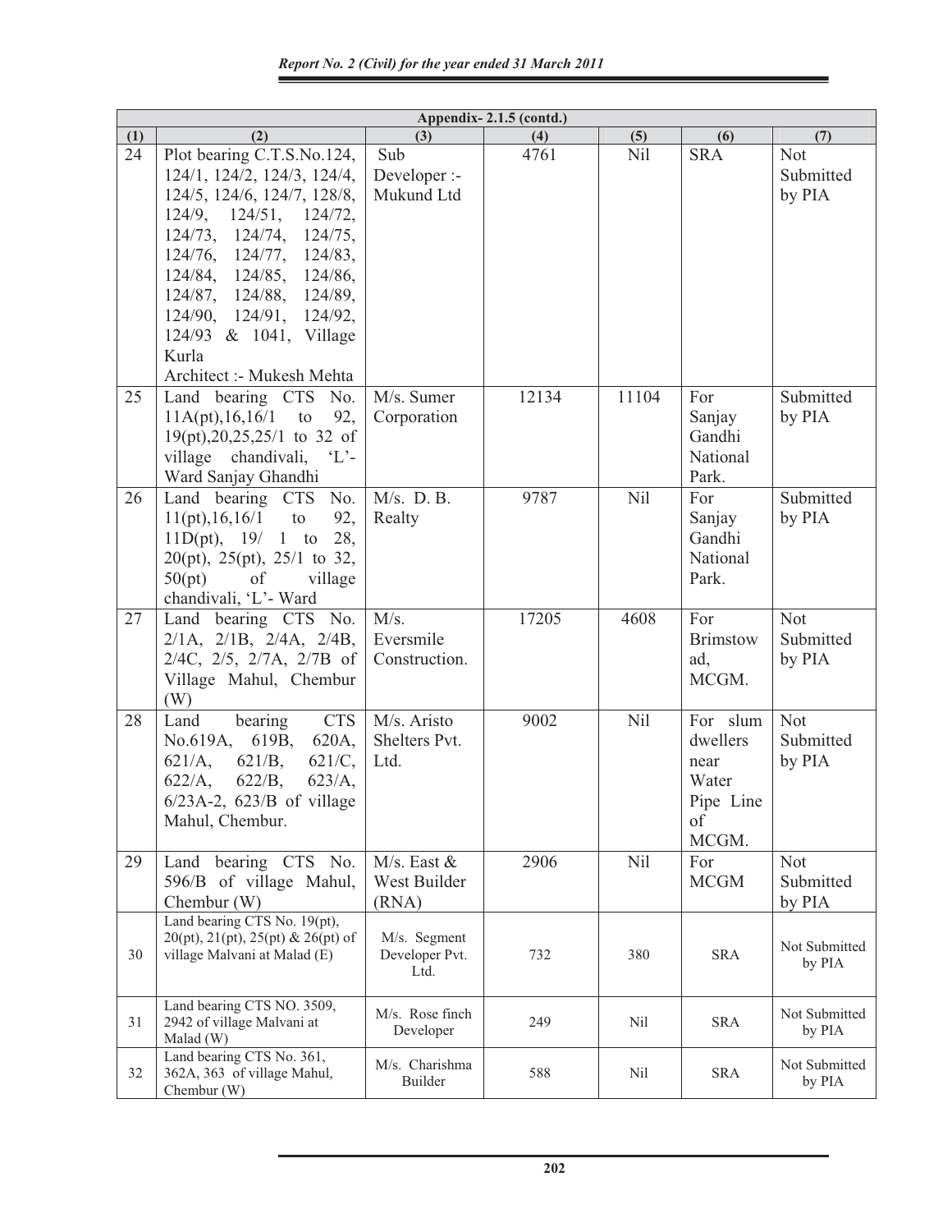| Appendix- 2.1.5 (contd.) | | | | | | |
|---|---|---|---|---|---|---|
| (1) | (2) | (3) | (4) | (5) | (6) | (7) |
| 24 | Plot bearing C.T.S.No.124, 124/1, 124/2, 124/3, 124/4, 124/5, 124/6, 124/7, 128/8, 124/9, 124/51, 124/72, 124/73, 124/74, 124/75, 124/76, 124/77, 124/83, 124/84, 124/85, 124/86, 124/87, 124/88, 124/89, 124/90, 124/91, 124/92, 124/93 & 1041, Village Kurla<br>Architect :- Mukesh Mehta | Sub Developer :- Mukund Ltd | 4761 | Nil | SRA | Not Submitted by PIA |
| 25 | Land bearing CTS No. 11A(pt),16,16/1 to 92, 19(pt),20,25,25/1 to 32 of village chandivali, 'L'-Ward Sanjay Ghandhi | M/s. Sumer Corporation | 12134 | 11104 | For Sanjay Gandhi National Park. | Submitted by PIA |
| 26 | Land bearing CTS No. 11(pt),16,16/1 to 92, 11D(pt), 19/ 1 to 28, 20(pt), 25(pt), 25/1 to 32, 50(pt) of village chandivali, 'L'- Ward | M/s. D. B. Realty | 9787 | Nil | For Sanjay Gandhi National Park. | Submitted by PIA |
| 27 | Land bearing CTS No. 2/1A, 2/1B, 2/4A, 2/4B, 2/4C, 2/5, 2/7A, 2/7B of Village Mahul, Chembur (W) | M/s. Eversmile Construction. | 17205 | 4608 | For Brimstow ad, MCGM. | Not Submitted by PIA |
| 28 | Land bearing CTS No.619A, 619B, 620A, 621/A, 621/B, 621/C, 622/A, 622/B, 623/A, 6/23A-2, 623/B of village Mahul, Chembur. | M/s. Aristo Shelters Pvt. Ltd. | 9002 | Nil | For slum dwellers near Water Pipe Line of MCGM. | Not Submitted by PIA |
| 29 | Land bearing CTS No. 596/B of village Mahul, Chembur (W) | M/s. East & West Builder (RNA) | 2906 | Nil | For MCGM | Not Submitted by PIA |
| 30 | Land bearing CTS No. 19(pt), 20(pt), 21(pt), 25(pt) & 26(pt) of village Malvani at Malad (E) | M/s. Segment Developer Pvt. Ltd. | 732 | 380 | SRA | Not Submitted by PIA |
| 31 | Land bearing CTS NO. 3509, 2942 of village Malvani at Malad (W) | M/s. Rose finch Developer | 249 | Nil | SRA | Not Submitted by PIA |
| 32 | Land bearing CTS No. 361, 362A, 363 of village Mahul, Chembur (W) | M/s. Charishma Builder | 588 | Nil | SRA | Not Submitted by PIA |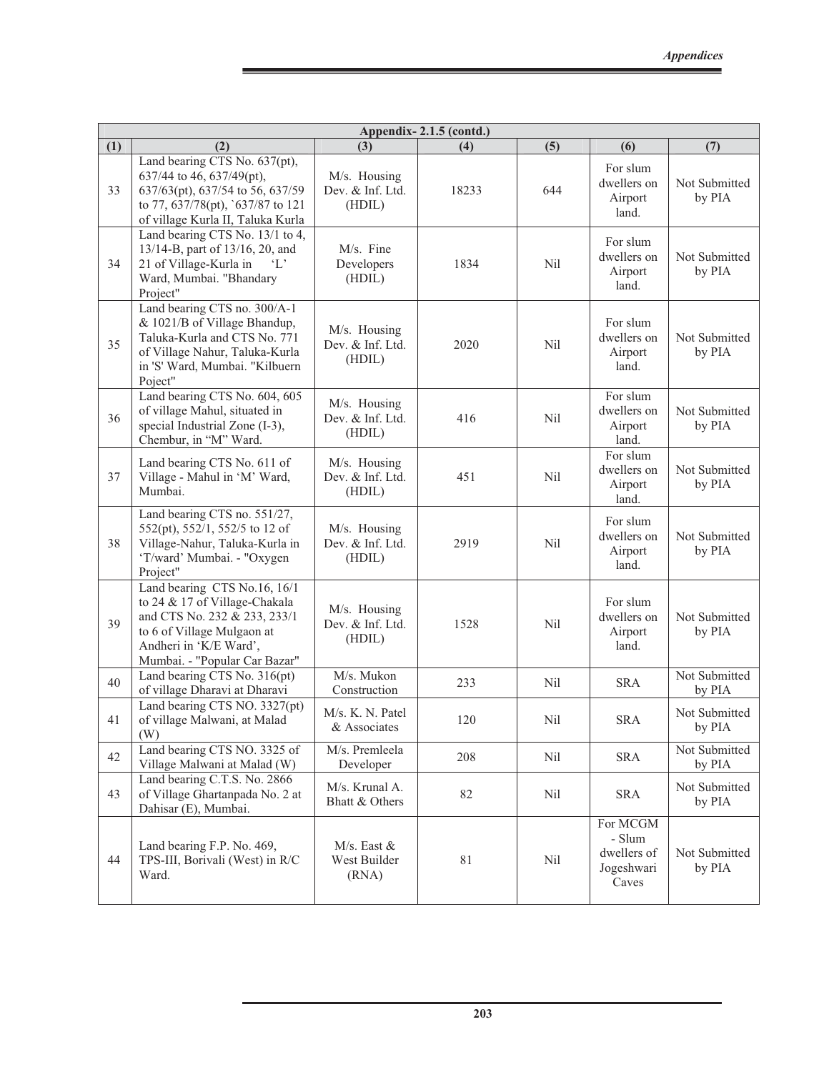| Appendix- 2.1.5 (contd.) | | | | | | |
|---|---|---|---|---|---|---|
| (1) | (2) | (3) | (4) | (5) | (6) | (7) |
| 33 | Land bearing CTS No. 637(pt), 637/44 to 46, 637/49(pt), 637/63(pt), 637/54 to 56, 637/59 to 77, 637/78(pt), `637/87 to 121 of village Kurla II, Taluka Kurla | M/s. Housing Dev. & Inf. Ltd. (HDIL) | 18233 | 644 | For slum dwellers on Airport land. | Not Submitted by PIA |
| 34 | Land bearing CTS No. 13/1 to 4, 13/14-B, part of 13/16, 20, and 21 of Village-Kurla in 'L' Ward, Mumbai. "Bhandary Project" | M/s. Fine Developers (HDIL) | 1834 | Nil | For slum dwellers on Airport land. | Not Submitted by PIA |
| 35 | Land bearing CTS no. 300/A-1 & 1021/B of Village Bhandup, Taluka-Kurla and CTS No. 771 of Village Nahur, Taluka-Kurla in 'S' Ward, Mumbai. "Kilbuern Poject" | M/s. Housing Dev. & Inf. Ltd. (HDIL) | 2020 | Nil | For slum dwellers on Airport land. | Not Submitted by PIA |
| 36 | Land bearing CTS No. 604, 605 of village Mahul, situated in special Industrial Zone (I-3), Chembur, in "M" Ward. | M/s. Housing Dev. & Inf. Ltd. (HDIL) | 416 | Nil | For slum dwellers on Airport land. | Not Submitted by PIA |
| 37 | Land bearing CTS No. 611 of Village - Mahul in 'M' Ward, Mumbai. | M/s. Housing Dev. & Inf. Ltd. (HDIL) | 451 | Nil | For slum dwellers on Airport land. | Not Submitted by PIA |
| 38 | Land bearing CTS no. 551/27, 552(pt), 552/1, 552/5 to 12 of Village-Nahur, Taluka-Kurla in 'T/ward' Mumbai. - "Oxygen Project" | M/s. Housing Dev. & Inf. Ltd. (HDIL) | 2919 | Nil | For slum dwellers on Airport land. | Not Submitted by PIA |
| 39 | Land bearing CTS No.16, 16/1 to 24 & 17 of Village-Chakala and CTS No. 232 & 233, 233/1 to 6 of Village Mulgaon at Andheri in 'K/E Ward', Mumbai. - "Popular Car Bazar" | M/s. Housing Dev. & Inf. Ltd. (HDIL) | 1528 | Nil | For slum dwellers on Airport land. | Not Submitted by PIA |
| 40 | Land bearing CTS No. 316(pt) of village Dharavi at Dharavi | M/s. Mukon Construction | 233 | Nil | SRA | Not Submitted by PIA |
| 41 | Land bearing CTS NO. 3327(pt) of village Malwani, at Malad (W) | M/s. K. N. Patel & Associates | 120 | Nil | SRA | Not Submitted by PIA |
| 42 | Land bearing CTS NO. 3325 of Village Malwani at Malad (W) | M/s. Premleela Developer | 208 | Nil | SRA | Not Submitted by PIA |
| 43 | Land bearing C.T.S. No. 2866 of Village Ghartanpada No. 2 at Dahisar (E), Mumbai. | M/s. Krunal A. Bhatt & Others | 82 | Nil | SRA | Not Submitted by PIA |
| 44 | Land bearing F.P. No. 469, TPS-III, Borivali (West) in R/C Ward. | M/s. East & West Builder (RNA) | 81 | Nil | For MCGM - Slum dwellers of Jogeshwari Caves | Not Submitted by PIA |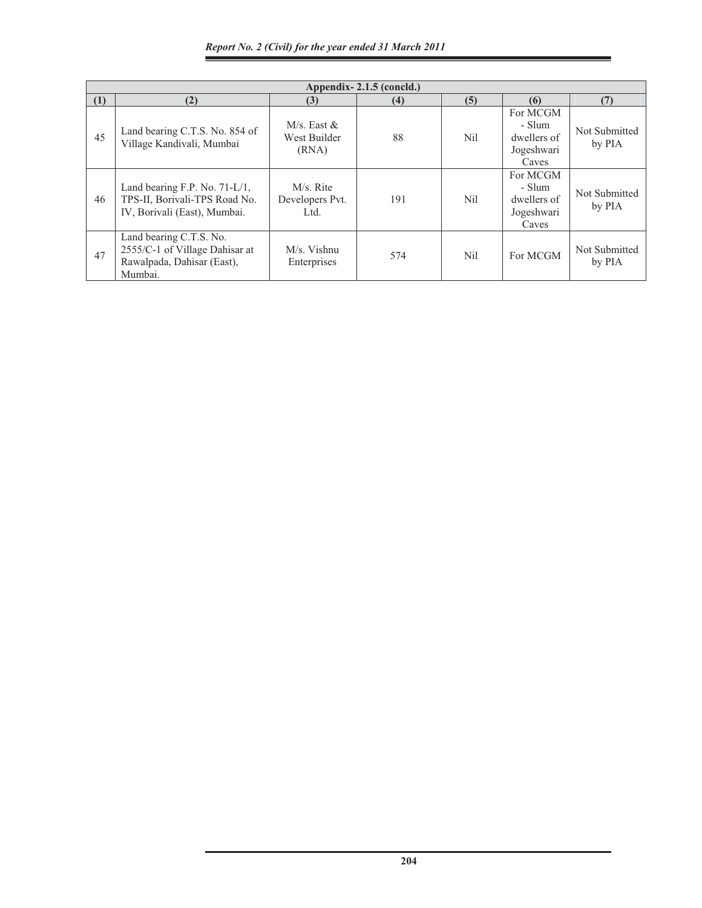| Appendix- 2.1.5 (concld.) | | | | | | |
|---|---|---|---|---|---|---|
| (1) | (2) | (3) | (4) | (5) | (6) | (7) |
| 45 | Land bearing C.T.S. No. 854 of Village Kandivali, Mumbai | M/s. East & West Builder (RNA) | 88 | Nil | For MCGM - Slum dwellers of Jogeshwari Caves | Not Submitted by PIA |
| 46 | Land bearing F.P. No. 71-L/1, TPS-II, Borivali-TPS Road No. IV, Borivali (East), Mumbai. | M/s. Rite Developers Pvt. Ltd. | 191 | Nil | For MCGM - Slum dwellers of Jogeshwari Caves | Not Submitted by PIA |
| 47 | Land bearing C.T.S. No. 2555/C-1 of Village Dahisar at Rawalpada, Dahisar (East), Mumbai. | M/s. Vishnu Enterprises | 574 | Nil | For MCGM | Not Submitted by PIA |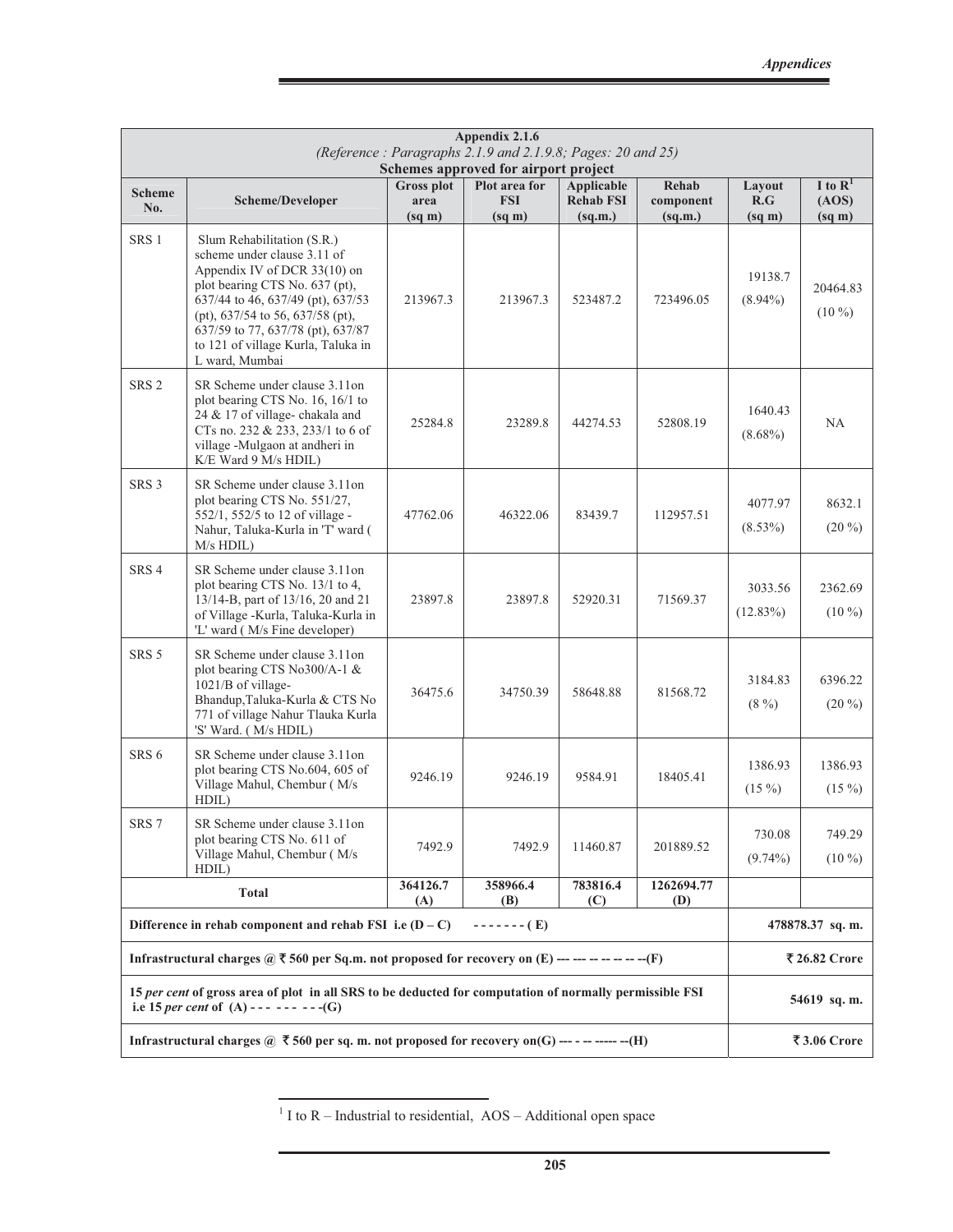**Appendix 2.1.6**

*(Reference : Paragraphs 2.1.9 and 2.1.9.8; Pages: 20 and 25)*

**Schemes approved for airport project**

| Scheme No. | Scheme/Developer | Gross plot area (sq m) | Plot area for FSI (sq m) | Applicable Rehab FSI (sq.m.) | Rehab component (sq.m.) | Layout R.G (sq m) | I to R[1] (AOS) (sq m) |
|---|---|---|---|---|---|---|---|
| SRS 1 | Slum Rehabilitation (S.R.) scheme under clause 3.11 of Appendix IV of DCR 33(10) on plot bearing CTS No. 637 (pt), 637/44 to 46, 637/49 (pt), 637/53 (pt), 637/54 to 56, 637/58 (pt), 637/59 to 77, 637/78 (pt), 637/87 to 121 of village Kurla, Taluka in L ward, Mumbai | 213967.3 | 213967.3 | 523487.2 | 723496.05 | 19138.7 (8.94%) | 20464.83 (10 %) |
| SRS 2 | SR Scheme under clause 3.11on plot bearing CTS No. 16, 16/1 to 24 & 17 of village- chakala and CTs no. 232 & 233, 233/1 to 6 of village -Mulgaon at andheri in K/E Ward 9 M/s HDIL) | 25284.8 | 23289.8 | 44274.53 | 52808.19 | 1640.43 (8.68%) | NA |
| SRS 3 | SR Scheme under clause 3.11on plot bearing CTS No. 551/27, 552/1, 552/5 to 12 of village - Nahur, Taluka-Kurla in 'T' ward ( M/s HDIL) | 47762.06 | 46322.06 | 83439.7 | 112957.51 | 4077.97 (8.53%) | 8632.1 (20 %) |
| SRS 4 | SR Scheme under clause 3.11on plot bearing CTS No. 13/1 to 4, 13/14-B, part of 13/16, 20 and 21 of Village -Kurla, Taluka-Kurla in 'L' ward ( M/s Fine developer) | 23897.8 | 23897.8 | 52920.31 | 71569.37 | 3033.56 (12.83%) | 2362.69 (10 %) |
| SRS 5 | SR Scheme under clause 3.11on plot bearing CTS No300/A-1 & 1021/B of village- Bhandup,Taluka-Kurla & CTS No 771 of village Nahur Tlauka Kurla 'S' Ward. ( M/s HDIL) | 36475.6 | 34750.39 | 58648.88 | 81568.72 | 3184.83 (8 %) | 6396.22 (20 %) |
| SRS 6 | SR Scheme under clause 3.11on plot bearing CTS No.604, 605 of Village Mahul, Chembur ( M/s HDIL) | 9246.19 | 9246.19 | 9584.91 | 18405.41 | 1386.93 (15 %) | 1386.93 (15 %) |
| SRS 7 | SR Scheme under clause 3.11on plot bearing CTS No. 611 of Village Mahul, Chembur ( M/s HDIL) | 7492.9 | 7492.9 | 11460.87 | 201889.52 | 730.08 (9.74%) | 749.29 (10 %) |
| **Total** | | **364126.7 (A)** | **358966.4 (B)** | **783816.4 (C)** | **1262694.77 (D)** | | |
| **Difference in rehab component and rehab FSI i.e (D – C) - - - - - - - ( E)** | | | | | | **478878.37 sq. m.** | |
| **Infrastructural charges @ ₹ 560 per Sq.m. not proposed for recovery on (E) --- --- -- -- -- -- --(F)** | | | | | | **₹ 26.82 Crore** | |
| **15 *per cent* of gross area of plot in all SRS to be deducted for computation of normally permissible FSI i.e 15 *per cent* of (A) - - - - - - - - - -(G)** | | | | | | **54619 sq. m.** | |
| **Infrastructural charges @ ₹ 560 per sq. m. not proposed for recovery on(G) --- - -- ----- --(H)** | | | | | | **₹ 3.06 Crore** | |

[1] I to R – Industrial to residential, AOS – Additional open space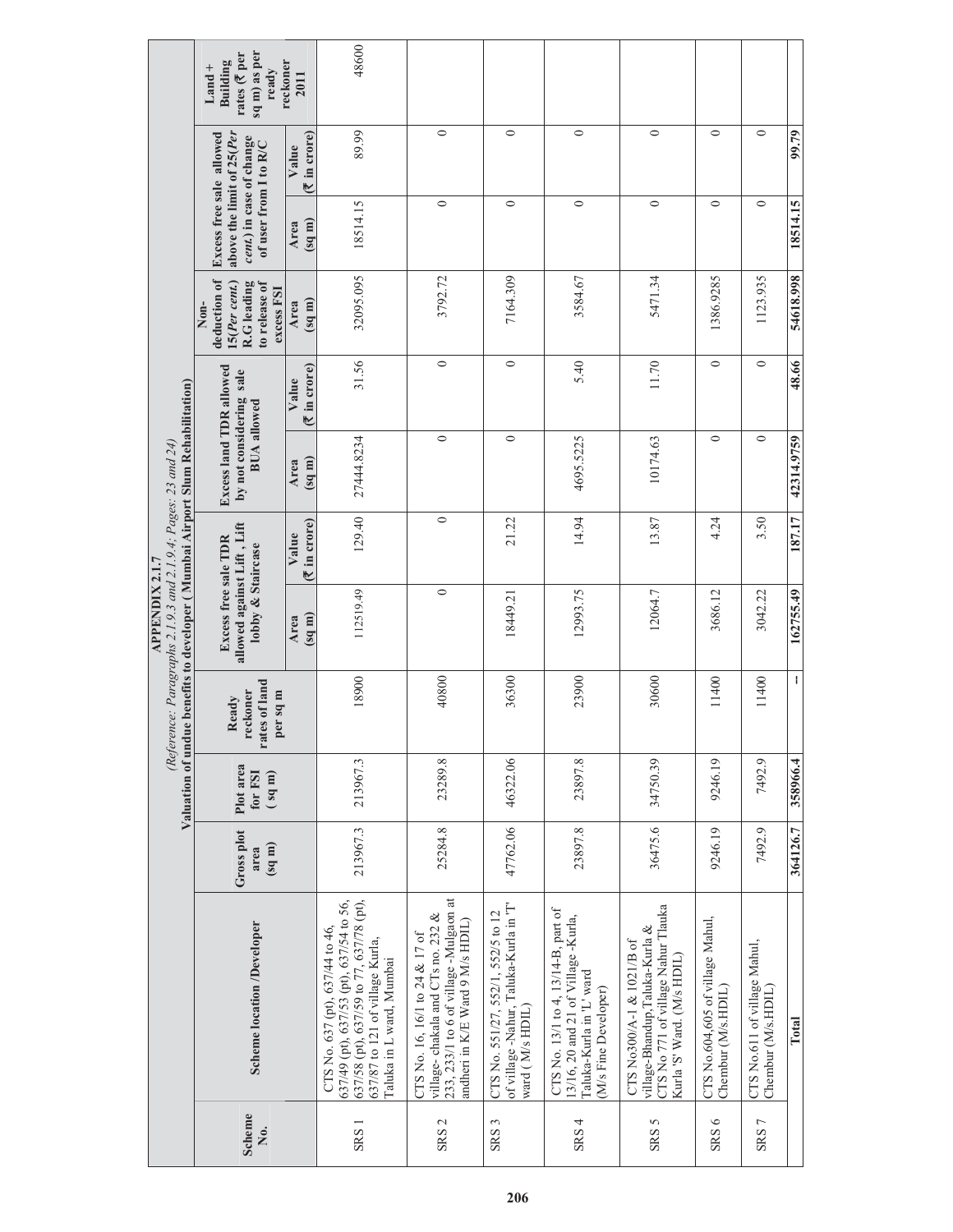## APPENDIX 2.1.7

*(Reference: Paragraphs 2.1.9.3 and 2.1.9.4; Pages: 23 and 24)*

**Valuation of undue benefits to developer (Mumbai Airport Slum Rehabilitation)**

| Scheme No. | Scheme location /Developer | Gross plot area (sq m) | Plot area for FSI (sq m) | Ready reckoner rates of land per sq m | Excess free sale TDR allowed against Lift, Lift lobby & Staircase | | Excess land TDR allowed by not considering sale BUA allowed | | Non-deduction of 15(*Per cent.*) R.G leading to release of excess FSI | Excess free sale allowed above the limit of 25(*Per cent.*) in case of change of user from I to R/C | | Land + Building rates (₹ per sq m) as per ready reckoner 2011 |
|---|---|---|---|---|---|---|---|---|---|---|---|---|
| | | | | | Area (sq m) | Value (₹ in crore) | Area (sq m) | Value (₹ in crore) | Area (sq m) | Area (sq m) | Value (₹ in crore) | |
| SRS 1 | CTS No. 637 (pt), 637/44 to 46, 637/49 (pt), 637/53 (pt), 637/54 to 56, 637/58 (pt), 637/59 to 77, 637/78 (pt), 637/87 to 121 of village Kurla, Taluka in L ward, Mumbai | 213967.3 | 213967.3 | 18900 | 112519.49 | 129.40 | 27444.8234 | 31.56 | 32095.095 | 18514.15 | 89.99 | 48600 |
| SRS 2 | CTS No. 16, 16/1 to 24 & 17 of village- chakala and CTs no. 232 & 233, 233/1 to 6 of village -Mulgaon at andheri in K/E Ward 9 M/s HDIL) | 25284.8 | 23289.8 | 40800 | 0 | 0 | 0 | 0 | 3792.72 | 0 | 0 | |
| SRS 3 | CTS No. 551/27, 552/1, 552/5 to 12 of village -Nahur, Taluka-Kurla in 'T' ward ( M/s HDIL) | 47762.06 | 46322.06 | 36300 | 18449.21 | 21.22 | 0 | 0 | 7164.309 | 0 | 0 | |
| SRS 4 | CTS No. 13/1 to 4, 13/14-B, part of 13/16, 20 and 21 of Village -Kurla, Taluka-Kurla in 'L' ward (M/s Fine Developer) | 23897.8 | 23897.8 | 23900 | 12993.75 | 14.94 | 4695.5225 | 5.40 | 3584.67 | 0 | 0 | |
| SRS 5 | CTS No300/A-1 & 1021/B of village-Bhandup,Taluka-Kurla & CTS No 771 of village Nahur Tlauka Kurla 'S' Ward. (M/s HDIL) | 36475.6 | 34750.39 | 30600 | 12064.7 | 13.87 | 10174.63 | 11.70 | 5471.34 | 0 | 0 | |
| SRS 6 | CTS No.604,605 of village Mahul, Chembur (M/s.HDIL) | 9246.19 | 9246.19 | 11400 | 3686.12 | 4.24 | 0 | 0 | 1386.9285 | 0 | 0 | |
| SRS 7 | CTS No.611 of village Mahul, Chembur (M/s.HDIL) | 7492.9 | 7492.9 | 11400 | 3042.22 | 3.50 | 0 | 0 | 1123.935 | 0 | 0 | |
| | **Total** | **364126.7** | **358966.4** | **--** | **162755.49** | **187.17** | **42314.9759** | **48.66** | **54618.998** | **18514.15** | **99.79** | |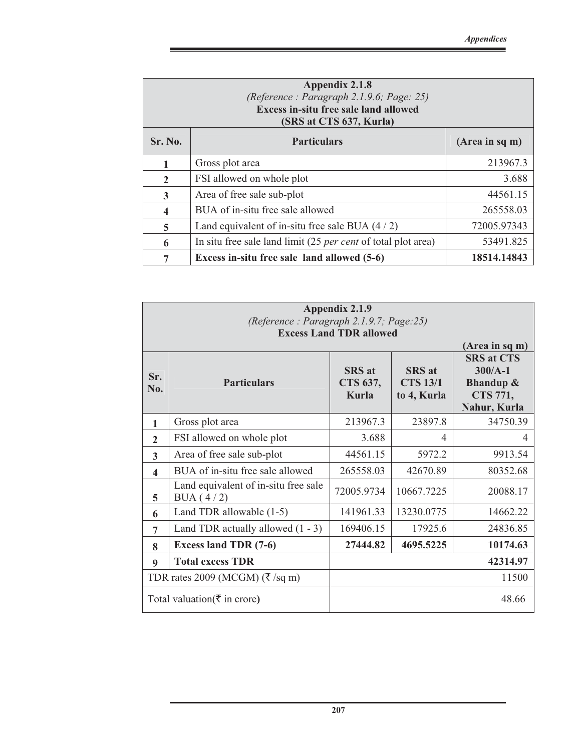## Appendix 2.1.8

*(Reference : Paragraph 2.1.9.6; Page: 25)*

**Excess in-situ free sale land allowed**

**(SRS at CTS 637, Kurla)**

| Sr. No. | Particulars | (Area in sq m) |
|---|---|---|
| 1 | Gross plot area | 213967.3 |
| 2 | FSI allowed on whole plot | 3.688 |
| 3 | Area of free sale sub-plot | 44561.15 |
| 4 | BUA of in-situ free sale allowed | 265558.03 |
| 5 | Land equivalent of in-situ free sale BUA (4 / 2) | 72005.97343 |
| 6 | In situ free sale land limit (25 *per cent* of total plot area) | 53491.825 |
| 7 | **Excess in-situ free sale land allowed (5-6)** | **18514.14843** |

## Appendix 2.1.9

*(Reference : Paragraph 2.1.9.7; Page:25)*

**Excess Land TDR allowed**

**(Area in sq m)**

| Sr. No. | Particulars | SRS at CTS 637, Kurla | SRS at CTS 13/1 to 4, Kurla | SRS at CTS 300/A-1 Bhandup & CTS 771, Nahur, Kurla |
|---|---|---|---|---|
| 1 | Gross plot area | 213967.3 | 23897.8 | 34750.39 |
| 2 | FSI allowed on whole plot | 3.688 | 4 | 4 |
| 3 | Area of free sale sub-plot | 44561.15 | 5972.2 | 9913.54 |
| 4 | BUA of in-situ free sale allowed | 265558.03 | 42670.89 | 80352.68 |
| 5 | Land equivalent of in-situ free sale BUA ( 4 / 2) | 72005.9734 | 10667.7225 | 20088.17 |
| 6 | Land TDR allowable (1-5) | 141961.33 | 13230.0775 | 14662.22 |
| 7 | Land TDR actually allowed (1 - 3) | 169406.15 | 17925.6 | 24836.85 |
| 8 | **Excess land TDR (7-6)** | **27444.82** | **4695.5225** | **10174.63** |
| 9 | **Total excess TDR** | | | **42314.97** |
| TDR rates 2009 (MCGM) (₹ /sq m) | | | | 11500 |
| Total valuation(₹ in crore**)** | | | | 48.66 |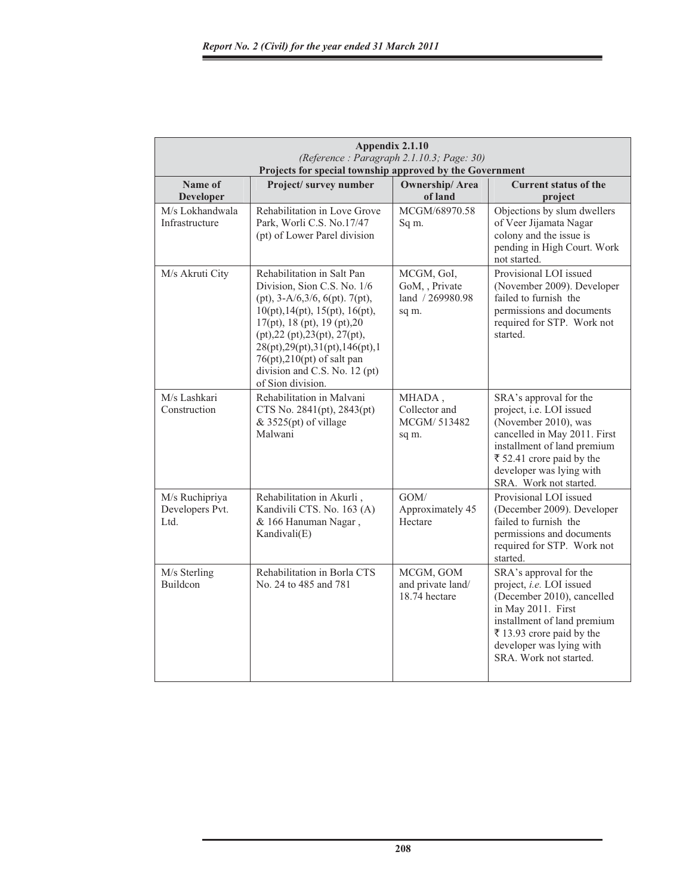## Appendix 2.1.10

*(Reference : Paragraph 2.1.10.3; Page: 30)*

**Projects for special township approved by the Government**

| Name of Developer | Project/ survey number | Ownership/ Area of land | Current status of the project |
|---|---|---|---|
| M/s Lokhandwala Infrastructure | Rehabilitation in Love Grove Park, Worli C.S. No.17/47 (pt) of Lower Parel division | MCGM/68970.58 Sq m. | Objections by slum dwellers of Veer Jijamata Nagar colony and the issue is pending in High Court. Work not started. |
| M/s Akruti City | Rehabilitation in Salt Pan Division, Sion C.S. No. 1/6 (pt), 3-A/6,3/6, 6(pt). 7(pt), 10(pt),14(pt), 15(pt), 16(pt), 17(pt), 18 (pt), 19 (pt),20 (pt),22 (pt),23(pt), 27(pt), 28(pt),29(pt),31(pt),146(pt),176(pt),210(pt) of salt pan division and C.S. No. 12 (pt) of Sion division. | MCGM, GoI, GoM, , Private land / 269980.98 sq m. | Provisional LOI issued (November 2009). Developer failed to furnish the permissions and documents required for STP. Work not started. |
| M/s Lashkari Construction | Rehabilitation in Malvani CTS No. 2841(pt), 2843(pt) & 3525(pt) of village Malwani | MHADA , Collector and MCGM/ 513482 sq m. | SRA's approval for the project, i.e. LOI issued (November 2010), was cancelled in May 2011. First installment of land premium ₹ 52.41 crore paid by the developer was lying with SRA. Work not started. |
| M/s Ruchipriya Developers Pvt. Ltd. | Rehabilitation in Akurli , Kandivili CTS. No. 163 (A) & 166 Hanuman Nagar , Kandivali(E) | GOM/ Approximately 45 Hectare | Provisional LOI issued (December 2009). Developer failed to furnish the permissions and documents required for STP. Work not started. |
| M/s Sterling Buildcon | Rehabilitation in Borla CTS No. 24 to 485 and 781 | MCGM, GOM and private land/ 18.74 hectare | SRA's approval for the project, *i.e.* LOI issued (December 2010), cancelled in May 2011. First installment of land premium ₹ 13.93 crore paid by the developer was lying with SRA. Work not started. |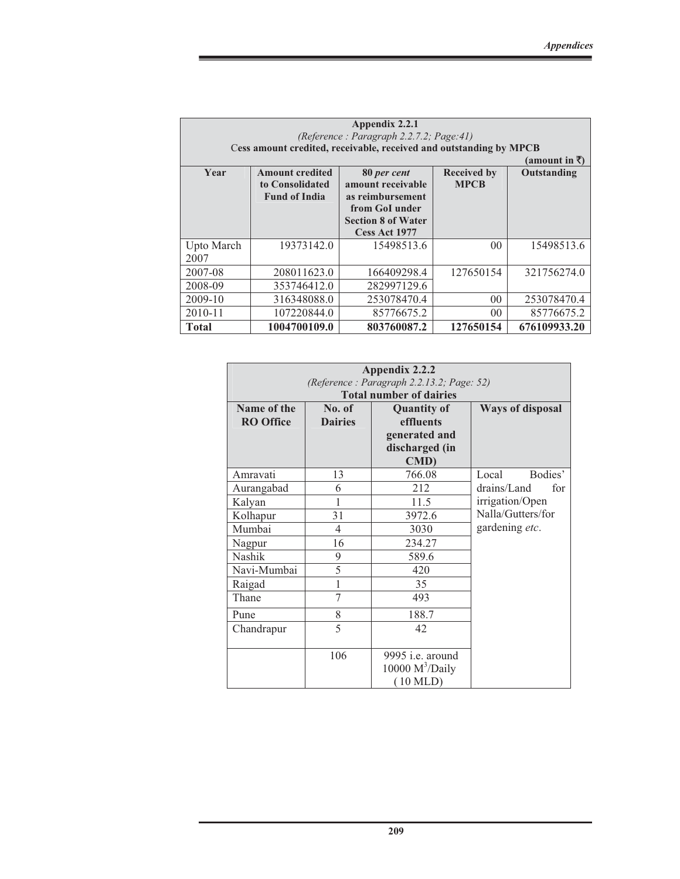**Appendix 2.2.1**

*(Reference : Paragraph 2.2.7.2; Page:41)*

**Cess amount credited, receivable, received and outstanding by MPCB**

**(amount in ₹)**

| Year | Amount credited to Consolidated Fund of India | 80 *per cent* amount receivable as reimbursement from GoI under Section 8 of Water Cess Act 1977 | Received by MPCB | Outstanding |
|---|---|---|---|---|
| Upto March 2007 | 19373142.0 | 15498513.6 | 00 | 15498513.6 |
| 2007-08 | 208011623.0 | 166409298.4 | 127650154 | 321756274.0 |
| 2008-09 | 353746412.0 | 282997129.6 | | |
| 2009-10 | 316348088.0 | 253078470.4 | 00 | 253078470.4 |
| 2010-11 | 107220844.0 | 85776675.2 | 00 | 85776675.2 |
| **Total** | **1004700109.0** | **803760087.2** | **127650154** | **676109933.20** |

**Appendix 2.2.2**

*(Reference : Paragraph 2.2.13.2; Page: 52)*

**Total number of dairies**

| Name of the RO Office | No. of Dairies | Quantity of effluents generated and discharged (in CMD) | Ways of disposal |
|---|---|---|---|
| Amravati | 13 | 766.08 | Local Bodies' drains/Land for irrigation/Open Nalla/Gutters/for gardening *etc*. |
| Aurangabad | 6 | 212 | |
| Kalyan | 1 | 11.5 | |
| Kolhapur | 31 | 3972.6 | |
| Mumbai | 4 | 3030 | |
| Nagpur | 16 | 234.27 | |
| Nashik | 9 | 589.6 | |
| Navi-Mumbai | 5 | 420 | |
| Raigad | 1 | 35 | |
| Thane | 7 | 493 | |
| Pune | 8 | 188.7 | |
| Chandrapur | 5 | 42 | |
| | 106 | 9995 i.e. around 10000 $M^3$/Daily (10 MLD) | |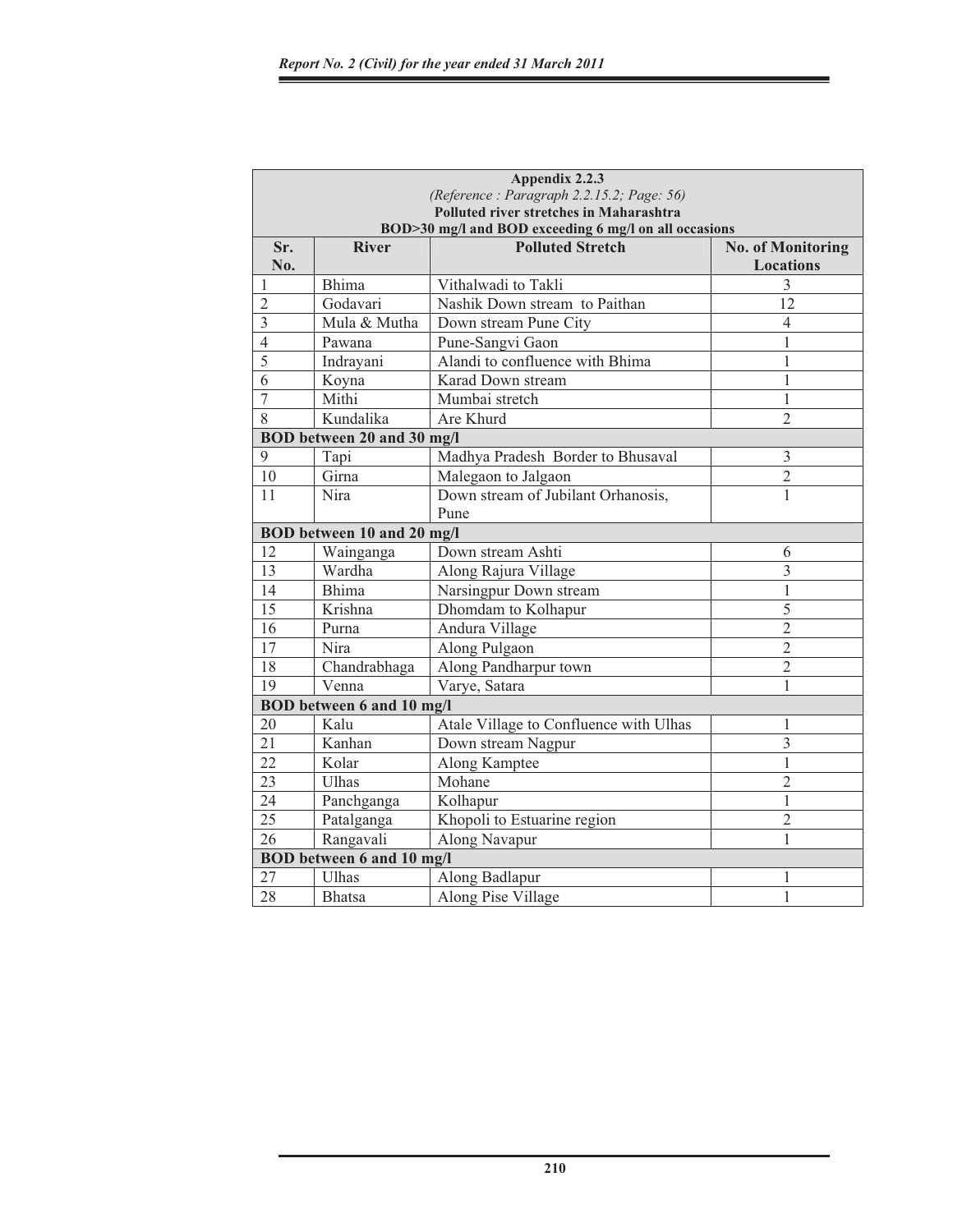**Appendix 2.2.3**

*(Reference : Paragraph 2.2.15.2; Page: 56)*

**Polluted river stretches in Maharashtra**

**BOD>30 mg/l and BOD exceeding 6 mg/l on all occasions**

| Sr. No. | River | Polluted Stretch | No. of Monitoring Locations |
|---|---|---|---|
| 1 | Bhima | Vithalwadi to Takli | 3 |
| 2 | Godavari | Nashik Down stream to Paithan | 12 |
| 3 | Mula & Mutha | Down stream Pune City | 4 |
| 4 | Pawana | Pune-Sangvi Gaon | 1 |
| 5 | Indrayani | Alandi to confluence with Bhima | 1 |
| 6 | Koyna | Karad Down stream | 1 |
| 7 | Mithi | Mumbai stretch | 1 |
| 8 | Kundalika | Are Khurd | 2 |
| **BOD between 20 and 30 mg/l** | | | |
| 9 | Tapi | Madhya Pradesh Border to Bhusaval | 3 |
| 10 | Girna | Malegaon to Jalgaon | 2 |
| 11 | Nira | Down stream of Jubilant Orhanosis, Pune | 1 |
| **BOD between 10 and 20 mg/l** | | | |
| 12 | Wainganga | Down stream Ashti | 6 |
| 13 | Wardha | Along Rajura Village | 3 |
| 14 | Bhima | Narsingpur Down stream | 1 |
| 15 | Krishna | Dhomdam to Kolhapur | 5 |
| 16 | Purna | Andura Village | 2 |
| 17 | Nira | Along Pulgaon | 2 |
| 18 | Chandrabhaga | Along Pandharpur town | 2 |
| 19 | Venna | Varye, Satara | 1 |
| **BOD between 6 and 10 mg/l** | | | |
| 20 | Kalu | Atale Village to Confluence with Ulhas | 1 |
| 21 | Kanhan | Down stream Nagpur | 3 |
| 22 | Kolar | Along Kamptee | 1 |
| 23 | Ulhas | Mohane | 2 |
| 24 | Panchganga | Kolhapur | 1 |
| 25 | Patalganga | Khopoli to Estuarine region | 2 |
| 26 | Rangavali | Along Navapur | 1 |
| **BOD between 6 and 10 mg/l** | | | |
| 27 | Ulhas | Along Badlapur | 1 |
| 28 | Bhatsa | Along Pise Village | 1 |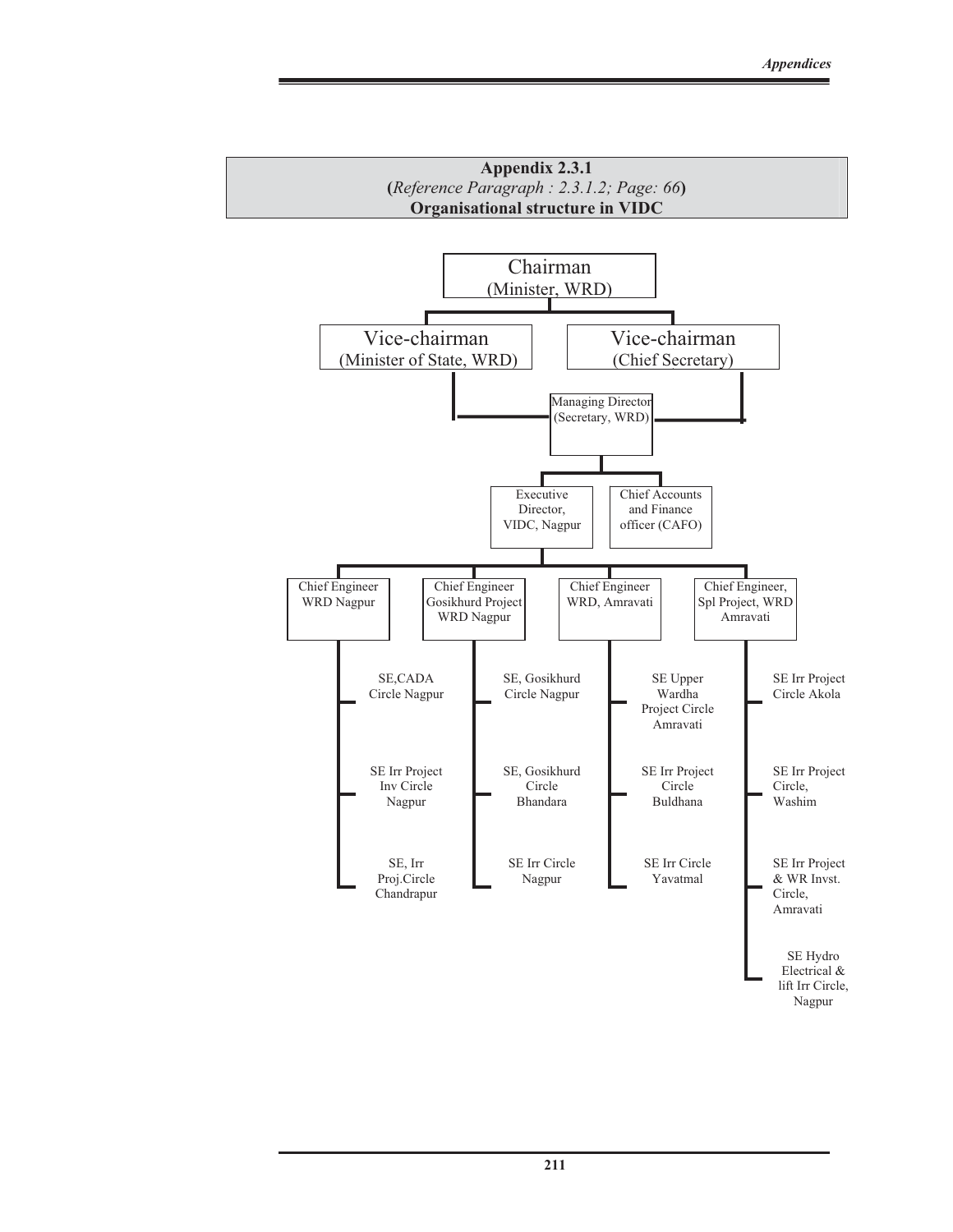# Appendix 2.3.1

(*Reference Paragraph : 2.3.1.2; Page: 66*)

**Organisational structure in VIDC**

- **Chairman** (Minister, WRD)
  - **Vice-chairman** (Minister of State, WRD)
  - **Vice-chairman** (Chief Secretary)
    - **Managing Director** (Secretary, WRD)
      - **Executive Director, VIDC, Nagpur**
        - **Chief Engineer WRD Nagpur**
          - SE, CADA Circle Nagpur
          - SE Irr Project Inv Circle Nagpur
          - SE, Irr Proj.Circle Chandrapur
        - **Chief Engineer Gosikhurd Project WRD Nagpur**
          - SE, Gosikhurd Circle Nagpur
          - SE, Gosikhurd Circle Bhandara
          - SE Irr Circle Nagpur
        - **Chief Engineer WRD, Amravati**
          - SE Upper Wardha Project Circle Amravati
          - SE Irr Project Circle Buldhana
          - SE Irr Circle Yavatmal
        - **Chief Engineer, Spl Project, WRD Amravati**
          - SE Irr Project Circle Akola
          - SE Irr Project Circle, Washim
          - SE Irr Project & WR Invst. Circle, Amravati
          - SE Hydro Electrical & lift Irr Circle, Nagpur
      - **Chief Accounts and Finance officer (CAFO)**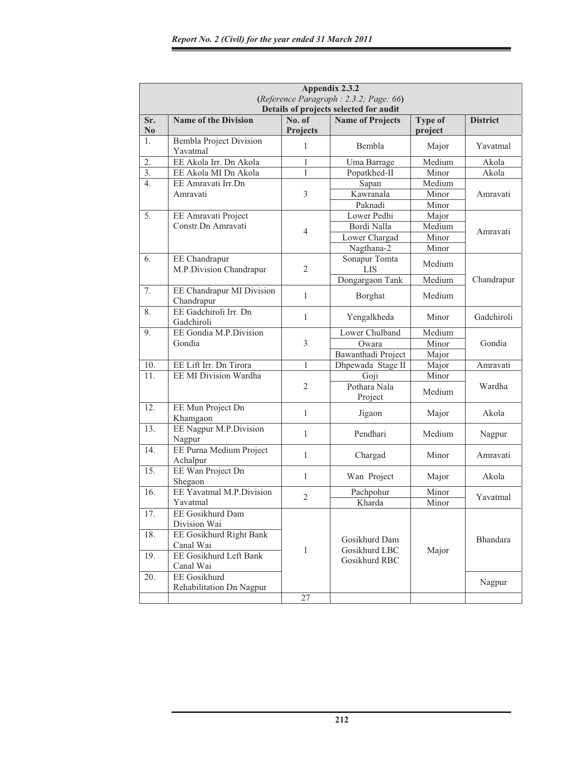### Appendix 2.3.2

**(***Reference Paragraph : 2.3.2; Page: 66***)**

**Details of projects selected for audit**

| Sr. No | Name of the Division | No. of Projects | Name of Projects | Type of project | District |
|---|---|---|---|---|---|
| 1. | Bembla Project Division Yavatmal | 1 | Bembla | Major | Yavatmal |
| 2. | EE Akola Irr. Dn Akola | 1 | Uma Barrage | Medium | Akola |
| 3. | EE Akola MI Dn Akola | 1 | Popatkhed-II | Minor | Akola |
| 4. | EE Amravati Irr.Dn Amravati | 3 | Sapan | Medium | Amravati |
| | | | Kawranala | Minor | |
| | | | Paknadi | Minor | |
| 5. | EE Amravati Project Constr.Dn Amravati | 4 | Lower Pedhi | Major | Amravati |
| | | | Bordi Nalla | Medium | |
| | | | Lower Chargad | Minor | |
| | | | Nagthana-2 | Minor | |
| 6. | EE Chandrapur M.P.Division Chandrapur | 2 | Sonapur Tomta LIS | Medium | Chandrapur |
| | | | Dongargaon Tank | Medium | |
| 7. | EE Chandrapur MI Division Chandrapur | 1 | Borghat | Medium | |
| 8. | EE Gadchiroli Irr. Dn Gadchiroli | 1 | Yengalkheda | Minor | Gadchiroli |
| 9. | EE Gondia M.P.Division Gondia | 3 | Lower Chulband | Medium | Gondia |
| | | | Owara | Minor | |
| | | | Bawanthadi Project | Major | |
| 10. | EE Lift Irr. Dn Tirora | 1 | Dhpewada Stage II | Major | Amravati |
| 11. | EE MI Division Wardha | 2 | Goji | Minor | Wardha |
| | | | Pothara Nala Project | Medium | |
| 12. | EE Mun Project Dn Khamgaon | 1 | Jigaon | Major | Akola |
| 13. | EE Nagpur M.P.Division Nagpur | 1 | Pendhari | Medium | Nagpur |
| 14. | EE Purna Medium Project Achalpur | 1 | Chargad | Minor | Amravati |
| 15. | EE Wan Project Dn Shegaon | 1 | Wan Project | Major | Akola |
| 16. | EE Yavatmal M.P.Division Yavatmal | 2 | Pachpohur | Minor | Yavatmal |
| | | | Kharda | Minor | |
| 17. | EE Gosikhurd Dam Division Wai | 1 | Gosikhurd Dam<br>Gosikhurd LBC<br>Gosikhurd RBC | Major | Bhandara |
| 18. | EE Gosikhurd Right Bank Canal Wai | | | | |
| 19. | EE Gosikhurd Left Bank Canal Wai | | | | |
| 20. | EE Gosikhurd Rehabilitation Dn Nagpur | | | | Nagpur |
| | | 27 | | | |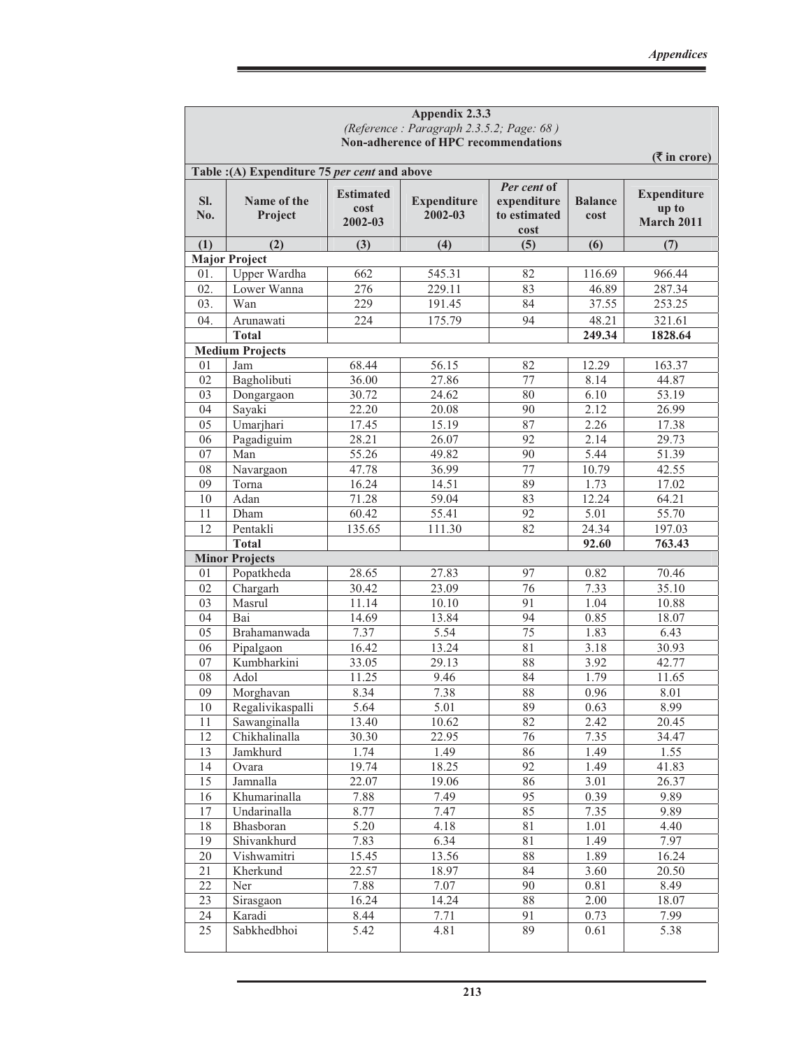**Appendix 2.3.3**

*(Reference : Paragraph 2.3.5.2; Page: 68 )*

**Non-adherence of HPC recommendations**

(₹ in crore)

**Table :(A) Expenditure 75 *per cent* and above**

| Sl. No. | Name of the Project | Estimated cost 2002-03 | Expenditure 2002-03 | *Per cent* of expenditure to estimated cost | Balance cost | Expenditure up to March 2011 |
|---|---|---|---|---|---|---|
| (1) | (2) | (3) | (4) | (5) | (6) | (7) |
| **Major Project** | | | | | | |
| 01. | Upper Wardha | 662 | 545.31 | 82 | 116.69 | 966.44 |
| 02. | Lower Wanna | 276 | 229.11 | 83 | 46.89 | 287.34 |
| 03. | Wan | 229 | 191.45 | 84 | 37.55 | 253.25 |
| 04. | Arunawati | 224 | 175.79 | 94 | 48.21 | 321.61 |
| | **Total** | | | | **249.34** | **1828.64** |
| **Medium Projects** | | | | | | |
| 01 | Jam | 68.44 | 56.15 | 82 | 12.29 | 163.37 |
| 02 | Bagholibuti | 36.00 | 27.86 | 77 | 8.14 | 44.87 |
| 03 | Dongargaon | 30.72 | 24.62 | 80 | 6.10 | 53.19 |
| 04 | Sayaki | 22.20 | 20.08 | 90 | 2.12 | 26.99 |
| 05 | Umarjhari | 17.45 | 15.19 | 87 | 2.26 | 17.38 |
| 06 | Pagadiguim | 28.21 | 26.07 | 92 | 2.14 | 29.73 |
| 07 | Man | 55.26 | 49.82 | 90 | 5.44 | 51.39 |
| 08 | Navargaon | 47.78 | 36.99 | 77 | 10.79 | 42.55 |
| 09 | Torna | 16.24 | 14.51 | 89 | 1.73 | 17.02 |
| 10 | Adan | 71.28 | 59.04 | 83 | 12.24 | 64.21 |
| 11 | Dham | 60.42 | 55.41 | 92 | 5.01 | 55.70 |
| 12 | Pentakli | 135.65 | 111.30 | 82 | 24.34 | 197.03 |
| | **Total** | | | | **92.60** | **763.43** |
| **Minor Projects** | | | | | | |
| 01 | Popatkheda | 28.65 | 27.83 | 97 | 0.82 | 70.46 |
| 02 | Chargarh | 30.42 | 23.09 | 76 | 7.33 | 35.10 |
| 03 | Masrul | 11.14 | 10.10 | 91 | 1.04 | 10.88 |
| 04 | Bai | 14.69 | 13.84 | 94 | 0.85 | 18.07 |
| 05 | Brahamanwada | 7.37 | 5.54 | 75 | 1.83 | 6.43 |
| 06 | Pipalgaon | 16.42 | 13.24 | 81 | 3.18 | 30.93 |
| 07 | Kumbharkini | 33.05 | 29.13 | 88 | 3.92 | 42.77 |
| 08 | Adol | 11.25 | 9.46 | 84 | 1.79 | 11.65 |
| 09 | Morghavan | 8.34 | 7.38 | 88 | 0.96 | 8.01 |
| 10 | Regalivikaspalli | 5.64 | 5.01 | 89 | 0.63 | 8.99 |
| 11 | Sawanginalla | 13.40 | 10.62 | 82 | 2.42 | 20.45 |
| 12 | Chikhalinalla | 30.30 | 22.95 | 76 | 7.35 | 34.47 |
| 13 | Jamkhurd | 1.74 | 1.49 | 86 | 1.49 | 1.55 |
| 14 | Ovara | 19.74 | 18.25 | 92 | 1.49 | 41.83 |
| 15 | Jamnalla | 22.07 | 19.06 | 86 | 3.01 | 26.37 |
| 16 | Khumarinalla | 7.88 | 7.49 | 95 | 0.39 | 9.89 |
| 17 | Undarinalla | 8.77 | 7.47 | 85 | 7.35 | 9.89 |
| 18 | Bhasboran | 5.20 | 4.18 | 81 | 1.01 | 4.40 |
| 19 | Shivankhurd | 7.83 | 6.34 | 81 | 1.49 | 7.97 |
| 20 | Vishwamitri | 15.45 | 13.56 | 88 | 1.89 | 16.24 |
| 21 | Kherkund | 22.57 | 18.97 | 84 | 3.60 | 20.50 |
| 22 | Ner | 7.88 | 7.07 | 90 | 0.81 | 8.49 |
| 23 | Sirasgaon | 16.24 | 14.24 | 88 | 2.00 | 18.07 |
| 24 | Karadi | 8.44 | 7.71 | 91 | 0.73 | 7.99 |
| 25 | Sabkhedbhoi | 5.42 | 4.81 | 89 | 0.61 | 5.38 |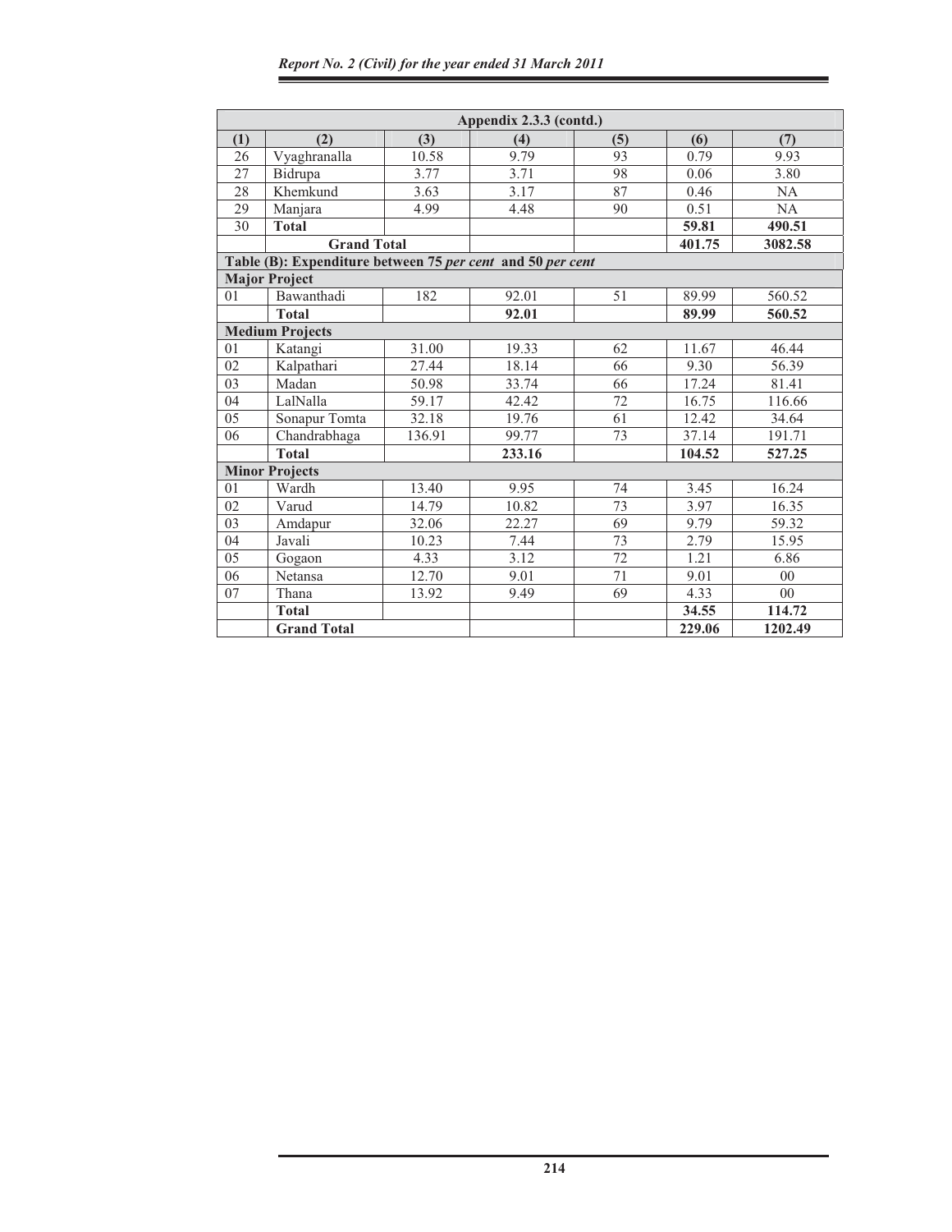| Appendix 2.3.3 (contd.) | | | | | | |
|---|---|---|---|---|---|---|
| **(1)** | **(2)** | **(3)** | **(4)** | **(5)** | **(6)** | **(7)** |
| 26 | Vyaghranalla | 10.58 | 9.79 | 93 | 0.79 | 9.93 |
| 27 | Bidrupa | 3.77 | 3.71 | 98 | 0.06 | 3.80 |
| 28 | Khemkund | 3.63 | 3.17 | 87 | 0.46 | NA |
| 29 | Manjara | 4.99 | 4.48 | 90 | 0.51 | NA |
| 30 | **Total** | | | | **59.81** | **490.51** |
| | **Grand Total** | | | | **401.75** | **3082.58** |
| **Table (B): Expenditure between 75 *per cent* and 50 *per cent*** | | | | | | |
| **Major Project** | | | | | | |
| 01 | Bawanthadi | 182 | 92.01 | 51 | 89.99 | 560.52 |
| | **Total** | | **92.01** | | **89.99** | **560.52** |
| **Medium Projects** | | | | | | |
| 01 | Katangi | 31.00 | 19.33 | 62 | 11.67 | 46.44 |
| 02 | Kalpathari | 27.44 | 18.14 | 66 | 9.30 | 56.39 |
| 03 | Madan | 50.98 | 33.74 | 66 | 17.24 | 81.41 |
| 04 | LalNalla | 59.17 | 42.42 | 72 | 16.75 | 116.66 |
| 05 | Sonapur Tomta | 32.18 | 19.76 | 61 | 12.42 | 34.64 |
| 06 | Chandrabhaga | 136.91 | 99.77 | 73 | 37.14 | 191.71 |
| | **Total** | | **233.16** | | **104.52** | **527.25** |
| **Minor Projects** | | | | | | |
| 01 | Wardh | 13.40 | 9.95 | 74 | 3.45 | 16.24 |
| 02 | Varud | 14.79 | 10.82 | 73 | 3.97 | 16.35 |
| 03 | Amdapur | 32.06 | 22.27 | 69 | 9.79 | 59.32 |
| 04 | Javali | 10.23 | 7.44 | 73 | 2.79 | 15.95 |
| 05 | Gogaon | 4.33 | 3.12 | 72 | 1.21 | 6.86 |
| 06 | Netansa | 12.70 | 9.01 | 71 | 9.01 | 00 |
| 07 | Thana | 13.92 | 9.49 | 69 | 4.33 | 00 |
| | **Total** | | | | **34.55** | **114.72** |
| | **Grand Total** | | | | **229.06** | **1202.49** |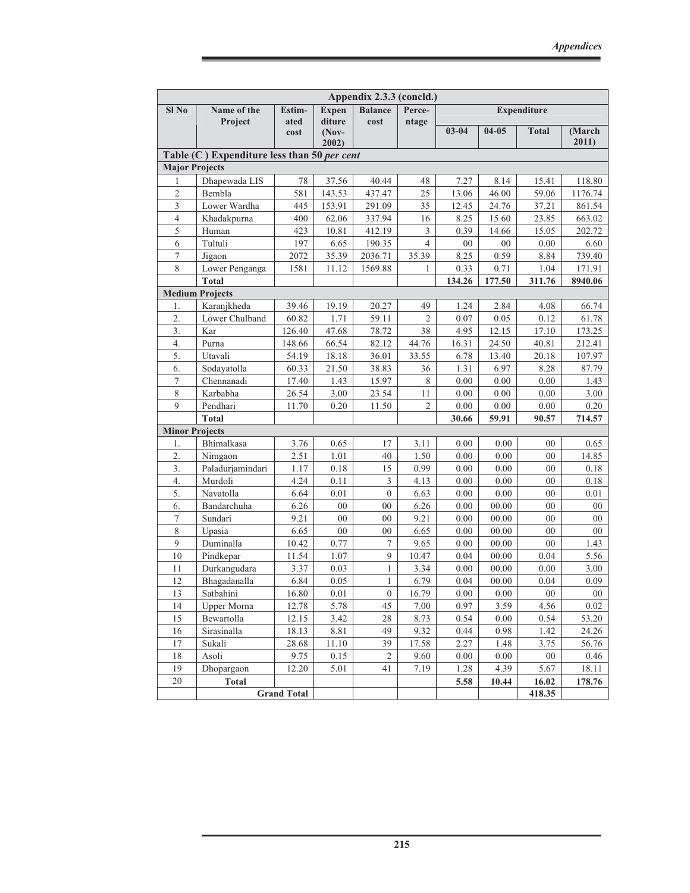| Appendix 2.3.3 (concld.) | | | | | | | | | |
|---|---|---|---|---|---|---|---|---|---|
| **Sl No** | **Name of the Project** | **Estimated cost** | **Expenditure (Nov-2002)** | **Balance cost** | **Percentage** | **Expenditure** | | | |
| | | | | | | **03-04** | **04-05** | **Total** | **(March 2011)** |
| **Table (C ) Expenditure less than 50 *per cent*** | | | | | | | | | |
| **Major Projects** | | | | | | | | | |
| 1 | Dhapewada LIS | 78 | 37.56 | 40.44 | 48 | 7.27 | 8.14 | 15.41 | 118.80 |
| 2 | Bembla | 581 | 143.53 | 437.47 | 25 | 13.06 | 46.00 | 59.06 | 1176.74 |
| 3 | Lower Wardha | 445 | 153.91 | 291.09 | 35 | 12.45 | 24.76 | 37.21 | 861.54 |
| 4 | Khadakpurna | 400 | 62.06 | 337.94 | 16 | 8.25 | 15.60 | 23.85 | 663.02 |
| 5 | Human | 423 | 10.81 | 412.19 | 3 | 0.39 | 14.66 | 15.05 | 202.72 |
| 6 | Tultuli | 197 | 6.65 | 190.35 | 4 | 00 | 00 | 0.00 | 6.60 |
| 7 | Jigaon | 2072 | 35.39 | 2036.71 | 35.39 | 8.25 | 0.59 | 8.84 | 739.40 |
| 8 | Lower Penganga | 1581 | 11.12 | 1569.88 | 1 | 0.33 | 0.71 | 1.04 | 171.91 |
| | **Total** | | | | | **134.26** | **177.50** | **311.76** | **8940.06** |
| **Medium Projects** | | | | | | | | | |
| 1. | Karanjkheda | 39.46 | 19.19 | 20.27 | 49 | 1.24 | 2.84 | 4.08 | 66.74 |
| 2. | Lower Chulband | 60.82 | 1.71 | 59.11 | 2 | 0.07 | 0.05 | 0.12 | 61.78 |
| 3. | Kar | 126.40 | 47.68 | 78.72 | 38 | 4.95 | 12.15 | 17.10 | 173.25 |
| 4. | Purna | 148.66 | 66.54 | 82.12 | 44.76 | 16.31 | 24.50 | 40.81 | 212.41 |
| 5. | Utavali | 54.19 | 18.18 | 36.01 | 33.55 | 6.78 | 13.40 | 20.18 | 107.97 |
| 6. | Sodayatolla | 60.33 | 21.50 | 38.83 | 36 | 1.31 | 6.97 | 8.28 | 87.79 |
| 7 | Chennanadi | 17.40 | 1.43 | 15.97 | 8 | 0.00 | 0.00 | 0.00 | 1.43 |
| 8 | Karbabha | 26.54 | 3.00 | 23.54 | 11 | 0.00 | 0.00 | 0.00 | 3.00 |
| 9 | Pendhari | 11.70 | 0.20 | 11.50 | 2 | 0.00 | 0.00 | 0.00 | 0.20 |
| | **Total** | | | | | **30.66** | **59.91** | **90.57** | **714.57** |
| **Minor Projects** | | | | | | | | | |
| 1. | Bhimalkasa | 3.76 | 0.65 | 17 | 3.11 | 0.00 | 0.00 | 00 | 0.65 |
| 2. | Nimgaon | 2.51 | 1.01 | 40 | 1.50 | 0.00 | 0.00 | 00 | 14.85 |
| 3. | Paladurjamindari | 1.17 | 0.18 | 15 | 0.99 | 0.00 | 0.00 | 00 | 0.18 |
| 4. | Murdoli | 4.24 | 0.11 | 3 | 4.13 | 0.00 | 0.00 | 00 | 0.18 |
| 5. | Navatolla | 6.64 | 0.01 | 0 | 6.63 | 0.00 | 0.00 | 00 | 0.01 |
| 6. | Bandarchuha | 6.26 | 00 | 00 | 6.26 | 0.00 | 00.00 | 00 | 00 |
| 7 | Sundari | 9.21 | 00 | 00 | 9.21 | 0.00 | 00.00 | 00 | 00 |
| 8 | Upasia | 6.65 | 00 | 00 | 6.65 | 0.00 | 00.00 | 00 | 00 |
| 9 | Duminalla | 10.42 | 0.77 | 7 | 9.65 | 0.00 | 00.00 | 00 | 1.43 |
| 10 | Pindkepar | 11.54 | 1.07 | 9 | 10.47 | 0.04 | 00.00 | 0.04 | 5.56 |
| 11 | Durkangudara | 3.37 | 0.03 | 1 | 3.34 | 0.00 | 00.00 | 0.00 | 3.00 |
| 12 | Bhagadanalla | 6.84 | 0.05 | 1 | 6.79 | 0.04 | 00.00 | 0.04 | 0.09 |
| 13 | Satbahini | 16.80 | 0.01 | 0 | 16.79 | 0.00 | 0.00 | 00 | 00 |
| 14 | Upper Morna | 12.78 | 5.78 | 45 | 7.00 | 0.97 | 3.59 | 4.56 | 0.02 |
| 15 | Bewartolla | 12.15 | 3.42 | 28 | 8.73 | 0.54 | 0.00 | 0.54 | 53.20 |
| 16 | Sirasinalla | 18.13 | 8.81 | 49 | 9.32 | 0.44 | 0.98 | 1.42 | 24.26 |
| 17 | Sukali | 28.68 | 11.10 | 39 | 17.58 | 2.27 | 1.48 | 3.75 | 56.76 |
| 18 | Asoli | 9.75 | 0.15 | 2 | 9.60 | 0.00 | 0.00 | 00 | 0.46 |
| 19 | Dhopargaon | 12.20 | 5.01 | 41 | 7.19 | 1.28 | 4.39 | 5.67 | 18.11 |
| 20 | **Total** | | | | | **5.58** | **10.44** | **16.02** | **178.76** |
| | **Grand Total** | | | | | | | **418.35** | |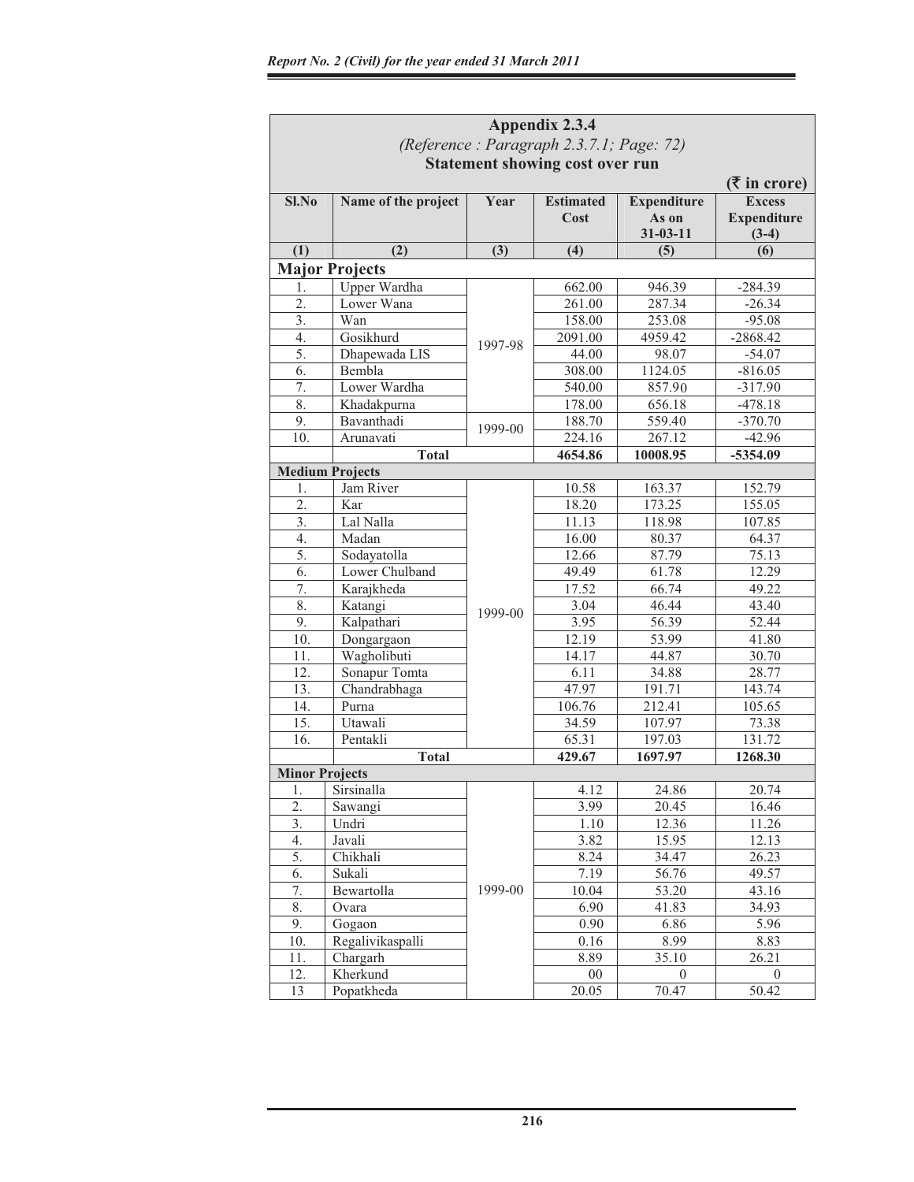## Appendix 2.3.4

*(Reference : Paragraph 2.3.7.1; Page: 72)*

**Statement showing cost over run**

(₹ in crore)

| Sl.No | Name of the project | Year | Estimated Cost | Expenditure As on 31-03-11 | Excess Expenditure (3-4) |
|---|---|---|---|---|---|
| (1) | (2) | (3) | (4) | (5) | (6) |
| **Major Projects** | | | | | |
| 1. | Upper Wardha | 1997-98 | 662.00 | 946.39 | -284.39 |
| 2. | Lower Wana | | 261.00 | 287.34 | -26.34 |
| 3. | Wan | | 158.00 | 253.08 | -95.08 |
| 4. | Gosikhurd | | 2091.00 | 4959.42 | -2868.42 |
| 5. | Dhapewada LIS | | 44.00 | 98.07 | -54.07 |
| 6. | Bembla | | 308.00 | 1124.05 | -816.05 |
| 7. | Lower Wardha | | 540.00 | 857.90 | -317.90 |
| 8. | Khadakpurna | | 178.00 | 656.18 | -478.18 |
| 9. | Bavanthadi | 1999-00 | 188.70 | 559.40 | -370.70 |
| 10. | Arunavati | | 224.16 | 267.12 | -42.96 |
| | **Total** | | **4654.86** | **10008.95** | **-5354.09** |
| **Medium Projects** | | | | | |
| 1. | Jam River | 1999-00 | 10.58 | 163.37 | 152.79 |
| 2. | Kar | | 18.20 | 173.25 | 155.05 |
| 3. | Lal Nalla | | 11.13 | 118.98 | 107.85 |
| 4. | Madan | | 16.00 | 80.37 | 64.37 |
| 5. | Sodayatolla | | 12.66 | 87.79 | 75.13 |
| 6. | Lower Chulband | | 49.49 | 61.78 | 12.29 |
| 7. | Karajkheda | | 17.52 | 66.74 | 49.22 |
| 8. | Katangi | | 3.04 | 46.44 | 43.40 |
| 9. | Kalpathari | | 3.95 | 56.39 | 52.44 |
| 10. | Dongargaon | | 12.19 | 53.99 | 41.80 |
| 11. | Wagholibuti | | 14.17 | 44.87 | 30.70 |
| 12. | Sonapur Tomta | | 6.11 | 34.88 | 28.77 |
| 13. | Chandrabhaga | | 47.97 | 191.71 | 143.74 |
| 14. | Purna | | 106.76 | 212.41 | 105.65 |
| 15. | Utawali | | 34.59 | 107.97 | 73.38 |
| 16. | Pentakli | | 65.31 | 197.03 | 131.72 |
| | **Total** | | **429.67** | **1697.97** | **1268.30** |
| **Minor Projects** | | | | | |
| 1. | Sirsinalla | 1999-00 | 4.12 | 24.86 | 20.74 |
| 2. | Sawangi | | 3.99 | 20.45 | 16.46 |
| 3. | Undri | | 1.10 | 12.36 | 11.26 |
| 4. | Javali | | 3.82 | 15.95 | 12.13 |
| 5. | Chikhali | | 8.24 | 34.47 | 26.23 |
| 6. | Sukali | | 7.19 | 56.76 | 49.57 |
| 7. | Bewartolla | | 10.04 | 53.20 | 43.16 |
| 8. | Ovara | | 6.90 | 41.83 | 34.93 |
| 9. | Gogaon | | 0.90 | 6.86 | 5.96 |
| 10. | Regalivikaspalli | | 0.16 | 8.99 | 8.83 |
| 11. | Chargarh | | 8.89 | 35.10 | 26.21 |
| 12. | Kherkund | | 00 | 0 | 0 |
| 13 | Popatkheda | | 20.05 | 70.47 | 50.42 |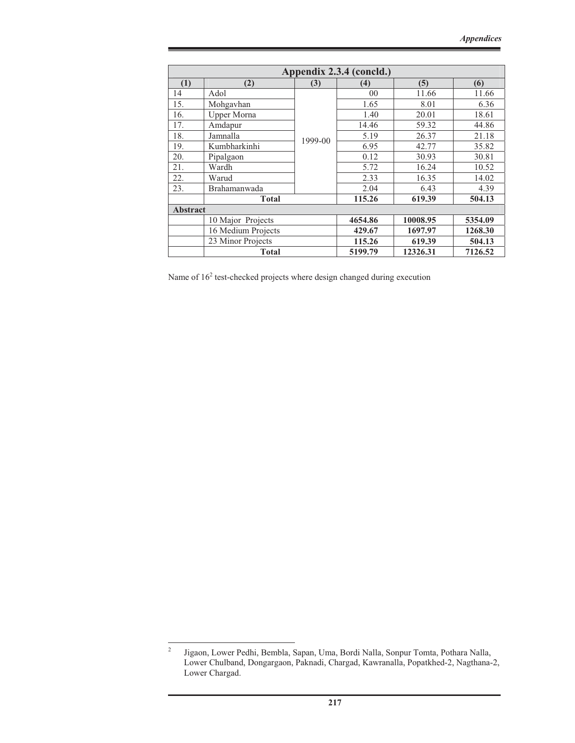| Appendix 2.3.4 (concld.) | | | | | |
|---|---|---|---|---|---|
| **(1)** | **(2)** | **(3)** | **(4)** | **(5)** | **(6)** |
| 14 | Adol | 1999-00 | 00 | 11.66 | 11.66 |
| 15. | Mohgavhan | | 1.65 | 8.01 | 6.36 |
| 16. | Upper Morna | | 1.40 | 20.01 | 18.61 |
| 17. | Amdapur | | 14.46 | 59.32 | 44.86 |
| 18. | Jamnalla | | 5.19 | 26.37 | 21.18 |
| 19. | Kumbharkinhi | | 6.95 | 42.77 | 35.82 |
| 20. | Pipalgaon | | 0.12 | 30.93 | 30.81 |
| 21. | Wardh | | 5.72 | 16.24 | 10.52 |
| 22. | Warud | | 2.33 | 16.35 | 14.02 |
| 23. | Brahamanwada | | 2.04 | 6.43 | 4.39 |
| | **Total** | | **115.26** | **619.39** | **504.13** |
| **Abstract** | | | | | |
| | 10 Major Projects | | **4654.86** | **10008.95** | **5354.09** |
| | 16 Medium Projects | | **429.67** | **1697.97** | **1268.30** |
| | 23 Minor Projects | | **115.26** | **619.39** | **504.13** |
| | **Total** | | **5199.79** | **12326.31** | **7126.52** |

Name of 16[2] test-checked projects where design changed during execution

[2] Jigaon, Lower Pedhi, Bembla, Sapan, Uma, Bordi Nalla, Sonpur Tomta, Pothara Nalla, Lower Chulband, Dongargaon, Paknadi, Chargad, Kawranalla, Popatkhed-2, Nagthana-2, Lower Chargad.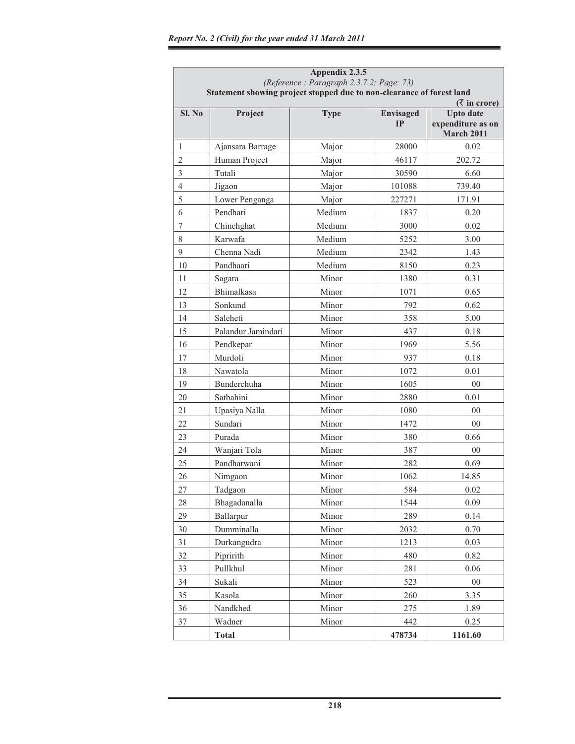**Appendix 2.3.5**

*(Reference : Paragraph 2.3.7.2; Page: 73)*

**Statement showing project stopped due to non-clearance of forest land**

**(₹ in crore)**

| Sl. No | Project | Type | Envisaged IP | Upto date expenditure as on March 2011 |
|---|---|---|---|---|
| 1 | Ajansara Barrage | Major | 28000 | 0.02 |
| 2 | Human Project | Major | 46117 | 202.72 |
| 3 | Tutali | Major | 30590 | 6.60 |
| 4 | Jigaon | Major | 101088 | 739.40 |
| 5 | Lower Penganga | Major | 227271 | 171.91 |
| 6 | Pendhari | Medium | 1837 | 0.20 |
| 7 | Chinchghat | Medium | 3000 | 0.02 |
| 8 | Karwafa | Medium | 5252 | 3.00 |
| 9 | Chenna Nadi | Medium | 2342 | 1.43 |
| 10 | Pandhaari | Medium | 8150 | 0.23 |
| 11 | Sagara | Minor | 1380 | 0.31 |
| 12 | Bhimalkasa | Minor | 1071 | 0.65 |
| 13 | Sonkund | Minor | 792 | 0.62 |
| 14 | Saleheti | Minor | 358 | 5.00 |
| 15 | Palandur Jamindari | Minor | 437 | 0.18 |
| 16 | Pendkepar | Minor | 1969 | 5.56 |
| 17 | Murdoli | Minor | 937 | 0.18 |
| 18 | Nawatola | Minor | 1072 | 0.01 |
| 19 | Bunderchuha | Minor | 1605 | 00 |
| 20 | Satbahini | Minor | 2880 | 0.01 |
| 21 | Upasiya Nalla | Minor | 1080 | 00 |
| 22 | Sundari | Minor | 1472 | 00 |
| 23 | Purada | Minor | 380 | 0.66 |
| 24 | Wanjari Tola | Minor | 387 | 00 |
| 25 | Pandharwani | Minor | 282 | 0.69 |
| 26 | Nimgaon | Minor | 1062 | 14.85 |
| 27 | Tadgaon | Minor | 584 | 0.02 |
| 28 | Bhagadanalla | Minor | 1544 | 0.09 |
| 29 | Ballarpur | Minor | 289 | 0.14 |
| 30 | Dumminalla | Minor | 2032 | 0.70 |
| 31 | Durkangudra | Minor | 1213 | 0.03 |
| 32 | Pipririth | Minor | 480 | 0.82 |
| 33 | Pullkhul | Minor | 281 | 0.06 |
| 34 | Sukali | Minor | 523 | 00 |
| 35 | Kasola | Minor | 260 | 3.35 |
| 36 | Nandkhed | Minor | 275 | 1.89 |
| 37 | Wadner | Minor | 442 | 0.25 |
| | **Total** | | **478734** | **1161.60** |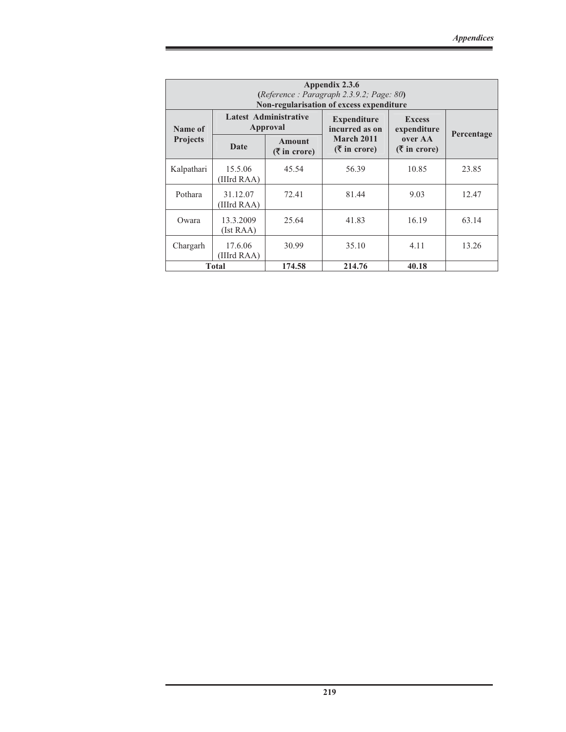**Appendix 2.3.6**

(*Reference : Paragraph 2.3.9.2; Page: 80*)

**Non-regularisation of excess expenditure**

| Name of Projects | Latest Administrative Approval | | Expenditure incurred as on March 2011 (₹ in crore) | Excess expenditure over AA (₹ in crore) | Percentage |
|---|---|---|---|---|---|
| | Date | Amount (₹ in crore) | | | |
| Kalpathari | 15.5.06 (IIIrd RAA) | 45.54 | 56.39 | 10.85 | 23.85 |
| Pothara | 31.12.07 (IIIrd RAA) | 72.41 | 81.44 | 9.03 | 12.47 |
| Owara | 13.3.2009 (Ist RAA) | 25.64 | 41.83 | 16.19 | 63.14 |
| Chargarh | 17.6.06 (IIIrd RAA) | 30.99 | 35.10 | 4.11 | 13.26 |
| **Total** | | **174.58** | **214.76** | **40.18** | |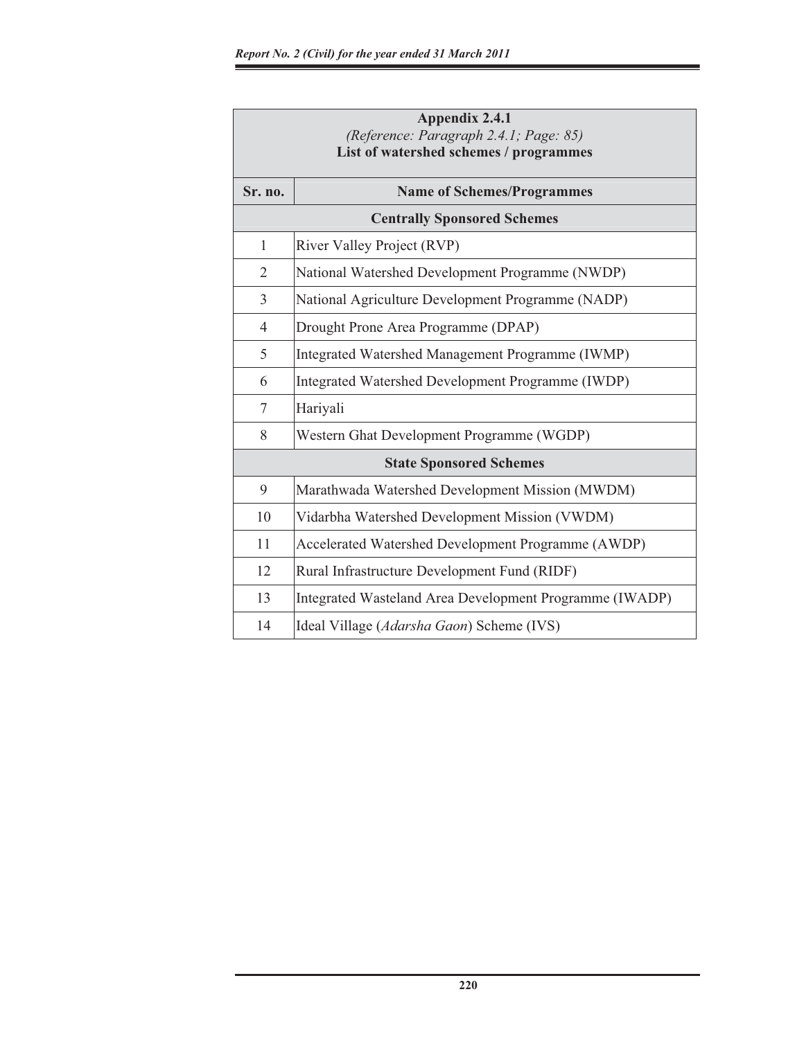**Appendix 2.4.1**

*(Reference: Paragraph 2.4.1; Page: 85)*

**List of watershed schemes / programmes**

| Sr. no. | Name of Schemes/Programmes |
|---|---|
| | **Centrally Sponsored Schemes** |
| 1 | River Valley Project (RVP) |
| 2 | National Watershed Development Programme (NWDP) |
| 3 | National Agriculture Development Programme (NADP) |
| 4 | Drought Prone Area Programme (DPAP) |
| 5 | Integrated Watershed Management Programme (IWMP) |
| 6 | Integrated Watershed Development Programme (IWDP) |
| 7 | Hariyali |
| 8 | Western Ghat Development Programme (WGDP) |
| | **State Sponsored Schemes** |
| 9 | Marathwada Watershed Development Mission (MWDM) |
| 10 | Vidarbha Watershed Development Mission (VWDM) |
| 11 | Accelerated Watershed Development Programme (AWDP) |
| 12 | Rural Infrastructure Development Fund (RIDF) |
| 13 | Integrated Wasteland Area Development Programme (IWADP) |
| 14 | Ideal Village (*Adarsha Gaon*) Scheme (IVS) |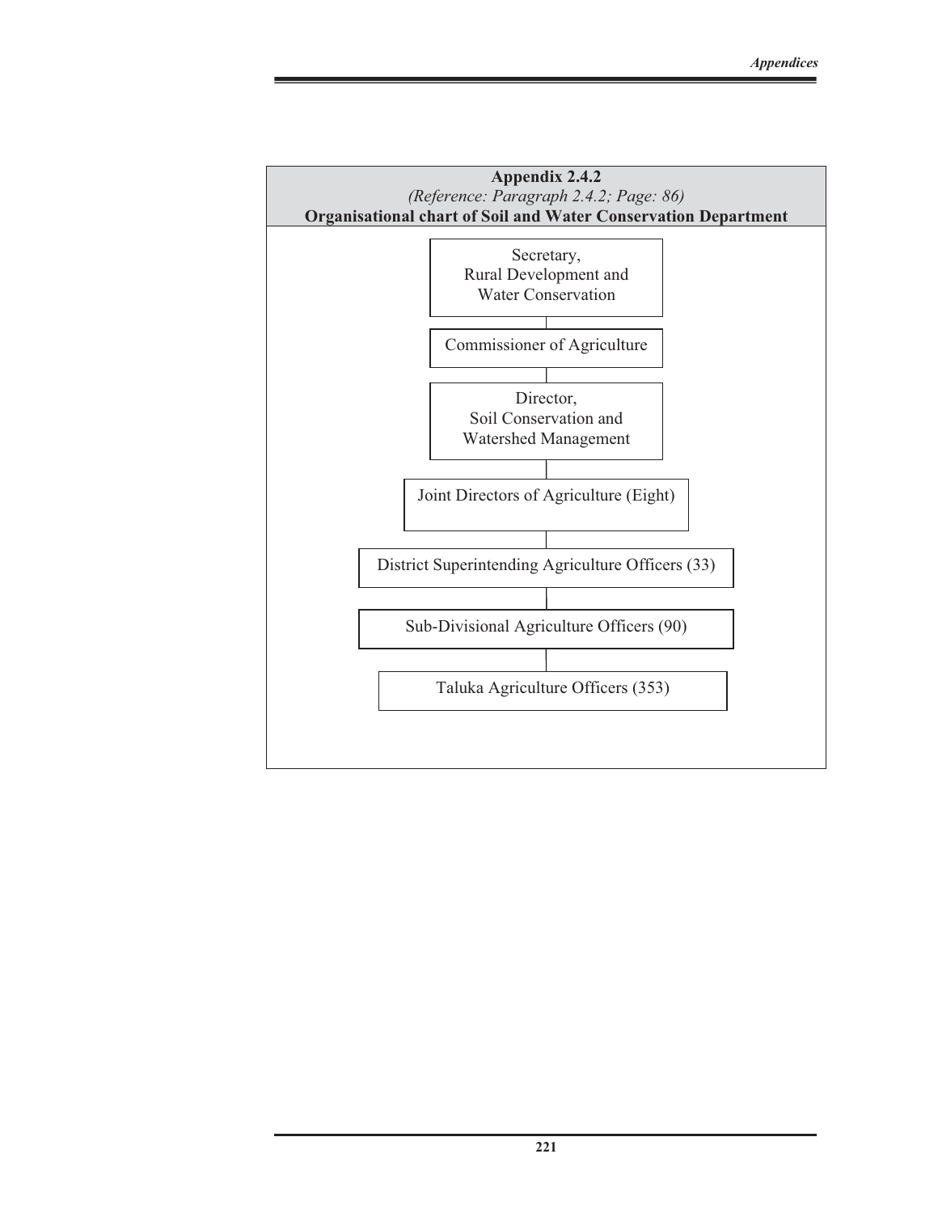## Appendix 2.4.2

*(Reference: Paragraph 2.4.2; Page: 86)*

**Organisational chart of Soil and Water Conservation Department**

Secretary,
Rural Development and
Water Conservation

↓

Commissioner of Agriculture

↓

Director,
Soil Conservation and
Watershed Management

↓

Joint Directors of Agriculture (Eight)

↓

District Superintending Agriculture Officers (33)

↓

Sub-Divisional Agriculture Officers (90)

↓

Taluka Agriculture Officers (353)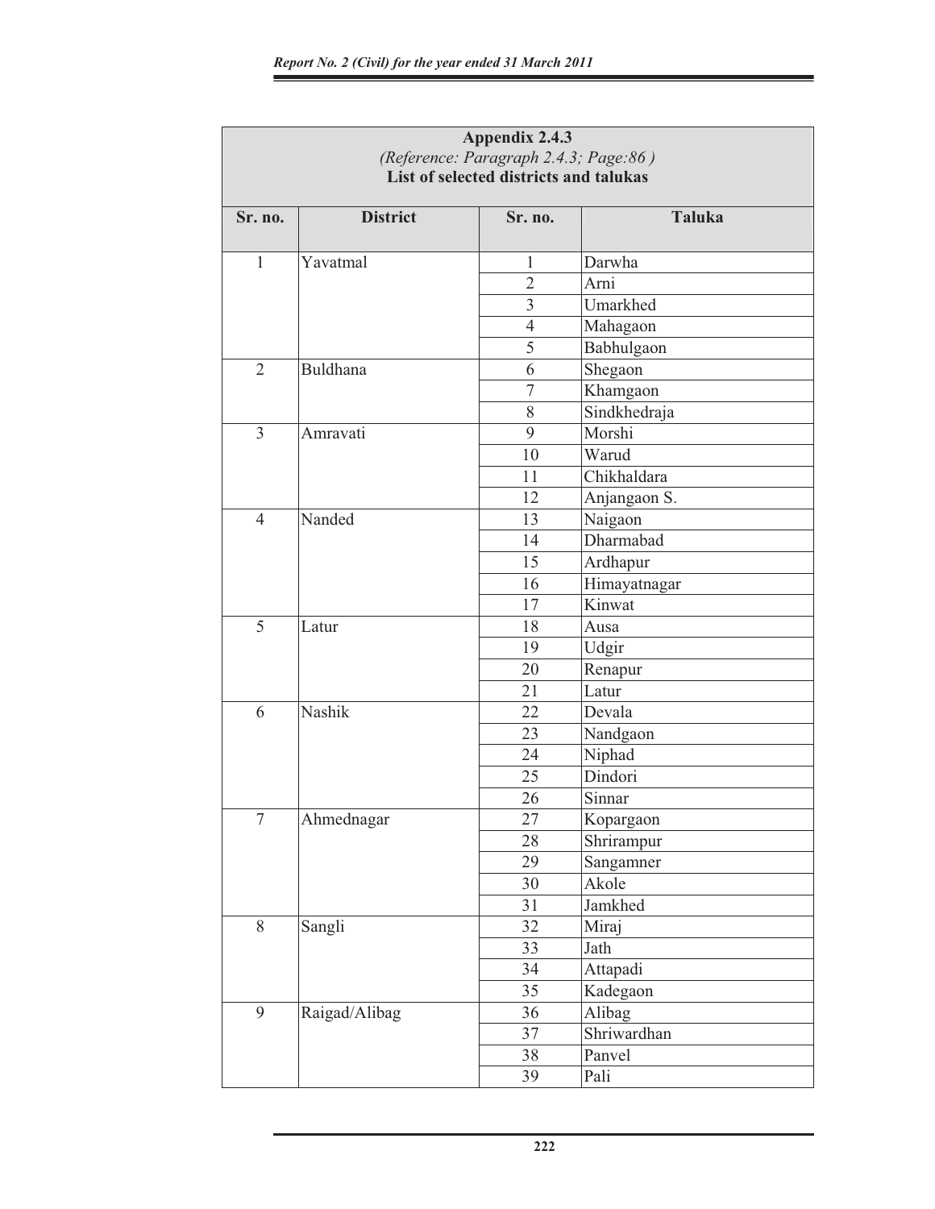**Appendix 2.4.3**

*(Reference: Paragraph 2.4.3; Page:86 )*

**List of selected districts and talukas**

| Sr. no. | District | Sr. no. | Taluka |
|---|---|---|---|
| 1 | Yavatmal | 1 | Darwha |
| | | 2 | Arni |
| | | 3 | Umarkhed |
| | | 4 | Mahagaon |
| | | 5 | Babhulgaon |
| 2 | Buldhana | 6 | Shegaon |
| | | 7 | Khamgaon |
| | | 8 | Sindkhedraja |
| 3 | Amravati | 9 | Morshi |
| | | 10 | Warud |
| | | 11 | Chikhaldara |
| | | 12 | Anjangaon S. |
| 4 | Nanded | 13 | Naigaon |
| | | 14 | Dharmabad |
| | | 15 | Ardhapur |
| | | 16 | Himayatnagar |
| | | 17 | Kinwat |
| 5 | Latur | 18 | Ausa |
| | | 19 | Udgir |
| | | 20 | Renapur |
| | | 21 | Latur |
| 6 | Nashik | 22 | Devala |
| | | 23 | Nandgaon |
| | | 24 | Niphad |
| | | 25 | Dindori |
| | | 26 | Sinnar |
| 7 | Ahmednagar | 27 | Kopargaon |
| | | 28 | Shrirampur |
| | | 29 | Sangamner |
| | | 30 | Akole |
| | | 31 | Jamkhed |
| 8 | Sangli | 32 | Miraj |
| | | 33 | Jath |
| | | 34 | Attapadi |
| | | 35 | Kadegaon |
| 9 | Raigad/Alibag | 36 | Alibag |
| | | 37 | Shriwardhan |
| | | 38 | Panvel |
| | | 39 | Pali |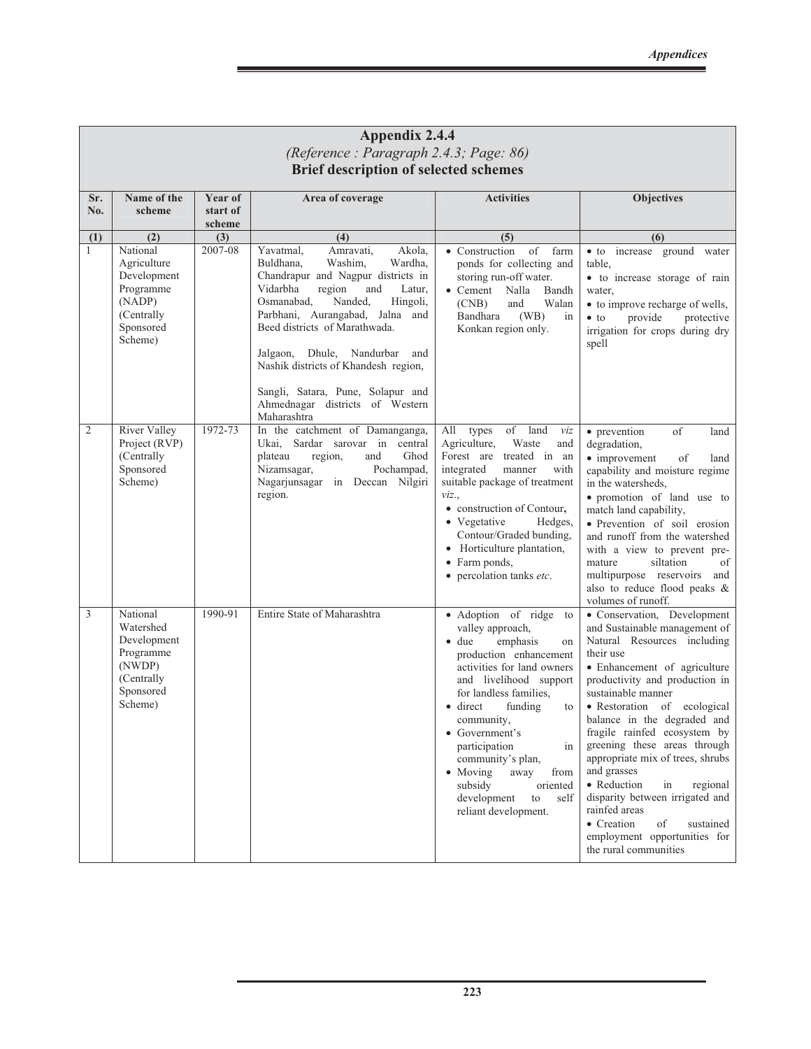## Appendix 2.4.4

*(Reference : Paragraph 2.4.3; Page: 86)*

**Brief description of selected schemes**

| Sr. No. | Name of the scheme | Year of start of scheme | Area of coverage | Activities | Objectives |
|---|---|---|---|---|---|
| (1) | (2) | (3) | (4) | (5) | (6) |
| 1 | National Agriculture Development Programme (NADP) (Centrally Sponsored Scheme) | 2007-08 | Yavatmal, Amravati, Akola, Buldhana, Washim, Wardha, Chandrapur and Nagpur districts in Vidarbha region and Latur, Osmanabad, Nanded, Hingoli, Parbhani, Aurangabad, Jalna and Beed districts of Marathwada.<br><br>Jalgaon, Dhule, Nandurbar and Nashik districts of Khandesh region,<br><br>Sangli, Satara, Pune, Solapur and Ahmednagar districts of Western Maharashtra | • Construction of farm ponds for collecting and storing run-off water.<br>• Cement Nalla Bandh (CNB) and Walan Bandhara (WB) in Konkan region only. | • to increase ground water table,<br>• to increase storage of rain water,<br>• to improve recharge of wells,<br>• to provide protective irrigation for crops during dry spell |
| 2 | River Valley Project (RVP) (Centrally Sponsored Scheme) | 1972-73 | In the catchment of Damanganga, Ukai, Sardar sarovar in central plateau region, and Ghod Nizamsagar, Pochampad, Nagarjunsagar in Deccan Nilgiri region. | All types of land *viz* Agriculture, Waste and Forest are treated in an integrated manner with suitable package of treatment *viz*.,<br>• construction of Contour,<br>• Vegetative Hedges, Contour/Graded bunding,<br>• Horticulture plantation,<br>• Farm ponds,<br>• percolation tanks *etc*. | • prevention of land degradation,<br>• improvement of land capability and moisture regime in the watersheds,<br>• promotion of land use to match land capability,<br>• Prevention of soil erosion and runoff from the watershed with a view to prevent pre-mature siltation of multipurpose reservoirs and also to reduce flood peaks & volumes of runoff. |
| 3 | National Watershed Development Programme (NWDP) (Centrally Sponsored Scheme) | 1990-91 | Entire State of Maharashtra | • Adoption of ridge to valley approach,<br>• due emphasis on production enhancement activities for land owners and livelihood support for landless families,<br>• direct funding to community,<br>• Government's participation in community's plan,<br>• Moving away from subsidy oriented development to self reliant development. | • Conservation, Development and Sustainable management of Natural Resources including their use<br>• Enhancement of agriculture productivity and production in sustainable manner<br>• Restoration of ecological balance in the degraded and fragile rainfed ecosystem by greening these areas through appropriate mix of trees, shrubs and grasses<br>• Reduction in regional disparity between irrigated and rainfed areas<br>• Creation of sustained employment opportunities for the rural communities |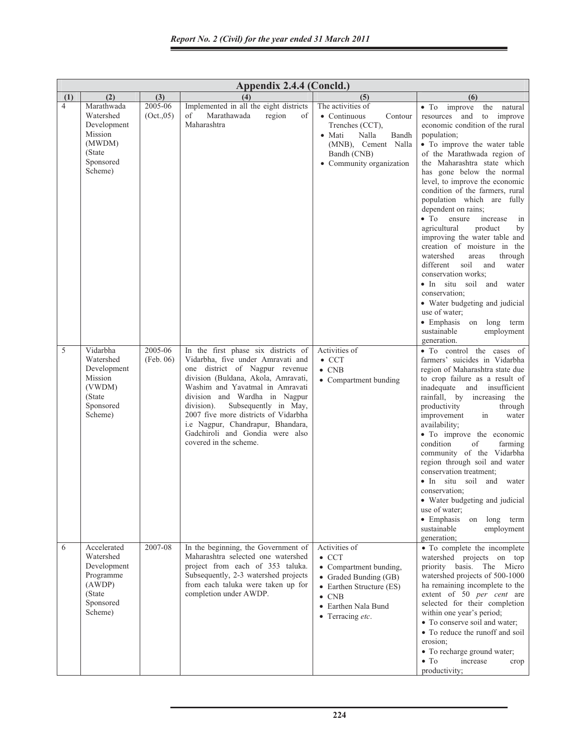| Appendix 2.4.4 (Concld.) | | | | | |
|---|---|---|---|---|---|
| (1) | (2) | (3) | (4) | (5) | (6) |
| 4 | Marathwada Watershed Development Mission (MWDM) (State Sponsored Scheme) | 2005-06 (Oct.,05) | Implemented in all the eight districts of Marathawada region of Maharashtra | The activities of <br>• Continuous Contour Trenches (CCT), <br>• Mati Nalla Bandh (MNB), Cement Nalla Bandh (CNB) <br>• Community organization | • To improve the natural resources and to improve economic condition of the rural population; <br>• To improve the water table of the Marathwada region of the Maharashtra state which has gone below the normal level, to improve the economic condition of the farmers, rural population which are fully dependent on rains; <br>• To ensure increase in agricultural product by improving the water table and creation of moisture in the watershed areas through different soil and water conservation works; <br>• In situ soil and water conservation; <br>• Water budgeting and judicial use of water; <br>• Emphasis on long term sustainable employment generation. |
| 5 | Vidarbha Watershed Development Mission (VWDM) (State Sponsored Scheme) | 2005-06 (Feb. 06) | In the first phase six districts of Vidarbha, five under Amravati and one district of Nagpur revenue division (Buldana, Akola, Amravati, Washim and Yavatmal in Amravati division and Wardha in Nagpur division). Subsequently in May, 2007 five more districts of Vidarbha i.e Nagpur, Chandrapur, Bhandara, Gadchiroli and Gondia were also covered in the scheme. | Activities of <br>• CCT <br>• CNB <br>• Compartment bunding | • To control the cases of farmers' suicides in Vidarbha region of Maharashtra state due to crop failure as a result of inadequate and insufficient rainfall, by increasing the productivity through improvement in water availability; <br>• To improve the economic condition of farming community of the Vidarbha region through soil and water conservation treatment; <br>• In situ soil and water conservation; <br>• Water budgeting and judicial use of water; <br>• Emphasis on long term sustainable employment generation; |
| 6 | Accelerated Watershed Development Programme (AWDP) (State Sponsored Scheme) | 2007-08 | In the beginning, the Government of Maharashtra selected one watershed project from each of 353 taluka. Subsequently, 2-3 watershed projects from each taluka were taken up for completion under AWDP. | Activities of <br>• CCT <br>• Compartment bunding, <br>• Graded Bunding (GB) <br>• Earthen Structure (ES) <br>• CNB <br>• Earthen Nala Bund <br>• Terracing *etc*. | • To complete the incomplete watershed projects on top priority basis. The Micro watershed projects of 500-1000 ha remaining incomplete to the extent of 50 *per cent* are selected for their completion within one year's period; <br>• To conserve soil and water; <br>• To reduce the runoff and soil erosion; <br>• To recharge ground water; <br>• To increase crop productivity; |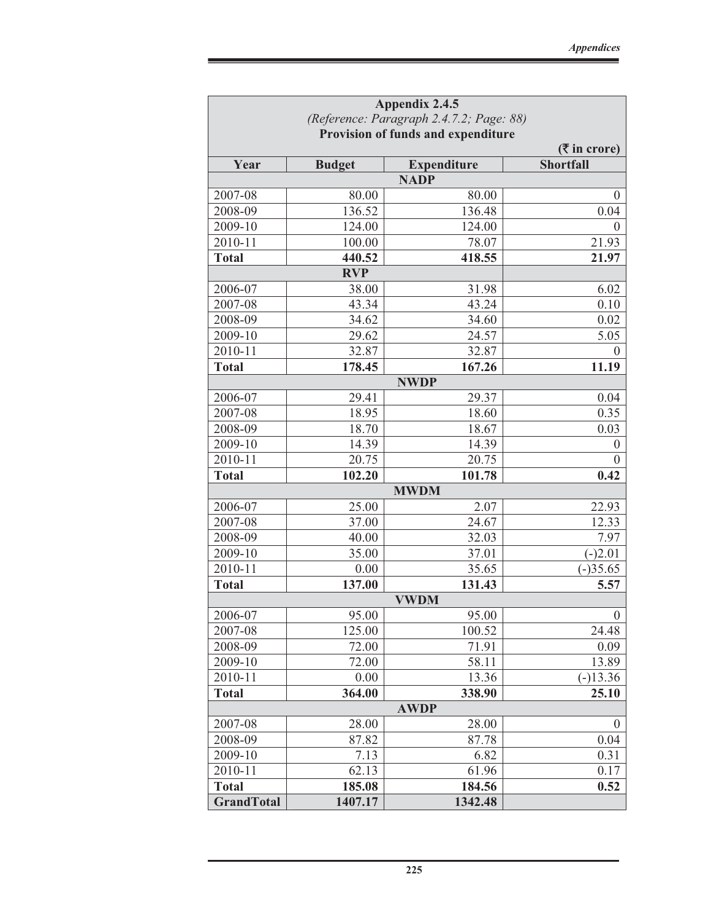# Appendix 2.4.5

*(Reference: Paragraph 2.4.7.2; Page: 88)*

**Provision of funds and expenditure**

(₹ in crore)

| Year | Budget | Expenditure | Shortfall |
|---|---|---|---|
| | | **NADP** | |
| 2007-08 | 80.00 | 80.00 | 0 |
| 2008-09 | 136.52 | 136.48 | 0.04 |
| 2009-10 | 124.00 | 124.00 | 0 |
| 2010-11 | 100.00 | 78.07 | 21.93 |
| **Total** | **440.52** | **418.55** | **21.97** |
| | **RVP** | | |
| 2006-07 | 38.00 | 31.98 | 6.02 |
| 2007-08 | 43.34 | 43.24 | 0.10 |
| 2008-09 | 34.62 | 34.60 | 0.02 |
| 2009-10 | 29.62 | 24.57 | 5.05 |
| 2010-11 | 32.87 | 32.87 | 0 |
| **Total** | **178.45** | **167.26** | **11.19** |
| | | **NWDP** | |
| 2006-07 | 29.41 | 29.37 | 0.04 |
| 2007-08 | 18.95 | 18.60 | 0.35 |
| 2008-09 | 18.70 | 18.67 | 0.03 |
| 2009-10 | 14.39 | 14.39 | 0 |
| 2010-11 | 20.75 | 20.75 | 0 |
| **Total** | **102.20** | **101.78** | **0.42** |
| | | **MWDM** | |
| 2006-07 | 25.00 | 2.07 | 22.93 |
| 2007-08 | 37.00 | 24.67 | 12.33 |
| 2008-09 | 40.00 | 32.03 | 7.97 |
| 2009-10 | 35.00 | 37.01 | (-)2.01 |
| 2010-11 | 0.00 | 35.65 | (-)35.65 |
| **Total** | **137.00** | **131.43** | **5.57** |
| | | **VWDM** | |
| 2006-07 | 95.00 | 95.00 | 0 |
| 2007-08 | 125.00 | 100.52 | 24.48 |
| 2008-09 | 72.00 | 71.91 | 0.09 |
| 2009-10 | 72.00 | 58.11 | 13.89 |
| 2010-11 | 0.00 | 13.36 | (-)13.36 |
| **Total** | **364.00** | **338.90** | **25.10** |
| | | **AWDP** | |
| 2007-08 | 28.00 | 28.00 | 0 |
| 2008-09 | 87.82 | 87.78 | 0.04 |
| 2009-10 | 7.13 | 6.82 | 0.31 |
| 2010-11 | 62.13 | 61.96 | 0.17 |
| **Total** | **185.08** | **184.56** | **0.52** |
| **GrandTotal** | **1407.17** | **1342.48** | |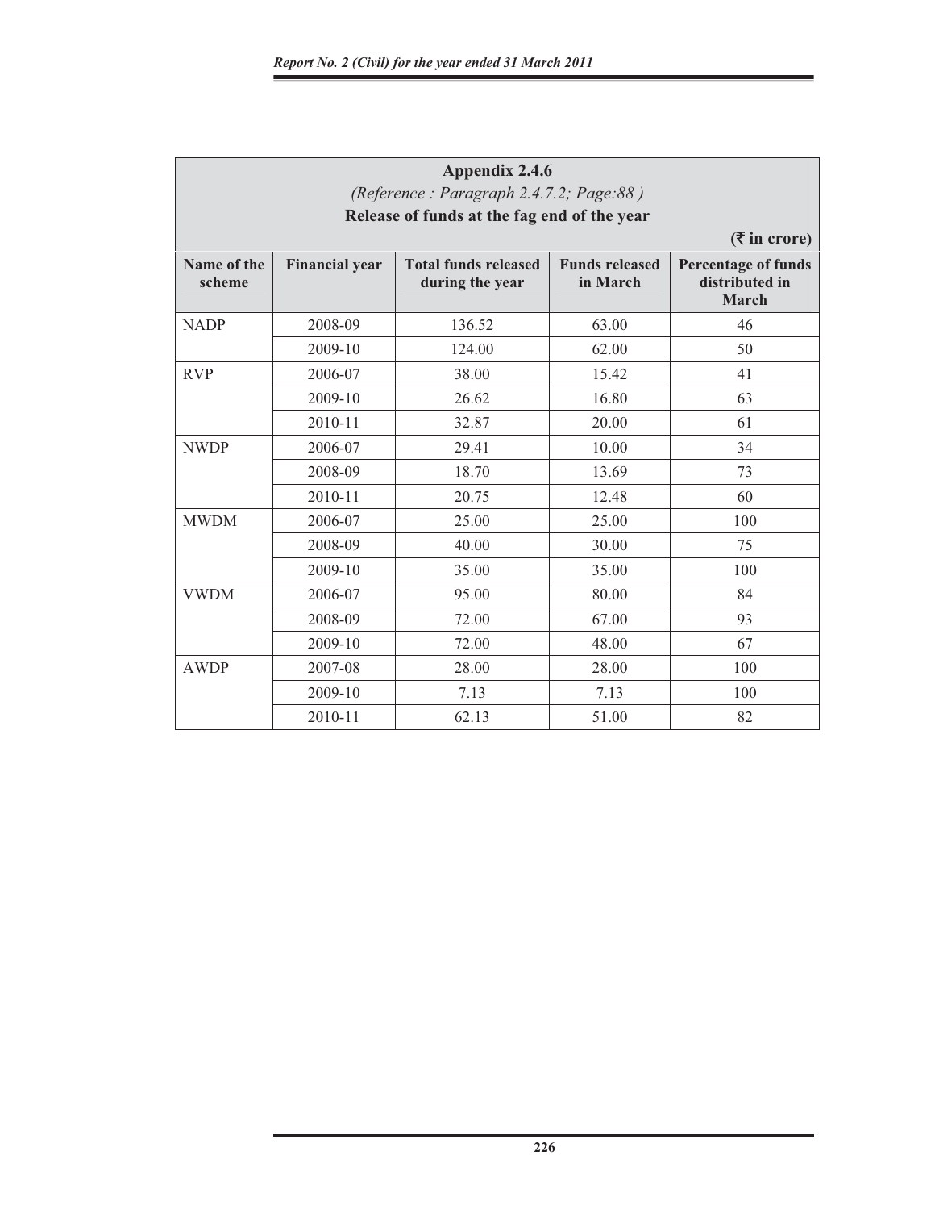## Appendix 2.4.6

*(Reference : Paragraph 2.4.7.2; Page:88 )*

**Release of funds at the fag end of the year**

**(₹ in crore)**

| Name of the scheme | Financial year | Total funds released during the year | Funds released in March | Percentage of funds distributed in March |
|---|---|---|---|---|
| NADP | 2008-09 | 136.52 | 63.00 | 46 |
| | 2009-10 | 124.00 | 62.00 | 50 |
| RVP | 2006-07 | 38.00 | 15.42 | 41 |
| | 2009-10 | 26.62 | 16.80 | 63 |
| | 2010-11 | 32.87 | 20.00 | 61 |
| NWDP | 2006-07 | 29.41 | 10.00 | 34 |
| | 2008-09 | 18.70 | 13.69 | 73 |
| | 2010-11 | 20.75 | 12.48 | 60 |
| MWDM | 2006-07 | 25.00 | 25.00 | 100 |
| | 2008-09 | 40.00 | 30.00 | 75 |
| | 2009-10 | 35.00 | 35.00 | 100 |
| VWDM | 2006-07 | 95.00 | 80.00 | 84 |
| | 2008-09 | 72.00 | 67.00 | 93 |
| | 2009-10 | 72.00 | 48.00 | 67 |
| AWDP | 2007-08 | 28.00 | 28.00 | 100 |
| | 2009-10 | 7.13 | 7.13 | 100 |
| | 2010-11 | 62.13 | 51.00 | 82 |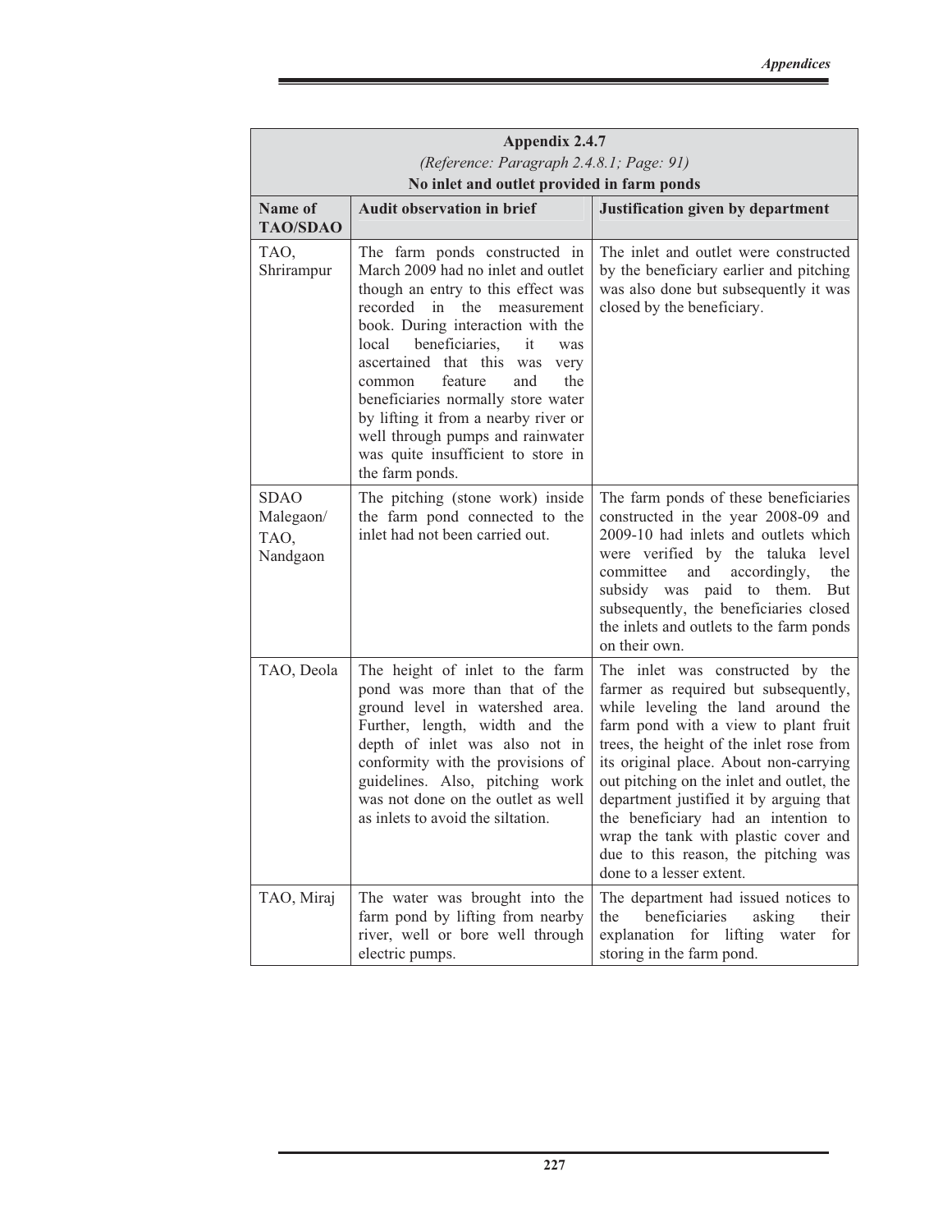## Appendix 2.4.7

*(Reference: Paragraph 2.4.8.1; Page: 91)*

**No inlet and outlet provided in farm ponds**

| Name of TAO/SDAO | Audit observation in brief | Justification given by department |
|---|---|---|
| TAO, Shrirampur | The farm ponds constructed in March 2009 had no inlet and outlet though an entry to this effect was recorded in the measurement book. During interaction with the local beneficiaries, it was ascertained that this was very common feature and the beneficiaries normally store water by lifting it from a nearby river or well through pumps and rainwater was quite insufficient to store in the farm ponds. | The inlet and outlet were constructed by the beneficiary earlier and pitching was also done but subsequently it was closed by the beneficiary. |
| SDAO Malegaon/ TAO, Nandgaon | The pitching (stone work) inside the farm pond connected to the inlet had not been carried out. | The farm ponds of these beneficiaries constructed in the year 2008-09 and 2009-10 had inlets and outlets which were verified by the taluka level committee and accordingly, the subsidy was paid to them. But subsequently, the beneficiaries closed the inlets and outlets to the farm ponds on their own. |
| TAO, Deola | The height of inlet to the farm pond was more than that of the ground level in watershed area. Further, length, width and the depth of inlet was also not in conformity with the provisions of guidelines. Also, pitching work was not done on the outlet as well as inlets to avoid the siltation. | The inlet was constructed by the farmer as required but subsequently, while leveling the land around the farm pond with a view to plant fruit trees, the height of the inlet rose from its original place. About non-carrying out pitching on the inlet and outlet, the department justified it by arguing that the beneficiary had an intention to wrap the tank with plastic cover and due to this reason, the pitching was done to a lesser extent. |
| TAO, Miraj | The water was brought into the farm pond by lifting from nearby river, well or bore well through electric pumps. | The department had issued notices to the beneficiaries asking their explanation for lifting water for storing in the farm pond. |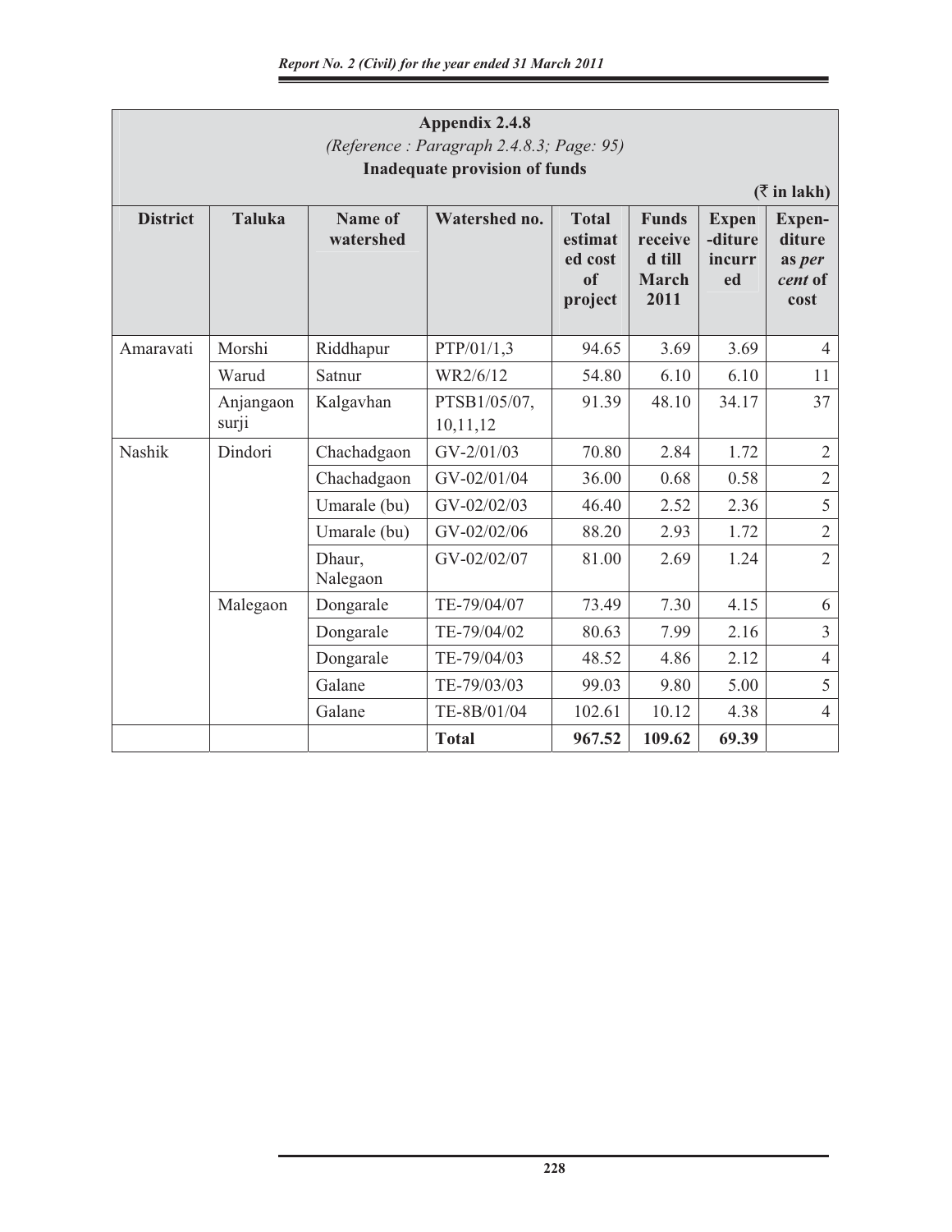**Appendix 2.4.8**

*(Reference : Paragraph 2.4.8.3; Page: 95)*

**Inadequate provision of funds**

**(₹ in lakh)**

| District | Taluka | Name of watershed | Watershed no. | Total estimated cost of project | Funds received till March 2011 | Expenditure incurred | Expenditure as *per cent* of cost |
|---|---|---|---|---|---|---|---|
| Amaravati | Morshi | Riddhapur | PTP/01/1,3 | 94.65 | 3.69 | 3.69 | 4 |
| | Warud | Satnur | WR2/6/12 | 54.80 | 6.10 | 6.10 | 11 |
| | Anjangaon surji | Kalgavhan | PTSB1/05/07, 10,11,12 | 91.39 | 48.10 | 34.17 | 37 |
| Nashik | Dindori | Chachadgaon | GV-2/01/03 | 70.80 | 2.84 | 1.72 | 2 |
| | | Chachadgaon | GV-02/01/04 | 36.00 | 0.68 | 0.58 | 2 |
| | | Umarale (bu) | GV-02/02/03 | 46.40 | 2.52 | 2.36 | 5 |
| | | Umarale (bu) | GV-02/02/06 | 88.20 | 2.93 | 1.72 | 2 |
| | | Dhaur, Nalegaon | GV-02/02/07 | 81.00 | 2.69 | 1.24 | 2 |
| | Malegaon | Dongarale | TE-79/04/07 | 73.49 | 7.30 | 4.15 | 6 |
| | | Dongarale | TE-79/04/02 | 80.63 | 7.99 | 2.16 | 3 |
| | | Dongarale | TE-79/04/03 | 48.52 | 4.86 | 2.12 | 4 |
| | | Galane | TE-79/03/03 | 99.03 | 9.80 | 5.00 | 5 |
| | | Galane | TE-8B/01/04 | 102.61 | 10.12 | 4.38 | 4 |
| | | | **Total** | **967.52** | **109.62** | **69.39** | |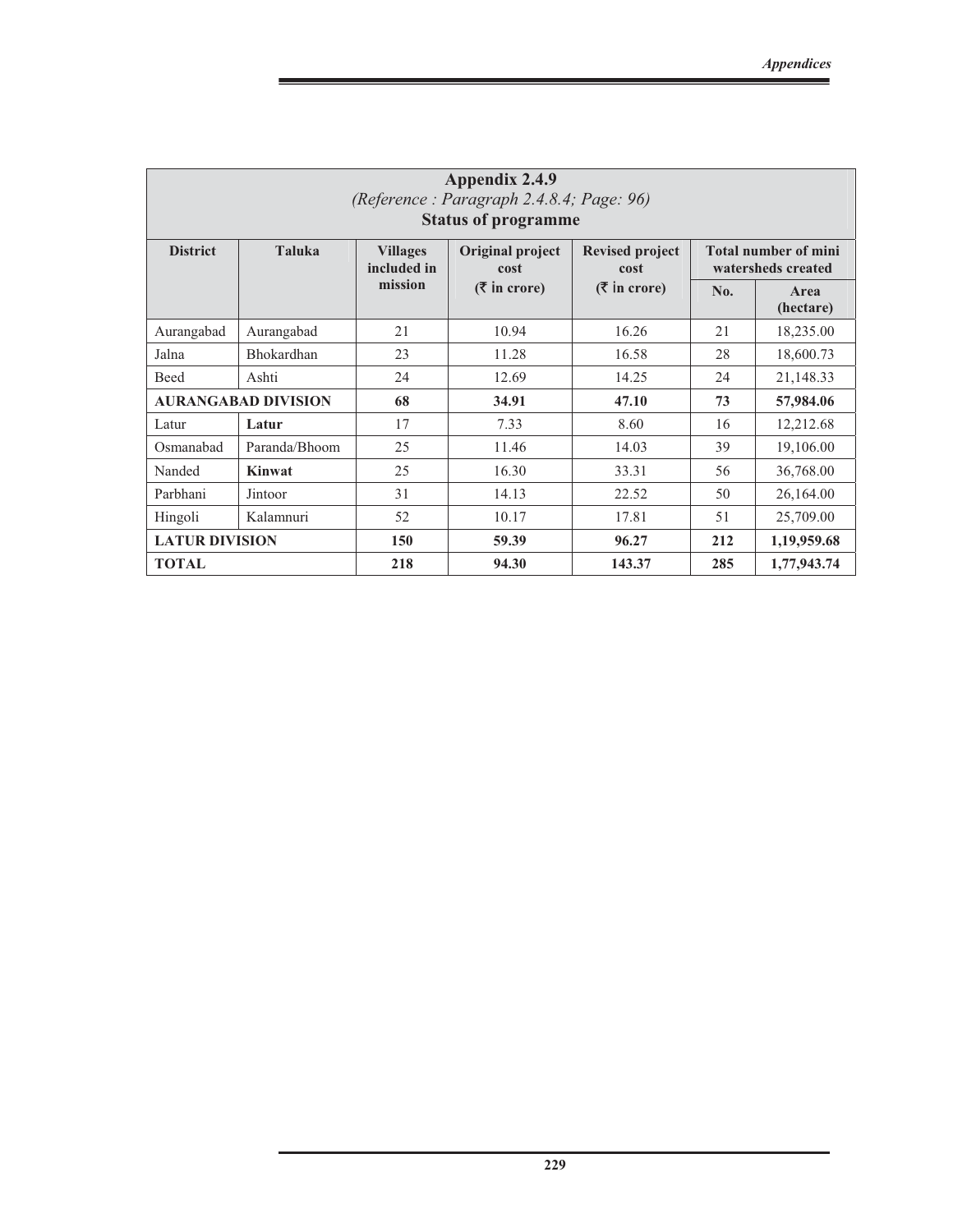**Appendix 2.4.9**

*(Reference : Paragraph 2.4.8.4; Page: 96)*

**Status of programme**

| District | Taluka | Villages included in mission | Original project cost (₹ in crore) | Revised project cost (₹ in crore) | Total number of mini watersheds created | |
|---|---|---|---|---|---|---|
| | | | | | No. | Area (hectare) |
| Aurangabad | Aurangabad | 21 | 10.94 | 16.26 | 21 | 18,235.00 |
| Jalna | Bhokardhan | 23 | 11.28 | 16.58 | 28 | 18,600.73 |
| Beed | Ashti | 24 | 12.69 | 14.25 | 24 | 21,148.33 |
| **AURANGABAD DIVISION** | | **68** | **34.91** | **47.10** | **73** | **57,984.06** |
| Latur | **Latur** | 17 | 7.33 | 8.60 | 16 | 12,212.68 |
| Osmanabad | Paranda/Bhoom | 25 | 11.46 | 14.03 | 39 | 19,106.00 |
| Nanded | **Kinwat** | 25 | 16.30 | 33.31 | 56 | 36,768.00 |
| Parbhani | Jintoor | 31 | 14.13 | 22.52 | 50 | 26,164.00 |
| Hingoli | Kalamnuri | 52 | 10.17 | 17.81 | 51 | 25,709.00 |
| **LATUR DIVISION** | | **150** | **59.39** | **96.27** | **212** | **1,19,959.68** |
| **TOTAL** | | **218** | **94.30** | **143.37** | **285** | **1,77,943.74** |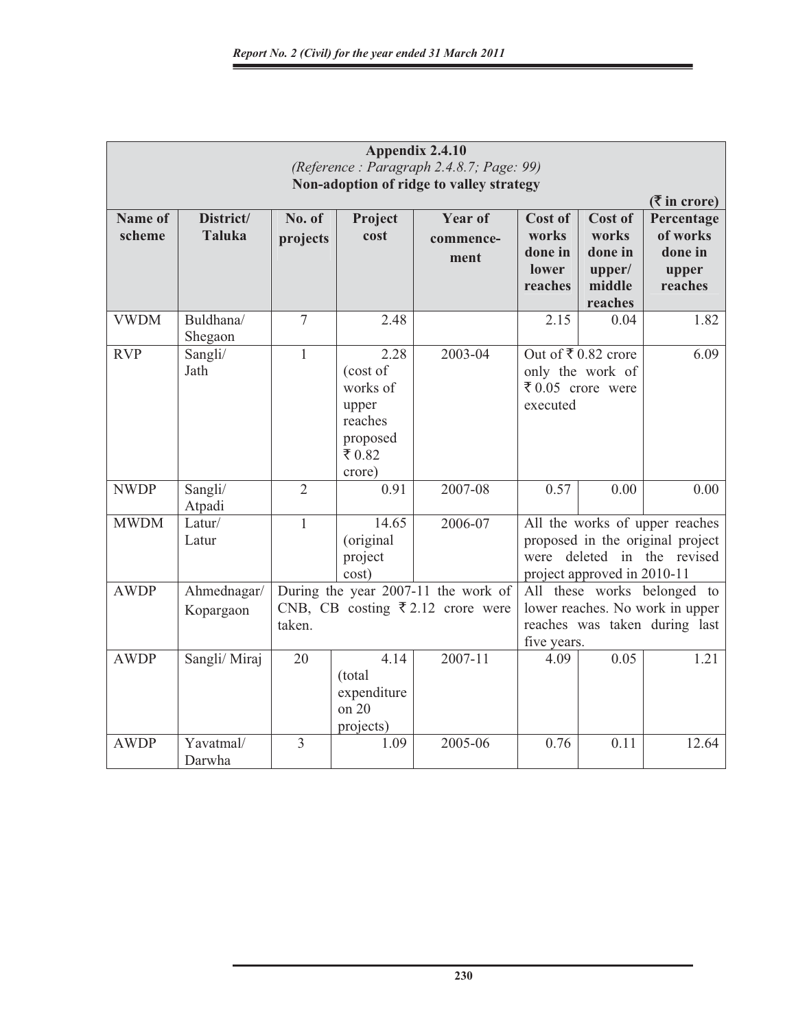**Appendix 2.4.10**

*(Reference : Paragraph 2.4.8.7; Page: 99)*

**Non-adoption of ridge to valley strategy**

(₹ in crore)

| Name of scheme | District/ Taluka | No. of projects | Project cost | Year of commence-ment | Cost of works done in lower reaches | Cost of works done in upper/ middle reaches | Percentage of works done in upper reaches |
|---|---|---|---|---|---|---|---|
| VWDM | Buldhana/ Shegaon | 7 | 2.48 | | 2.15 | 0.04 | 1.82 |
| RVP | Sangli/ Jath | 1 | 2.28 (cost of works of upper reaches proposed ₹ 0.82 crore) | 2003-04 | Out of ₹ 0.82 crore only the work of ₹ 0.05 crore were executed | | 6.09 |
| NWDP | Sangli/ Atpadi | 2 | 0.91 | 2007-08 | 0.57 | 0.00 | 0.00 |
| MWDM | Latur/ Latur | 1 | 14.65 (original project cost) | 2006-07 | All the works of upper reaches proposed in the original project were deleted in the revised project approved in 2010-11 | | |
| AWDP | Ahmednagar/ Kopargaon | During the year 2007-11 the work of CNB, CB costing ₹ 2.12 crore were taken. | | | All these works belonged to lower reaches. No work in upper reaches was taken during last five years. | | |
| AWDP | Sangli/ Miraj | 20 | 4.14 (total expenditure on 20 projects) | 2007-11 | 4.09 | 0.05 | 1.21 |
| AWDP | Yavatmal/ Darwha | 3 | 1.09 | 2005-06 | 0.76 | 0.11 | 12.64 |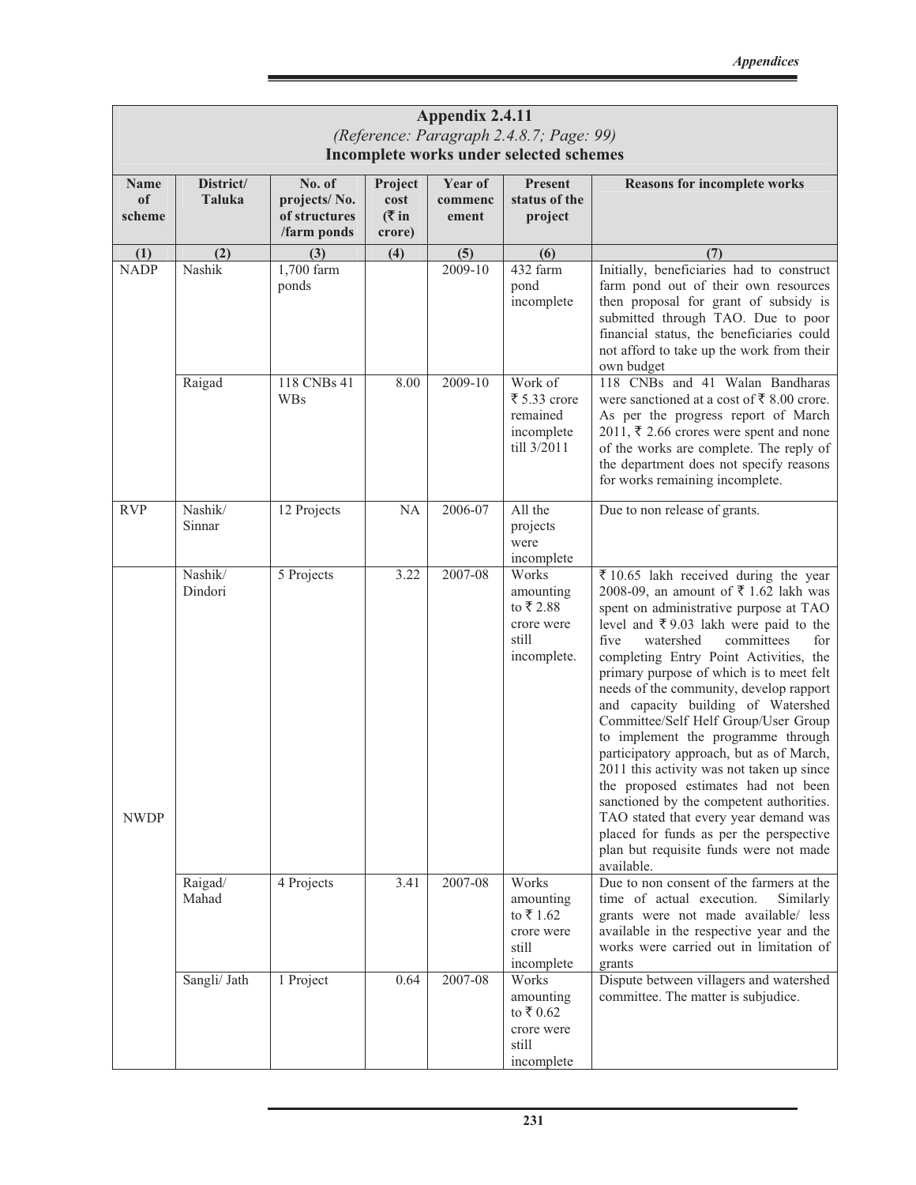## Appendix 2.4.11

*(Reference: Paragraph 2.4.8.7; Page: 99)*

**Incomplete works under selected schemes**

| Name of scheme | District/ Taluka | No. of projects/ No. of structures /farm ponds | Project cost (₹ in crore) | Year of commencement | Present status of the project | Reasons for incomplete works |
|---|---|---|---|---|---|---|
| (1) | (2) | (3) | (4) | (5) | (6) | (7) |
| NADP | Nashik | 1,700 farm ponds | | 2009-10 | 432 farm pond incomplete | Initially, beneficiaries had to construct farm pond out of their own resources then proposal for grant of subsidy is submitted through TAO. Due to poor financial status, the beneficiaries could not afford to take up the work from their own budget |
| | Raigad | 118 CNBs 41 WBs | 8.00 | 2009-10 | Work of ₹ 5.33 crore remained incomplete till 3/2011 | 118 CNBs and 41 Walan Bandharas were sanctioned at a cost of ₹ 8.00 crore. As per the progress report of March 2011, ₹ 2.66 crores were spent and none of the works are complete. The reply of the department does not specify reasons for works remaining incomplete. |
| RVP | Nashik/ Sinnar | 12 Projects | NA | 2006-07 | All the projects were incomplete | Due to non release of grants. |
| NWDP | Nashik/ Dindori | 5 Projects | 3.22 | 2007-08 | Works amounting to ₹ 2.88 crore were still incomplete. | ₹ 10.65 lakh received during the year 2008-09, an amount of ₹ 1.62 lakh was spent on administrative purpose at TAO level and ₹ 9.03 lakh were paid to the five watershed committees for completing Entry Point Activities, the primary purpose of which is to meet felt needs of the community, develop rapport and capacity building of Watershed Committee/Self Helf Group/User Group to implement the programme through participatory approach, but as of March, 2011 this activity was not taken up since the proposed estimates had not been sanctioned by the competent authorities. TAO stated that every year demand was placed for funds as per the perspective plan but requisite funds were not made available. |
| | Raigad/ Mahad | 4 Projects | 3.41 | 2007-08 | Works amounting to ₹ 1.62 crore were still incomplete | Due to non consent of the farmers at the time of actual execution. Similarly grants were not made available/ less available in the respective year and the works were carried out in limitation of grants |
| | Sangli/ Jath | 1 Project | 0.64 | 2007-08 | Works amounting to ₹ 0.62 crore were still incomplete | Dispute between villagers and watershed committee. The matter is subjudice. |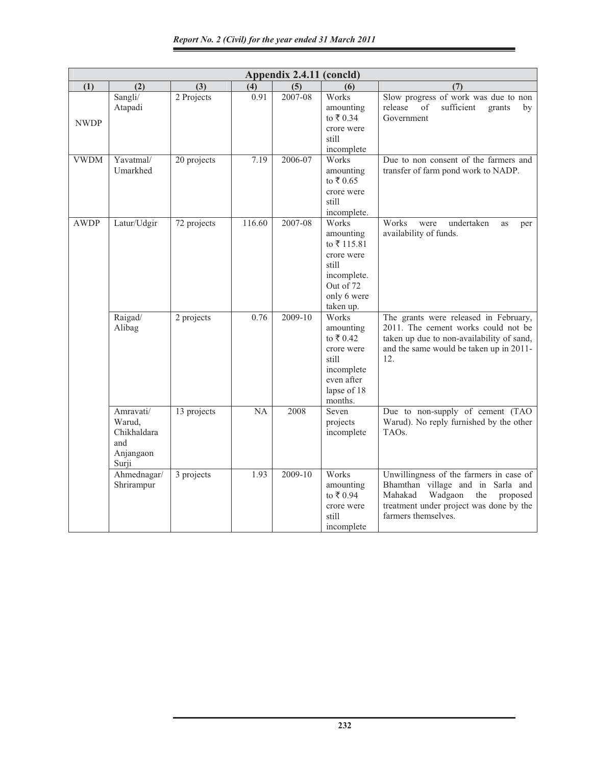| Appendix 2.4.11 (concld) | | | | | | |
|---|---|---|---|---|---|---|
| (1) | (2) | (3) | (4) | (5) | (6) | (7) |
| NWDP | Sangli/ Atapadi | 2 Projects | 0.91 | 2007-08 | Works amounting to ₹ 0.34 crore were still incomplete | Slow progress of work was due to non release of sufficient grants by Government |
| VWDM | Yavatmal/ Umarkhed | 20 projects | 7.19 | 2006-07 | Works amounting to ₹ 0.65 crore were still incomplete. | Due to non consent of the farmers and transfer of farm pond work to NADP. |
| AWDP | Latur/Udgir | 72 projects | 116.60 | 2007-08 | Works amounting to ₹ 115.81 crore were still incomplete. Out of 72 only 6 were taken up. | Works were undertaken as per availability of funds. |
| | Raigad/ Alibag | 2 projects | 0.76 | 2009-10 | Works amounting to ₹ 0.42 crore were still incomplete even after lapse of 18 months. | The grants were released in February, 2011. The cement works could not be taken up due to non-availability of sand, and the same would be taken up in 2011-12. |
| | Amravati/ Warud, Chikhaldara and Anjangaon Surji | 13 projects | NA | 2008 | Seven projects incomplete | Due to non-supply of cement (TAO Warud). No reply furnished by the other TAOs. |
| | Ahmednagar/ Shrirampur | 3 projects | 1.93 | 2009-10 | Works amounting to ₹ 0.94 crore were still incomplete | Unwillingness of the farmers in case of Bhamthan village and in Sarla and Mahakad Wadgaon the proposed treatment under project was done by the farmers themselves. |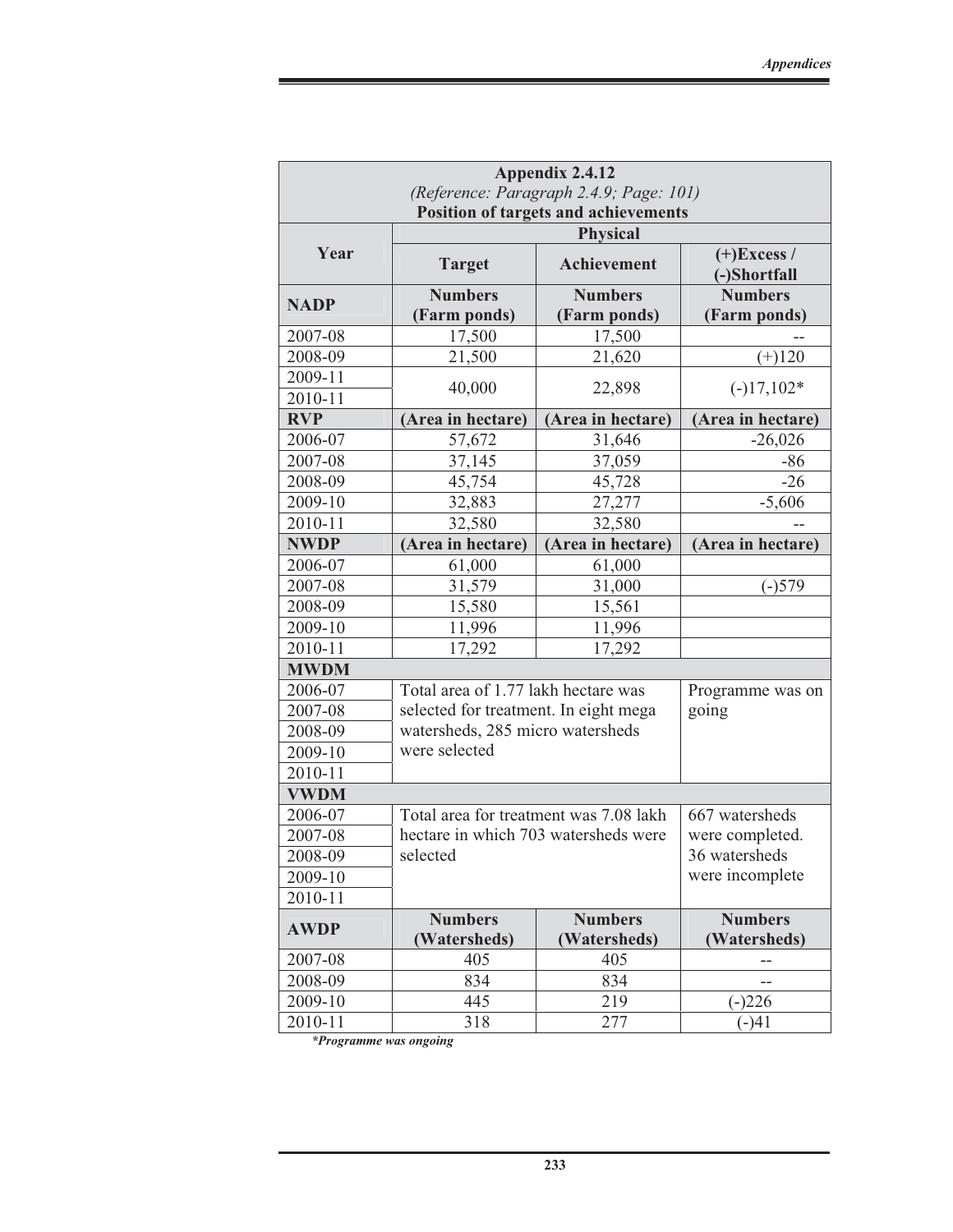**Appendix 2.4.12**

*(Reference: Paragraph 2.4.9; Page: 101)*

**Position of targets and achievements**

| Year | Physical | | |
|---|---|---|---|
| | **Target** | **Achievement** | **(+)Excess / (-)Shortfall** |
| **NADP** | **Numbers (Farm ponds)** | **Numbers (Farm ponds)** | **Numbers (Farm ponds)** |
| 2007-08 | 17,500 | 17,500 | -- |
| 2008-09 | 21,500 | 21,620 | (+)120 |
| 2009-11 2010-11 | 40,000 | 22,898 | (-)17,102* |
| **RVP** | **(Area in hectare)** | **(Area in hectare)** | **(Area in hectare)** |
| 2006-07 | 57,672 | 31,646 | -26,026 |
| 2007-08 | 37,145 | 37,059 | -86 |
| 2008-09 | 45,754 | 45,728 | -26 |
| 2009-10 | 32,883 | 27,277 | -5,606 |
| 2010-11 | 32,580 | 32,580 | -- |
| **NWDP** | **(Area in hectare)** | **(Area in hectare)** | **(Area in hectare)** |
| 2006-07 | 61,000 | 61,000 | |
| 2007-08 | 31,579 | 31,000 | (-)579 |
| 2008-09 | 15,580 | 15,561 | |
| 2009-10 | 11,996 | 11,996 | |
| 2010-11 | 17,292 | 17,292 | |
| **MWDM** | | | |
| 2006-07 2007-08 2008-09 2009-10 2010-11 | Total area of 1.77 lakh hectare was selected for treatment. In eight mega watersheds, 285 micro watersheds were selected | | Programme was on going |
| **VWDM** | | | |
| 2006-07 2007-08 2008-09 2009-10 2010-11 | Total area for treatment was 7.08 lakh hectare in which 703 watersheds were selected | | 667 watersheds were completed. 36 watersheds were incomplete |
| **AWDP** | **Numbers (Watersheds)** | **Numbers (Watersheds)** | **Numbers (Watersheds)** |
| 2007-08 | 405 | 405 | -- |
| 2008-09 | 834 | 834 | -- |
| 2009-10 | 445 | 219 | (-)226 |
| 2010-11 | 318 | 277 | (-)41 |

***Programme was ongoing**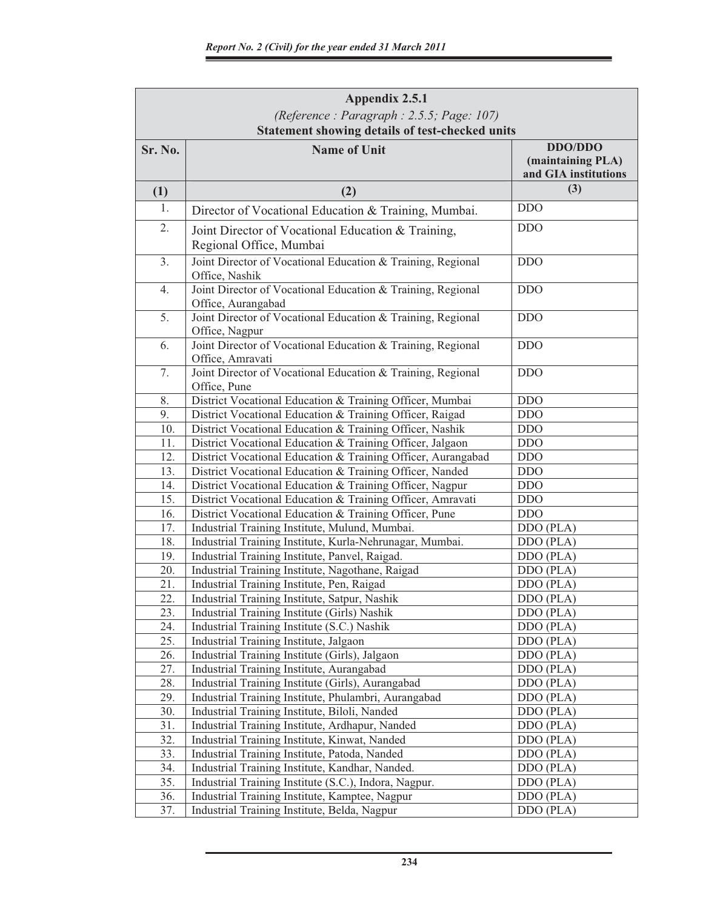## Appendix 2.5.1

*(Reference : Paragraph : 2.5.5; Page: 107)*

**Statement showing details of test-checked units**

| Sr. No. | Name of Unit | DDO/DDO (maintaining PLA) and GIA institutions |
|---|---|---|
| (1) | (2) | (3) |
| 1. | Director of Vocational Education & Training, Mumbai. | DDO |
| 2. | Joint Director of Vocational Education & Training, Regional Office, Mumbai | DDO |
| 3. | Joint Director of Vocational Education & Training, Regional Office, Nashik | DDO |
| 4. | Joint Director of Vocational Education & Training, Regional Office, Aurangabad | DDO |
| 5. | Joint Director of Vocational Education & Training, Regional Office, Nagpur | DDO |
| 6. | Joint Director of Vocational Education & Training, Regional Office, Amravati | DDO |
| 7. | Joint Director of Vocational Education & Training, Regional Office, Pune | DDO |
| 8. | District Vocational Education & Training Officer, Mumbai | DDO |
| 9. | District Vocational Education & Training Officer, Raigad | DDO |
| 10. | District Vocational Education & Training Officer, Nashik | DDO |
| 11. | District Vocational Education & Training Officer, Jalgaon | DDO |
| 12. | District Vocational Education & Training Officer, Aurangabad | DDO |
| 13. | District Vocational Education & Training Officer, Nanded | DDO |
| 14. | District Vocational Education & Training Officer, Nagpur | DDO |
| 15. | District Vocational Education & Training Officer, Amravati | DDO |
| 16. | District Vocational Education & Training Officer, Pune | DDO |
| 17. | Industrial Training Institute, Mulund, Mumbai. | DDO (PLA) |
| 18. | Industrial Training Institute, Kurla-Nehrunagar, Mumbai. | DDO (PLA) |
| 19. | Industrial Training Institute, Panvel, Raigad. | DDO (PLA) |
| 20. | Industrial Training Institute, Nagothane, Raigad | DDO (PLA) |
| 21. | Industrial Training Institute, Pen, Raigad | DDO (PLA) |
| 22. | Industrial Training Institute, Satpur, Nashik | DDO (PLA) |
| 23. | Industrial Training Institute (Girls) Nashik | DDO (PLA) |
| 24. | Industrial Training Institute (S.C.) Nashik | DDO (PLA) |
| 25. | Industrial Training Institute, Jalgaon | DDO (PLA) |
| 26. | Industrial Training Institute (Girls), Jalgaon | DDO (PLA) |
| 27. | Industrial Training Institute, Aurangabad | DDO (PLA) |
| 28. | Industrial Training Institute (Girls), Aurangabad | DDO (PLA) |
| 29. | Industrial Training Institute, Phulambri, Aurangabad | DDO (PLA) |
| 30. | Industrial Training Institute, Biloli, Nanded | DDO (PLA) |
| 31. | Industrial Training Institute, Ardhapur, Nanded | DDO (PLA) |
| 32. | Industrial Training Institute, Kinwat, Nanded | DDO (PLA) |
| 33. | Industrial Training Institute, Patoda, Nanded | DDO (PLA) |
| 34. | Industrial Training Institute, Kandhar, Nanded. | DDO (PLA) |
| 35. | Industrial Training Institute (S.C.), Indora, Nagpur. | DDO (PLA) |
| 36. | Industrial Training Institute, Kamptee, Nagpur | DDO (PLA) |
| 37. | Industrial Training Institute, Belda, Nagpur | DDO (PLA) |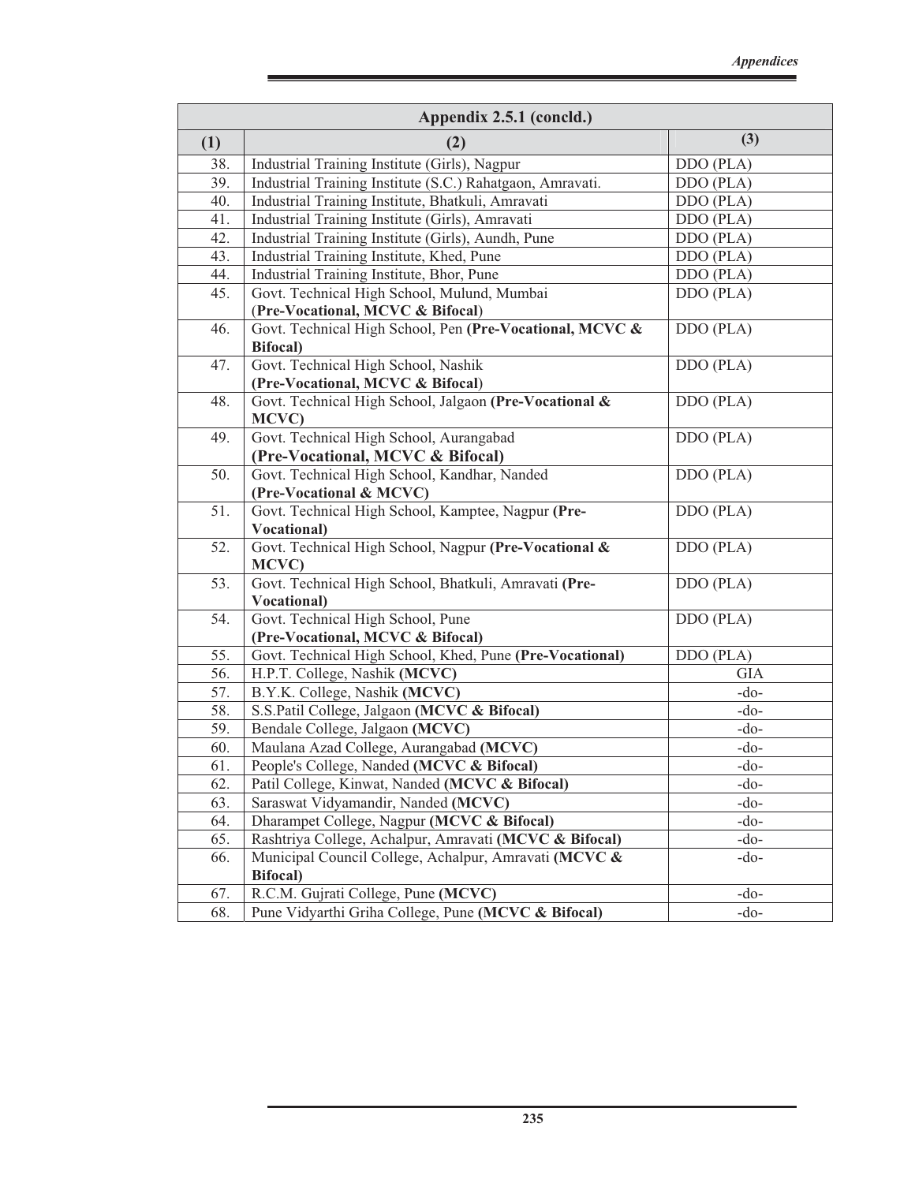| Appendix 2.5.1 (concld.) | | |
|---|---|---|
| **(1)** | **(2)** | **(3)** |
| 38. | Industrial Training Institute (Girls), Nagpur | DDO (PLA) |
| 39. | Industrial Training Institute (S.C.) Rahatgaon, Amravati. | DDO (PLA) |
| 40. | Industrial Training Institute, Bhatkuli, Amravati | DDO (PLA) |
| 41. | Industrial Training Institute (Girls), Amravati | DDO (PLA) |
| 42. | Industrial Training Institute (Girls), Aundh, Pune | DDO (PLA) |
| 43. | Industrial Training Institute, Khed, Pune | DDO (PLA) |
| 44. | Industrial Training Institute, Bhor, Pune | DDO (PLA) |
| 45. | Govt. Technical High School, Mulund, Mumbai (**Pre-Vocational, MCVC & Bifocal**) | DDO (PLA) |
| 46. | Govt. Technical High School, Pen **(Pre-Vocational, MCVC & Bifocal)** | DDO (PLA) |
| 47. | Govt. Technical High School, Nashik **(Pre-Vocational, MCVC & Bifocal**) | DDO (PLA) |
| 48. | Govt. Technical High School, Jalgaon **(Pre-Vocational & MCVC)** | DDO (PLA) |
| 49. | Govt. Technical High School, Aurangabad **(Pre-Vocational, MCVC & Bifocal)** | DDO (PLA) |
| 50. | Govt. Technical High School, Kandhar, Nanded **(Pre-Vocational & MCVC)** | DDO (PLA) |
| 51. | Govt. Technical High School, Kamptee, Nagpur **(Pre-Vocational)** | DDO (PLA) |
| 52. | Govt. Technical High School, Nagpur **(Pre-Vocational & MCVC)** | DDO (PLA) |
| 53. | Govt. Technical High School, Bhatkuli, Amravati **(Pre-Vocational)** | DDO (PLA) |
| 54. | Govt. Technical High School, Pune **(Pre-Vocational, MCVC & Bifocal)** | DDO (PLA) |
| 55. | Govt. Technical High School, Khed, Pune **(Pre-Vocational)** | DDO (PLA) |
| 56. | H.P.T. College, Nashik **(MCVC)** | GIA |
| 57. | B.Y.K. College, Nashik **(MCVC)** | -do- |
| 58. | S.S.Patil College, Jalgaon **(MCVC & Bifocal)** | -do- |
| 59. | Bendale College, Jalgaon **(MCVC)** | -do- |
| 60. | Maulana Azad College, Aurangabad **(MCVC)** | -do- |
| 61. | People's College, Nanded **(MCVC & Bifocal)** | -do- |
| 62. | Patil College, Kinwat, Nanded **(MCVC & Bifocal)** | -do- |
| 63. | Saraswat Vidyamandir, Nanded **(MCVC)** | -do- |
| 64. | Dharampet College, Nagpur **(MCVC & Bifocal)** | -do- |
| 65. | Rashtriya College, Achalpur, Amravati **(MCVC & Bifocal)** | -do- |
| 66. | Municipal Council College, Achalpur, Amravati **(MCVC & Bifocal)** | -do- |
| 67. | R.C.M. Gujrati College, Pune **(MCVC)** | -do- |
| 68. | Pune Vidyarthi Griha College, Pune **(MCVC & Bifocal)** | -do- |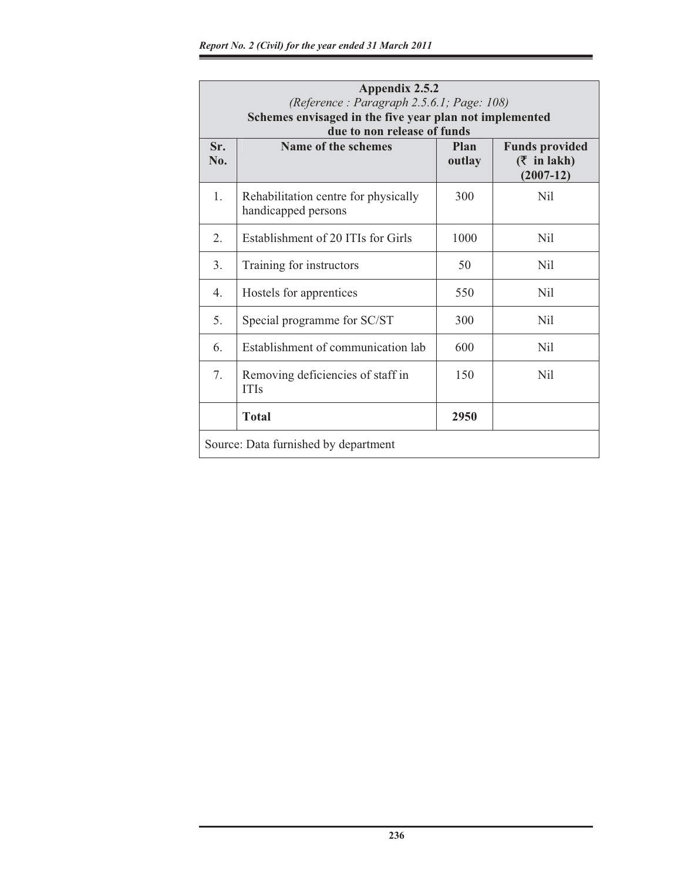## Appendix 2.5.2

*(Reference : Paragraph 2.5.6.1; Page: 108)*

**Schemes envisaged in the five year plan not implemented due to non release of funds**

| Sr. No. | Name of the schemes | Plan outlay | Funds provided (₹ in lakh) (2007-12) |
|---|---|---|---|
| 1. | Rehabilitation centre for physically handicapped persons | 300 | Nil |
| 2. | Establishment of 20 ITIs for Girls | 1000 | Nil |
| 3. | Training for instructors | 50 | Nil |
| 4. | Hostels for apprentices | 550 | Nil |
| 5. | Special programme for SC/ST | 300 | Nil |
| 6. | Establishment of communication lab | 600 | Nil |
| 7. | Removing deficiencies of staff in ITIs | 150 | Nil |
| | **Total** | **2950** | |

Source: Data furnished by department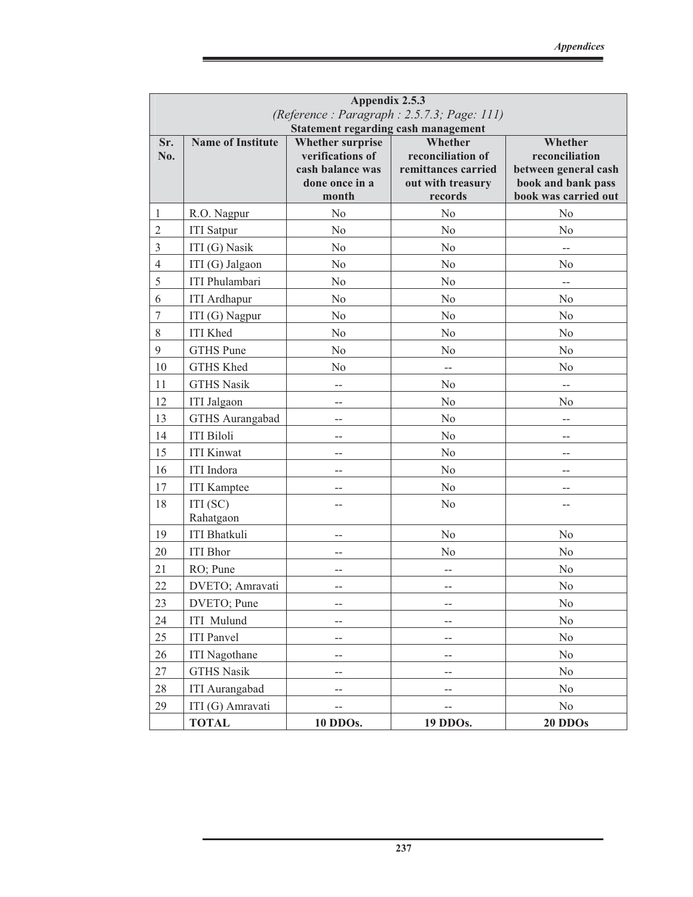**Appendix 2.5.3**

*(Reference : Paragraph : 2.5.7.3; Page: 111)*

**Statement regarding cash management**

| Sr. No. | Name of Institute | Whether surprise verifications of cash balance was done once in a month | Whether reconciliation of remittances carried out with treasury records | Whether reconciliation between general cash book and bank pass book was carried out |
|---|---|---|---|---|
| 1 | R.O. Nagpur | No | No | No |
| 2 | ITI Satpur | No | No | No |
| 3 | ITI (G) Nasik | No | No | -- |
| 4 | ITI (G) Jalgaon | No | No | No |
| 5 | ITI Phulambari | No | No | -- |
| 6 | ITI Ardhapur | No | No | No |
| 7 | ITI (G) Nagpur | No | No | No |
| 8 | ITI Khed | No | No | No |
| 9 | GTHS Pune | No | No | No |
| 10 | GTHS Khed | No | -- | No |
| 11 | GTHS Nasik | -- | No | -- |
| 12 | ITI Jalgaon | -- | No | No |
| 13 | GTHS Aurangabad | -- | No | -- |
| 14 | ITI Biloli | -- | No | -- |
| 15 | ITI Kinwat | -- | No | -- |
| 16 | ITI Indora | -- | No | -- |
| 17 | ITI Kamptee | -- | No | -- |
| 18 | ITI (SC) Rahatgaon | -- | No | -- |
| 19 | ITI Bhatkuli | -- | No | No |
| 20 | ITI Bhor | -- | No | No |
| 21 | RO; Pune | -- | -- | No |
| 22 | DVETO; Amravati | -- | -- | No |
| 23 | DVETO; Pune | -- | -- | No |
| 24 | ITI Mulund | -- | -- | No |
| 25 | ITI Panvel | -- | -- | No |
| 26 | ITI Nagothane | -- | -- | No |
| 27 | GTHS Nasik | -- | -- | No |
| 28 | ITI Aurangabad | -- | -- | No |
| 29 | ITI (G) Amravati | -- | -- | No |
| | **TOTAL** | **10 DDOs.** | **19 DDOs.** | **20 DDOs** |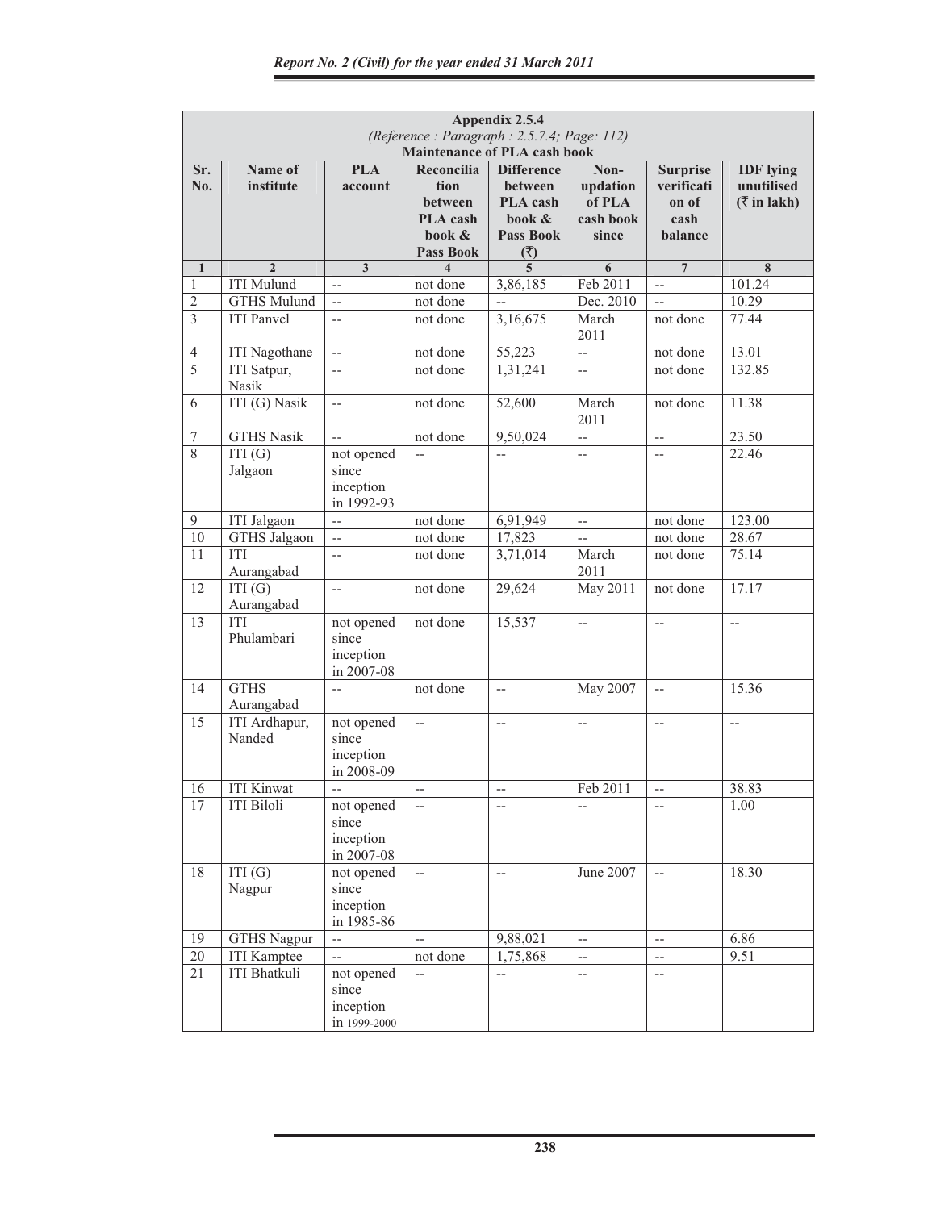**Appendix 2.5.4**

*(Reference : Paragraph : 2.5.7.4; Page: 112)*

**Maintenance of PLA cash book**

| Sr. No. | Name of institute | PLA account | Reconciliation between PLA cash book & Pass Book | Difference between PLA cash book & Pass Book (₹) | Non-updation of PLA cash book since | Surprise verification of cash balance | IDF lying unutilised (₹ in lakh) |
|---|---|---|---|---|---|---|---|
| 1 | 2 | 3 | 4 | 5 | 6 | 7 | 8 |
| 1 | ITI Mulund | -- | not done | 3,86,185 | Feb 2011 | -- | 101.24 |
| 2 | GTHS Mulund | -- | not done | -- | Dec. 2010 | -- | 10.29 |
| 3 | ITI Panvel | -- | not done | 3,16,675 | March 2011 | not done | 77.44 |
| 4 | ITI Nagothane | -- | not done | 55,223 | -- | not done | 13.01 |
| 5 | ITI Satpur, Nasik | -- | not done | 1,31,241 | -- | not done | 132.85 |
| 6 | ITI (G) Nasik | -- | not done | 52,600 | March 2011 | not done | 11.38 |
| 7 | GTHS Nasik | -- | not done | 9,50,024 | -- | -- | 23.50 |
| 8 | ITI (G) Jalgaon | not opened since inception in 1992-93 | -- | -- | -- | -- | 22.46 |
| 9 | ITI Jalgaon | -- | not done | 6,91,949 | -- | not done | 123.00 |
| 10 | GTHS Jalgaon | -- | not done | 17,823 | -- | not done | 28.67 |
| 11 | ITI Aurangabad | -- | not done | 3,71,014 | March 2011 | not done | 75.14 |
| 12 | ITI (G) Aurangabad | -- | not done | 29,624 | May 2011 | not done | 17.17 |
| 13 | ITI Phulambari | not opened since inception in 2007-08 | not done | 15,537 | -- | -- | -- |
| 14 | GTHS Aurangabad | -- | not done | -- | May 2007 | -- | 15.36 |
| 15 | ITI Ardhapur, Nanded | not opened since inception in 2008-09 | -- | -- | -- | -- | -- |
| 16 | ITI Kinwat | -- | -- | -- | Feb 2011 | -- | 38.83 |
| 17 | ITI Biloli | not opened since inception in 2007-08 | -- | -- | -- | -- | 1.00 |
| 18 | ITI (G) Nagpur | not opened since inception in 1985-86 | -- | -- | June 2007 | -- | 18.30 |
| 19 | GTHS Nagpur | -- | -- | 9,88,021 | -- | -- | 6.86 |
| 20 | ITI Kamptee | -- | not done | 1,75,868 | -- | -- | 9.51 |
| 21 | ITI Bhatkuli | not opened since inception in 1999-2000 | -- | -- | -- | -- | |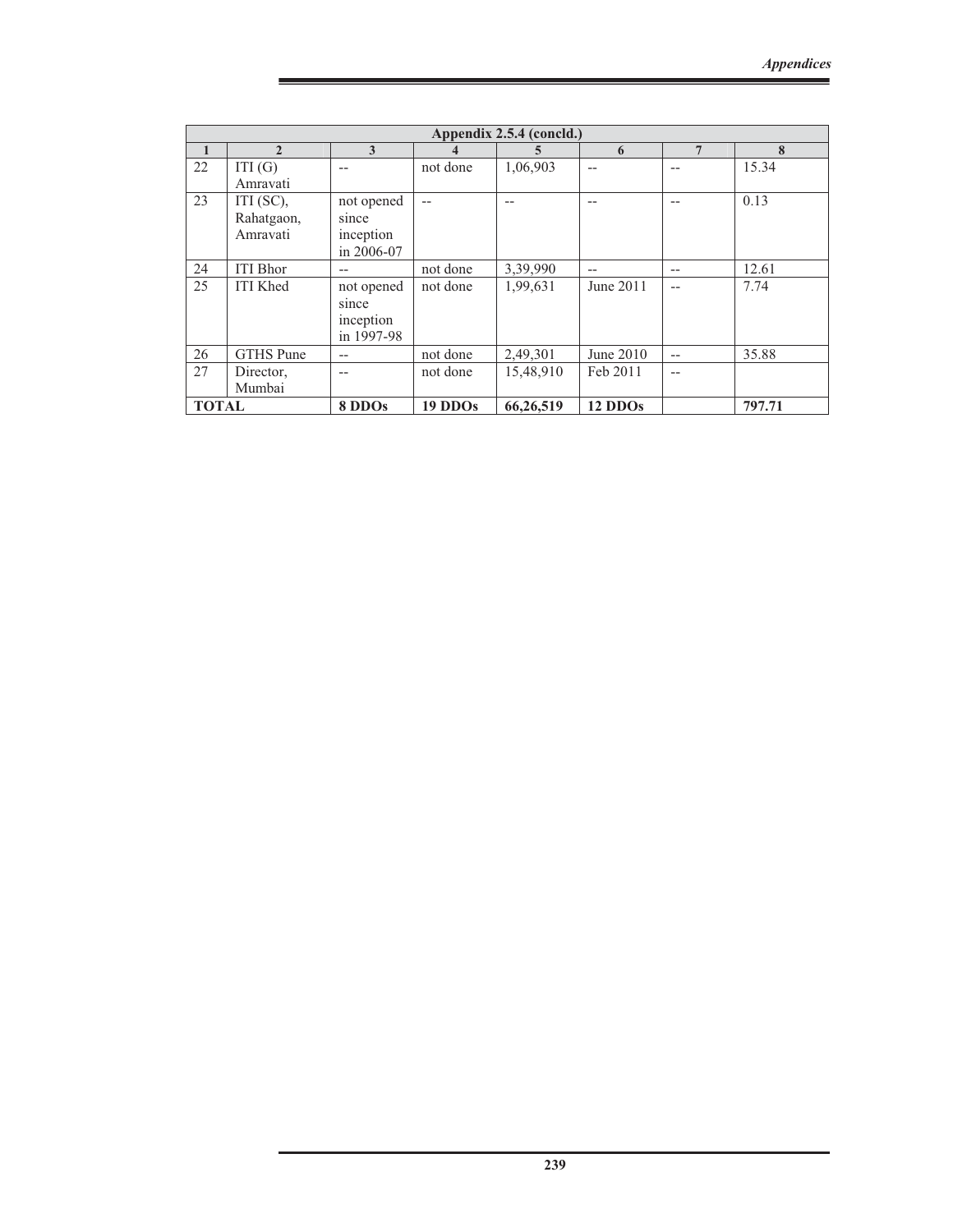| Appendix 2.5.4 (concld.) | | | | | | | |
|---|---|---|---|---|---|---|---|
| 1 | 2 | 3 | 4 | 5 | 6 | 7 | 8 |
| 22 | ITI (G) Amravati | -- | not done | 1,06,903 | -- | -- | 15.34 |
| 23 | ITI (SC), Rahatgaon, Amravati | not opened since inception in 2006-07 | -- | -- | -- | -- | 0.13 |
| 24 | ITI Bhor | -- | not done | 3,39,990 | -- | -- | 12.61 |
| 25 | ITI Khed | not opened since inception in 1997-98 | not done | 1,99,631 | June 2011 | -- | 7.74 |
| 26 | GTHS Pune | -- | not done | 2,49,301 | June 2010 | -- | 35.88 |
| 27 | Director, Mumbai | -- | not done | 15,48,910 | Feb 2011 | -- | |
| **TOTAL** | | **8 DDOs** | **19 DDOs** | **66,26,519** | **12 DDOs** | | **797.71** |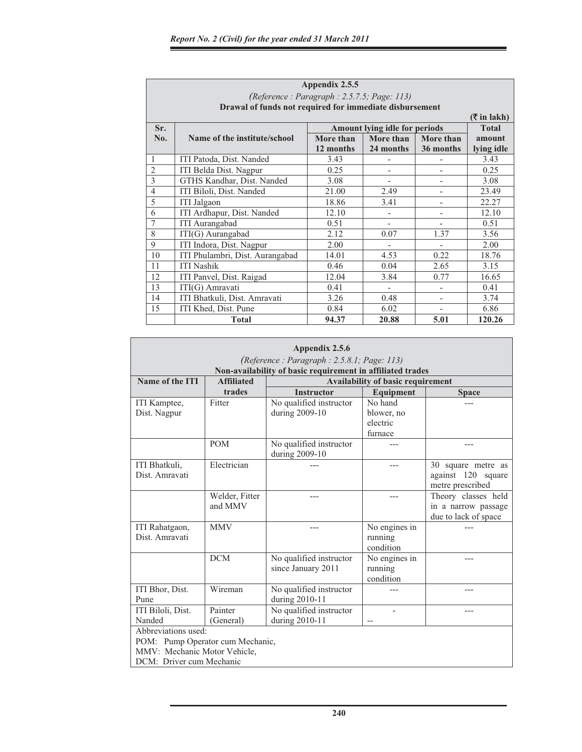## Appendix 2.5.5

*(Reference : Paragraph : 2.5.7.5; Page: 113)*

**Drawal of funds not required for immediate disbursement**

(₹ in lakh)

| Sr. No. | Name of the institute/school | Amount lying idle for periods | | | Total amount lying idle |
|---|---|---|---|---|---|
| | | More than 12 months | More than 24 months | More than 36 months | |
| 1 | ITI Patoda, Dist. Nanded | 3.43 | - | - | 3.43 |
| 2 | ITI Belda Dist. Nagpur | 0.25 | - | - | 0.25 |
| 3 | GTHS Kandhar, Dist. Nanded | 3.08 | - | - | 3.08 |
| 4 | ITI Biloli, Dist. Nanded | 21.00 | 2.49 | - | 23.49 |
| 5 | ITI Jalgaon | 18.86 | 3.41 | - | 22.27 |
| 6 | ITI Ardhapur, Dist. Nanded | 12.10 | - | - | 12.10 |
| 7 | ITI Aurangabad | 0.51 | - | - | 0.51 |
| 8 | ITI(G) Aurangabad | 2.12 | 0.07 | 1.37 | 3.56 |
| 9 | ITI Indora, Dist. Nagpur | 2.00 | - | - | 2.00 |
| 10 | ITI Phulambri, Dist. Aurangabad | 14.01 | 4.53 | 0.22 | 18.76 |
| 11 | ITI Nashik | 0.46 | 0.04 | 2.65 | 3.15 |
| 12 | ITI Panvel, Dist. Raigad | 12.04 | 3.84 | 0.77 | 16.65 |
| 13 | ITI(G) Amravati | 0.41 | - | - | 0.41 |
| 14 | ITI Bhatkuli, Dist. Amravati | 3.26 | 0.48 | - | 3.74 |
| 15 | ITI Khed, Dist. Pune | 0.84 | 6.02 | - | 6.86 |
| | **Total** | **94.37** | **20.88** | **5.01** | **120.26** |

## Appendix 2.5.6

*(Reference : Paragraph : 2.5.8.1; Page: 113)*

**Non-availability of basic requirement in affiliated trades**

| Name of the ITI | Affiliated trades | Availability of basic requirement | | |
|---|---|---|---|---|
| | | Instructor | Equipment | Space |
| ITI Kamptee, Dist. Nagpur | Fitter | No qualified instructor during 2009-10 | No hand blower, no electric furnace | --- |
| | POM | No qualified instructor during 2009-10 | --- | --- |
| ITI Bhatkuli, Dist. Amravati | Electrician | --- | --- | 30 square metre as against 120 square metre prescribed |
| | Welder, Fitter and MMV | --- | --- | Theory classes held in a narrow passage due to lack of space |
| ITI Rahatgaon, Dist. Amravati | MMV | --- | No engines in running condition | --- |
| | DCM | No qualified instructor since January 2011 | No engines in running condition | --- |
| ITI Bhor, Dist. Pune | Wireman | No qualified instructor during 2010-11 | --- | --- |
| ITI Biloli, Dist. Nanded | Painter (General) | No qualified instructor during 2010-11 | - -- | --- |

Abbreviations used:
POM: Pump Operator cum Mechanic,
MMV: Mechanic Motor Vehicle,
DCM: Driver cum Mechanic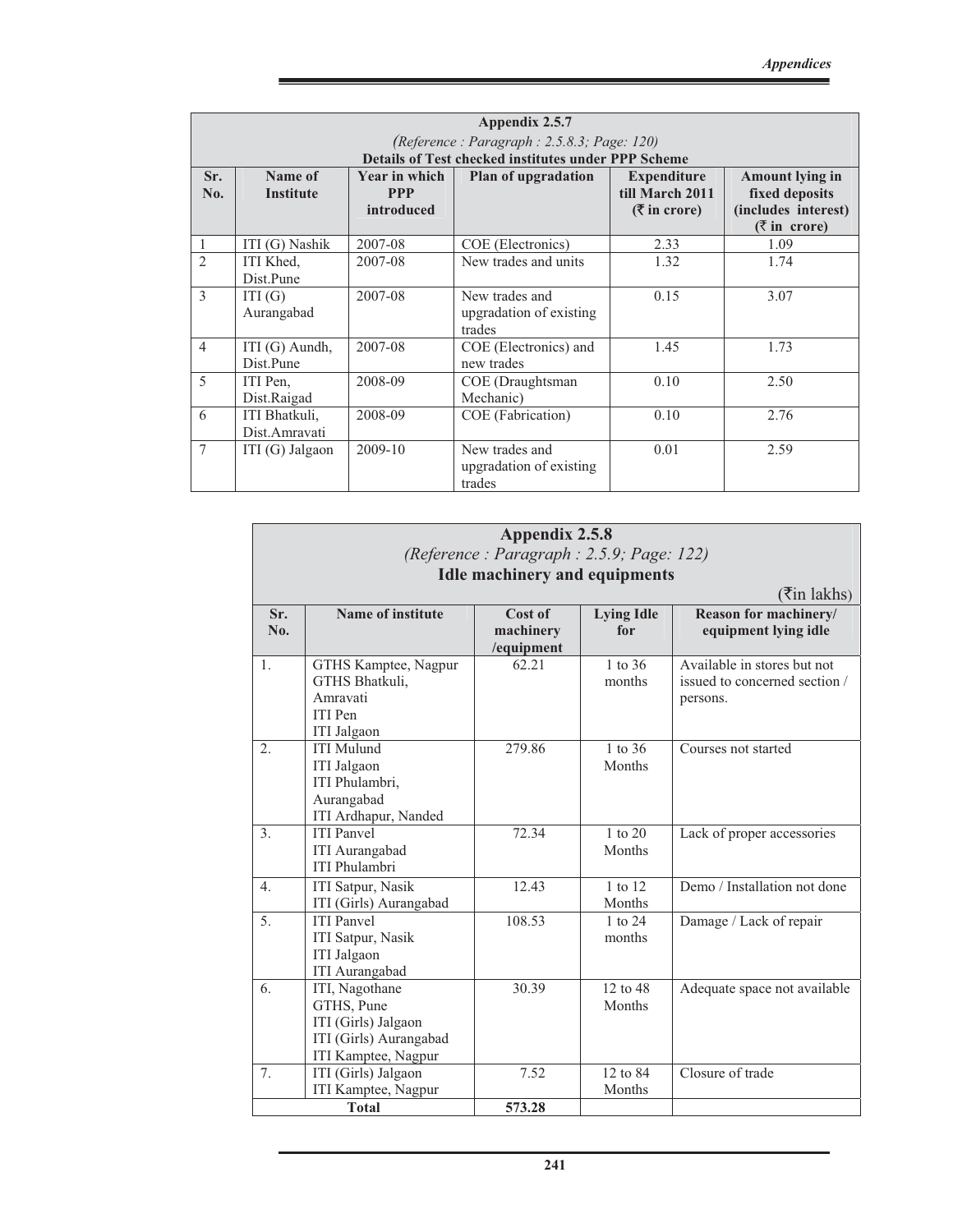## Appendix 2.5.7

*(Reference : Paragraph : 2.5.8.3; Page: 120)*

**Details of Test checked institutes under PPP Scheme**

| Sr. No. | Name of Institute | Year in which PPP introduced | Plan of upgradation | Expenditure till March 2011 (₹ in crore) | Amount lying in fixed deposits (includes interest) (₹ in crore) |
|---|---|---|---|---|---|
| 1 | ITI (G) Nashik | 2007-08 | COE (Electronics) | 2.33 | 1.09 |
| 2 | ITI Khed, Dist.Pune | 2007-08 | New trades and units | 1.32 | 1.74 |
| 3 | ITI (G) Aurangabad | 2007-08 | New trades and upgradation of existing trades | 0.15 | 3.07 |
| 4 | ITI (G) Aundh, Dist.Pune | 2007-08 | COE (Electronics) and new trades | 1.45 | 1.73 |
| 5 | ITI Pen, Dist.Raigad | 2008-09 | COE (Draughtsman Mechanic) | 0.10 | 2.50 |
| 6 | ITI Bhatkuli, Dist.Amravati | 2008-09 | COE (Fabrication) | 0.10 | 2.76 |
| 7 | ITI (G) Jalgaon | 2009-10 | New trades and upgradation of existing trades | 0.01 | 2.59 |

## Appendix 2.5.8

*(Reference : Paragraph : 2.5.9; Page: 122)*

**Idle machinery and equipments**

(₹in lakhs)

| Sr. No. | Name of institute | Cost of machinery /equipment | Lying Idle for | Reason for machinery/ equipment lying idle |
|---|---|---|---|---|
| 1. | GTHS Kamptee, Nagpur<br>GTHS Bhatkuli, Amravati<br>ITI Pen<br>ITI Jalgaon | 62.21 | 1 to 36 months | Available in stores but not issued to concerned section / persons. |
| 2. | ITI Mulund<br>ITI Jalgaon<br>ITI Phulambri, Aurangabad<br>ITI Ardhapur, Nanded | 279.86 | 1 to 36 Months | Courses not started |
| 3. | ITI Panvel<br>ITI Aurangabad<br>ITI Phulambri | 72.34 | 1 to 20 Months | Lack of proper accessories |
| 4. | ITI Satpur, Nasik<br>ITI (Girls) Aurangabad | 12.43 | 1 to 12 Months | Demo / Installation not done |
| 5. | ITI Panvel<br>ITI Satpur, Nasik<br>ITI Jalgaon<br>ITI Aurangabad | 108.53 | 1 to 24 months | Damage / Lack of repair |
| 6. | ITI, Nagothane<br>GTHS, Pune<br>ITI (Girls) Jalgaon<br>ITI (Girls) Aurangabad<br>ITI Kamptee, Nagpur | 30.39 | 12 to 48 Months | Adequate space not available |
| 7. | ITI (Girls) Jalgaon<br>ITI Kamptee, Nagpur | 7.52 | 12 to 84 Months | Closure of trade |
| | **Total** | **573.28** | | |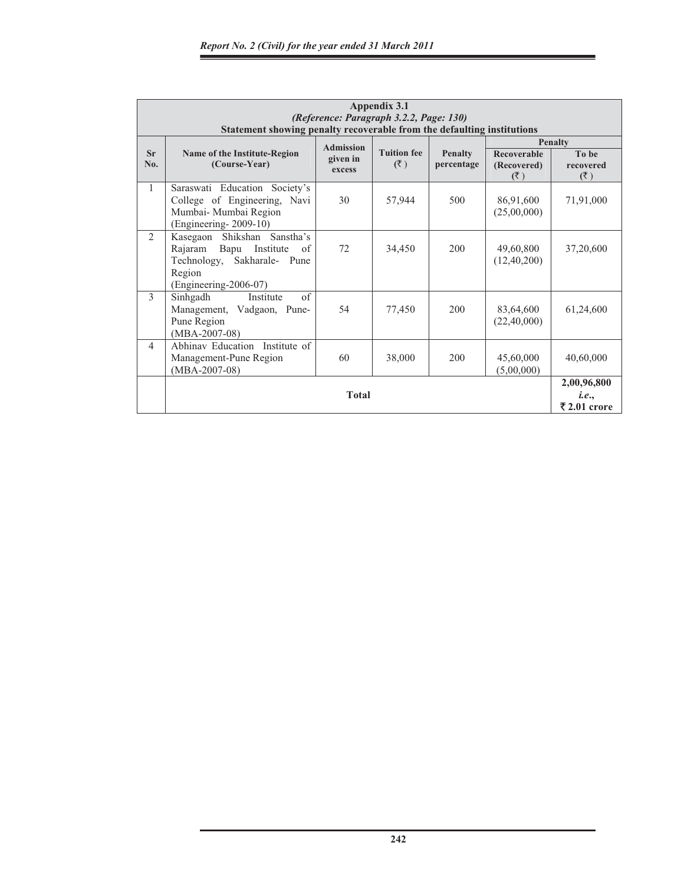## Appendix 3.1

*(Reference: Paragraph 3.2.2, Page: 130)*

**Statement showing penalty recoverable from the defaulting institutions**

| Sr No. | Name of the Institute-Region (Course-Year) | Admission given in excess | Tuition fee (₹) | Penalty percentage | Penalty | |
|---|---|---|---|---|---|---|
| | | | | | Recoverable (Recovered) (₹) | To be recovered (₹) |
| 1 | Saraswati Education Society's College of Engineering, Navi Mumbai- Mumbai Region (Engineering- 2009-10) | 30 | 57,944 | 500 | 86,91,600 (25,00,000) | 71,91,000 |
| 2 | Kasegaon Shikshan Sanstha's Rajaram Bapu Institute of Technology, Sakharale- Pune Region (Engineering-2006-07) | 72 | 34,450 | 200 | 49,60,800 (12,40,200) | 37,20,600 |
| 3 | Sinhgadh Institute of Management, Vadgaon, Pune-Pune Region (MBA-2007-08) | 54 | 77,450 | 200 | 83,64,600 (22,40,000) | 61,24,600 |
| 4 | Abhinav Education Institute of Management-Pune Region (MBA-2007-08) | 60 | 38,000 | 200 | 45,60,000 (5,00,000) | 40,60,000 |
| | **Total** | | | | | **2,00,96,800 *i.e.*, ₹ 2.01 crore** |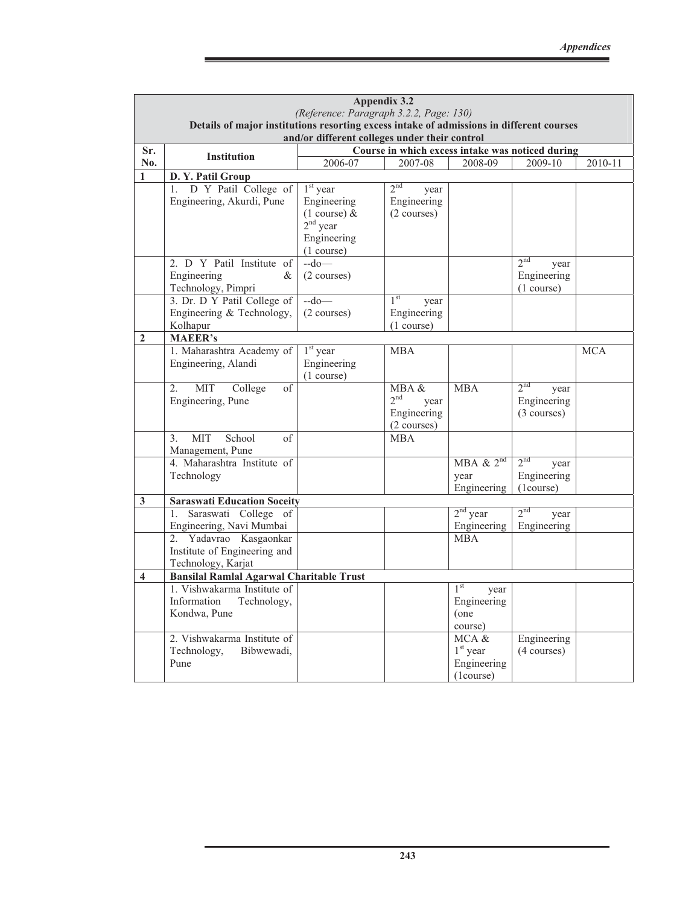**Appendix 3.2**

*(Reference: Paragraph 3.2.2, Page: 130)*

**Details of major institutions resorting excess intake of admissions in different courses and/or different colleges under their control**

| Sr. No. | Institution | Course in which excess intake was noticed during | | | | |
|---|---|---|---|---|---|---|
| | | 2006-07 | 2007-08 | 2008-09 | 2009-10 | 2010-11 |
| **1** | **D. Y. Patil Group** | | | | | |
| | 1. D Y Patil College of Engineering, Akurdi, Pune | 1st year Engineering (1 course) & 2nd year Engineering (1 course) | 2nd year Engineering (2 courses) | | | |
| | 2. D Y Patil Institute of Engineering & Technology, Pimpri | --do— (2 courses) | | | 2nd year Engineering (1 course) | |
| | 3. Dr. D Y Patil College of Engineering & Technology, Kolhapur | --do— (2 courses) | 1st year Engineering (1 course) | | | |
| **2** | **MAEER's** | | | | | |
| | 1. Maharashtra Academy of Engineering, Alandi | 1st year Engineering (1 course) | MBA | | | MCA |
| | 2. MIT College of Engineering, Pune | | MBA & 2nd year Engineering (2 courses) | MBA | 2nd year Engineering (3 courses) | |
| | 3. MIT School of Management, Pune | | MBA | | | |
| | 4. Maharashtra Institute of Technology | | | MBA & 2nd year Engineering | 2nd year Engineering (1course) | |
| **3** | **Saraswati Education Soceity** | | | | | |
| | 1. Saraswati College of Engineering, Navi Mumbai | | | 2nd year Engineering | 2nd year Engineering | |
| | 2. Yadavrao Kasgaonkar Institute of Engineering and Technology, Karjat | | | MBA | | |
| **4** | **Bansilal Ramlal Agarwal Charitable Trust** | | | | | |
| | 1. Vishwakarma Institute of Information Technology, Kondwa, Pune | | | 1st year Engineering (one course) | | |
| | 2. Vishwakarma Institute of Technology, Bibwewadi, Pune | | | MCA & 1st year Engineering (1course) | Engineering (4 courses) | |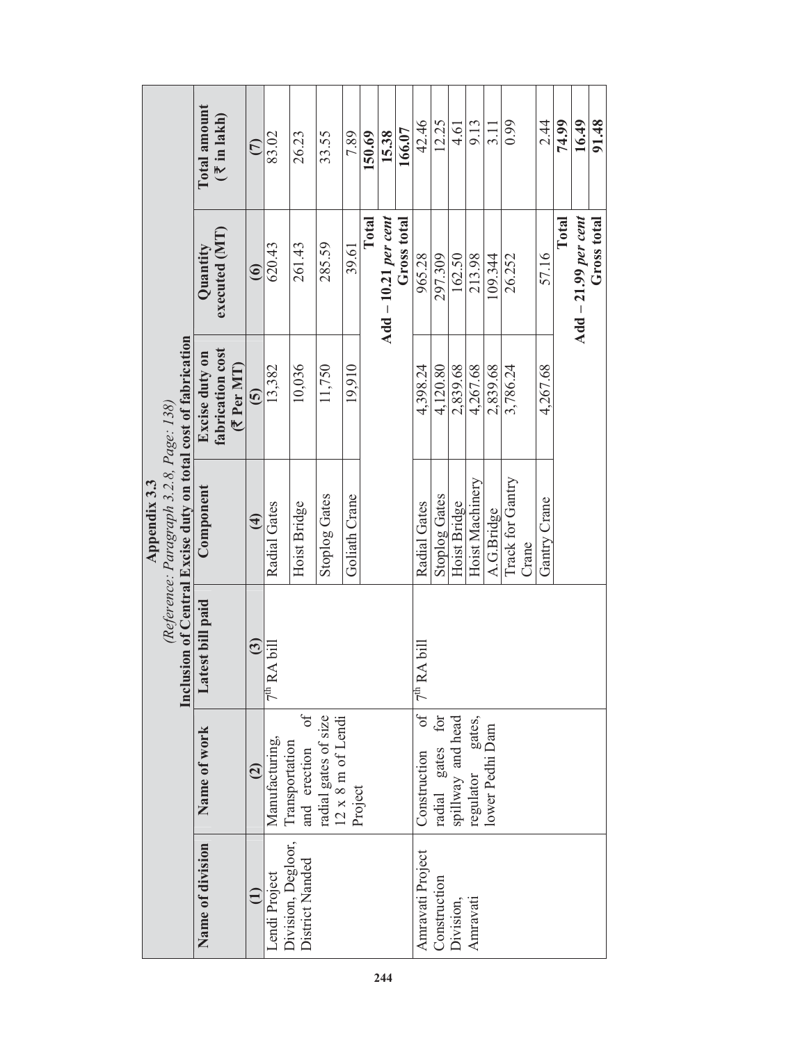# Appendix 3.3

*(Reference: Paragraph 3.2.8, Page: 138)*

**Inclusion of Central Excise duty on total cost of fabrication**

| Name of division | Name of work | Latest bill paid | Component | Excise duty on fabrication cost (₹ Per MT) | Quantity executed (MT) | Total amount (₹ in lakh) |
|---|---|---|---|---|---|---|
| (1) | (2) | (3) | (4) | (5) | (6) | (7) |
| Lendi Project Division, Degloor, District Nanded | Manufacturing, Transportation and erection of radial gates of size 12 x 8 m of Lendi Project | 7th RA bill | Radial Gates | 13,382 | 620.43 | 83.02 |
| | | | Hoist Bridge | 10,036 | 261.43 | 26.23 |
| | | | Stoplog Gates | 11,750 | 285.59 | 33.55 |
| | | | Goliath Crane | 19,910 | 39.61 | 7.89 |
| | | | | | **Total** | **150.69** |
| | | | | | **Add – 10.21 *per cent*** | **15.38** |
| | | | | | **Gross total** | **166.07** |
| Amravati Project Construction Division, Amravati | Construction of radial gates for spillway and head regulator gates, lower Pedhi Dam | 7th RA bill | Radial Gates | 4,398.24 | 965.28 | 42.46 |
| | | | Stoplog Gates | 4,120.80 | 297.309 | 12.25 |
| | | | Hoist Bridge | 2,839.68 | 162.50 | 4.61 |
| | | | Hoist Machinery | 4,267.68 | 213.98 | 9.13 |
| | | | A.G.Bridge | 2,839.68 | 109.344 | 3.11 |
| | | | Track for Gantry Crane | 3,786.24 | 26.252 | 0.99 |
| | | | Gantry Crane | 4,267.68 | 57.16 | 2.44 |
| | | | | | **Total** | **74.99** |
| | | | | | **Add – 21.99 *per cent*** | **16.49** |
| | | | | | **Gross total** | **91.48** |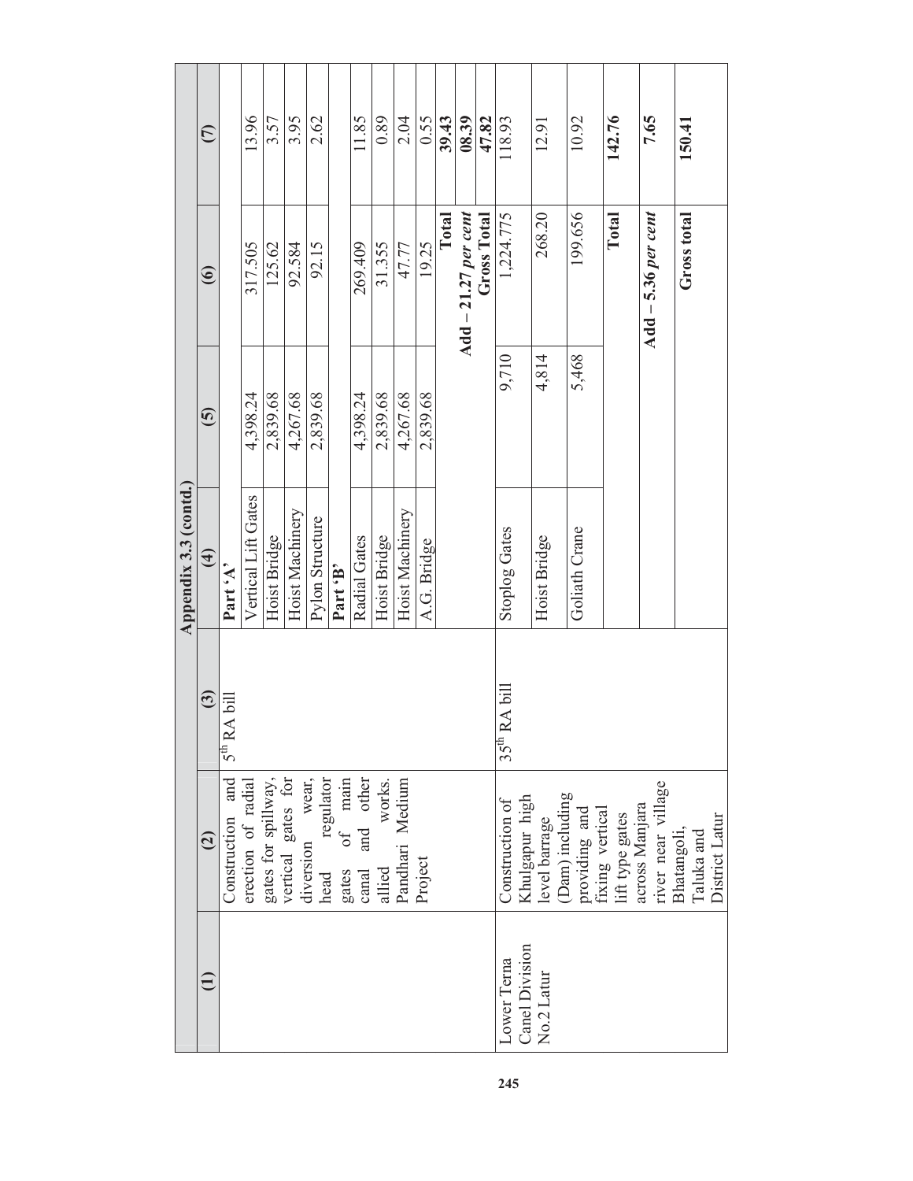**Appendix 3.3 (contd.)**

| (1) | (2) | (3) | (4) | (5) | (6) | (7) |
|---|---|---|---|---|---|---|
| | Construction and erection of radial gates for spillway, vertical gates for diversion wear, head regulator gates of main canal and other allied works. Pandhari Medium Project | 5th RA bill | **Part 'A'** | | | |
| | | | Vertical Lift Gates | 4,398.24 | 317.505 | 13.96 |
| | | | Hoist Bridge | 2,839.68 | 125.62 | 3.57 |
| | | | Hoist Machinery | 4,267.68 | 92.584 | 3.95 |
| | | | Pylon Structure | 2,839.68 | 92.15 | 2.62 |
| | | | **Part 'B'** | | | |
| | | | Radial Gates | 4,398.24 | 269.409 | 11.85 |
| | | | Hoist Bridge | 2,839.68 | 31.355 | 0.89 |
| | | | Hoist Machinery | 4,267.68 | 47.77 | 2.04 |
| | | | A.G. Bridge | 2,839.68 | 19.25 | 0.55 |
| | | | | | **Total** | **39.43** |
| | | | | | **Add – 21.27 *per cent*** | **08.39** |
| | | | | | **Gross Total** | **47.82** |
| Lower Terna Canal Division No.2 Latur | Construction of Khulgapur high level barrage (Dam) including providing and fixing vertical lift type gates across Manjara river near village Bhatangoli, Taluka and District Latur | 35th RA bill | Stoplog Gates | 9,710 | 1,224.775 | 118.93 |
| | | | Hoist Bridge | 4,814 | 268.20 | 12.91 |
| | | | Goliath Crane | 5,468 | 199.656 | 10.92 |
| | | | | | **Total** | **142.76** |
| | | | | | **Add – 5.36 *per cent*** | **7.65** |
| | | | | | **Gross total** | **150.41** |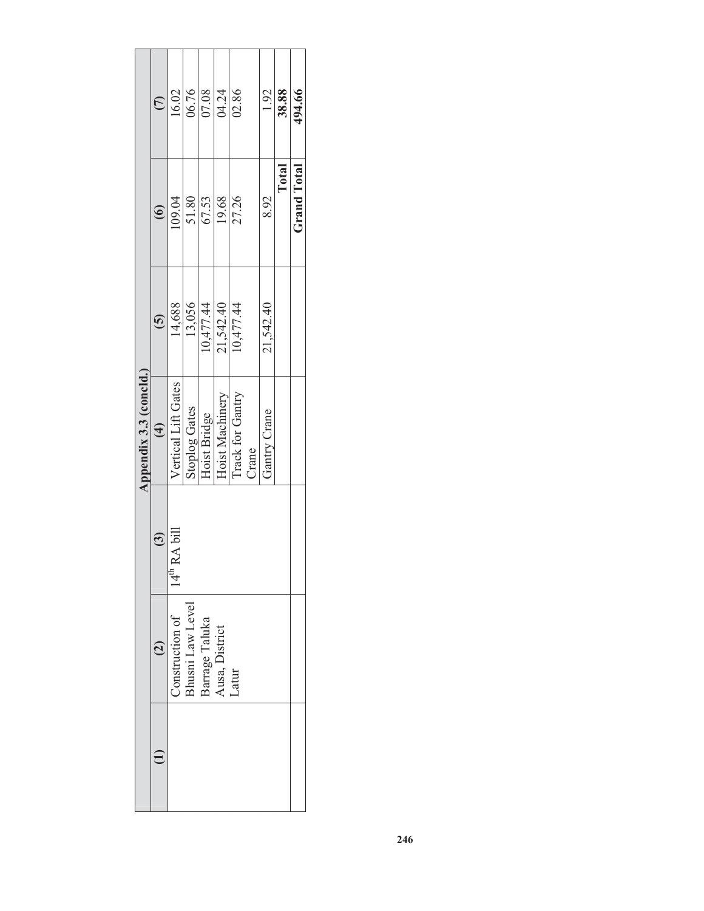| Appendix 3.3 (concld.) | | | | | | |
|---|---|---|---|---|---|---|
| (1) | (2) | (3) | (4) | (5) | (6) | (7) |
| | Construction of Bhusni Law Level Barrage Taluka Ausa, District Latur | 14th RA bill | Vertical Lift Gates | 14,688 | 109.04 | 16.02 |
| | | | Stoplog Gates | 13,056 | 51.80 | 06.76 |
| | | | Hoist Bridge | 10,477.44 | 67.53 | 07.08 |
| | | | Hoist Machinery | 21,542.40 | 19.68 | 04.24 |
| | | | Track for Gantry Crane | 10,477.44 | 27.26 | 02.86 |
| | | | Gantry Crane | 21,542.40 | 8.92 | 1.92 |
| | | | | | **Total** | **38.88** |
| | | | | | **Grand Total** | **494.66** |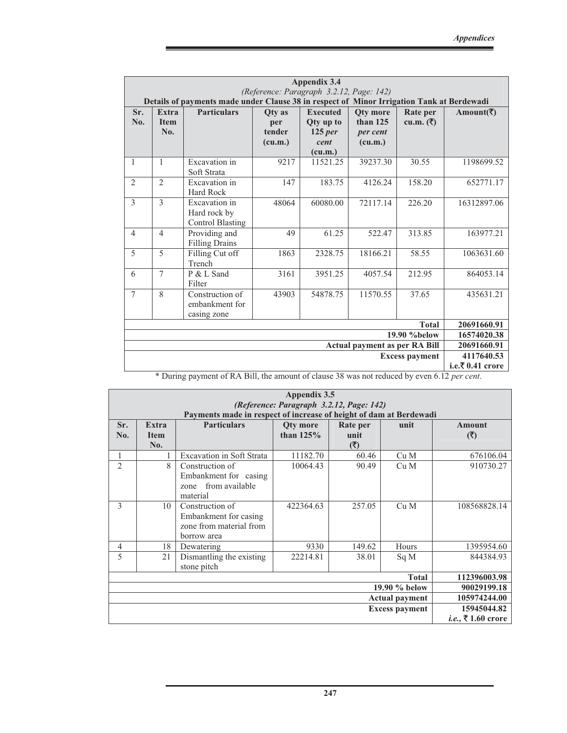## Appendix 3.4

*(Reference: Paragraph 3.2.12, Page: 142)*

**Details of payments made under Clause 38 in respect of Minor Irrigation Tank at Berdewadi**

| Sr. No. | Extra Item No. | Particulars | Qty as per tender (cu.m.) | Executed Qty up to 125 *per cent* (cu.m.) | Qty more than 125 *per cent* (cu.m.) | Rate per cu.m. (₹) | Amount(₹) |
|---|---|---|---|---|---|---|---|
| 1 | 1 | Excavation in Soft Strata | 9217 | 11521.25 | 39237.30 | 30.55 | 1198699.52 |
| 2 | 2 | Excavation in Hard Rock | 147 | 183.75 | 4126.24 | 158.20 | 652771.17 |
| 3 | 3 | Excavation in Hard rock by Control Blasting | 48064 | 60080.00 | 72117.14 | 226.20 | 16312897.06 |
| 4 | 4 | Providing and Filling Drains | 49 | 61.25 | 522.47 | 313.85 | 163977.21 |
| 5 | 5 | Filling Cut off Trench | 1863 | 2328.75 | 18166.21 | 58.55 | 1063631.60 |
| 6 | 7 | P & L Sand Filter | 3161 | 3951.25 | 4057.54 | 212.95 | 864053.14 |
| 7 | 8 | Construction of embankment for casing zone | 43903 | 54878.75 | 11570.55 | 37.65 | 435631.21 |
| | | | | | | **Total** | **20691660.91** |
| | | | | | | **19.90 %below** | **16574020.38** |
| | | | | | | **Actual payment as per RA Bill** | **20691660.91** |
| | | | | | | **Excess payment** | **4117640.53 i.e.₹ 0.41 crore** |

\* During payment of RA Bill, the amount of clause 38 was not reduced by even 6.12 *per cent*.

## Appendix 3.5

***(Reference: Paragraph 3.2.12, Page: 142)***

**Payments made in respect of increase of height of dam at Berdewadi**

| Sr. No. | Extra Item No. | Particulars | Qty more than 125% | Rate per unit (₹) | unit | Amount (₹) |
|---|---|---|---|---|---|---|
| 1 | 1 | Excavation in Soft Strata | 11182.70 | 60.46 | Cu M | 676106.04 |
| 2 | 8 | Construction of Embankment for casing zone from available material | 10064.43 | 90.49 | Cu M | 910730.27 |
| 3 | 10 | Construction of Embankment for casing zone from material from borrow area | 422364.63 | 257.05 | Cu M | 108568828.14 |
| 4 | 18 | Dewatering | 9330 | 149.62 | Hours | 1395954.60 |
| 5 | 21 | Dismantling the existing stone pitch | 22214.81 | 38.01 | Sq M | 844384.93 |
| | | | | | **Total** | **112396003.98** |
| | | | | | **19.90 % below** | **90029199.18** |
| | | | | | **Actual payment** | **105974244.00** |
| | | | | | **Excess payment** | **15945044.82 *i.e.,* ₹ 1.60 crore** |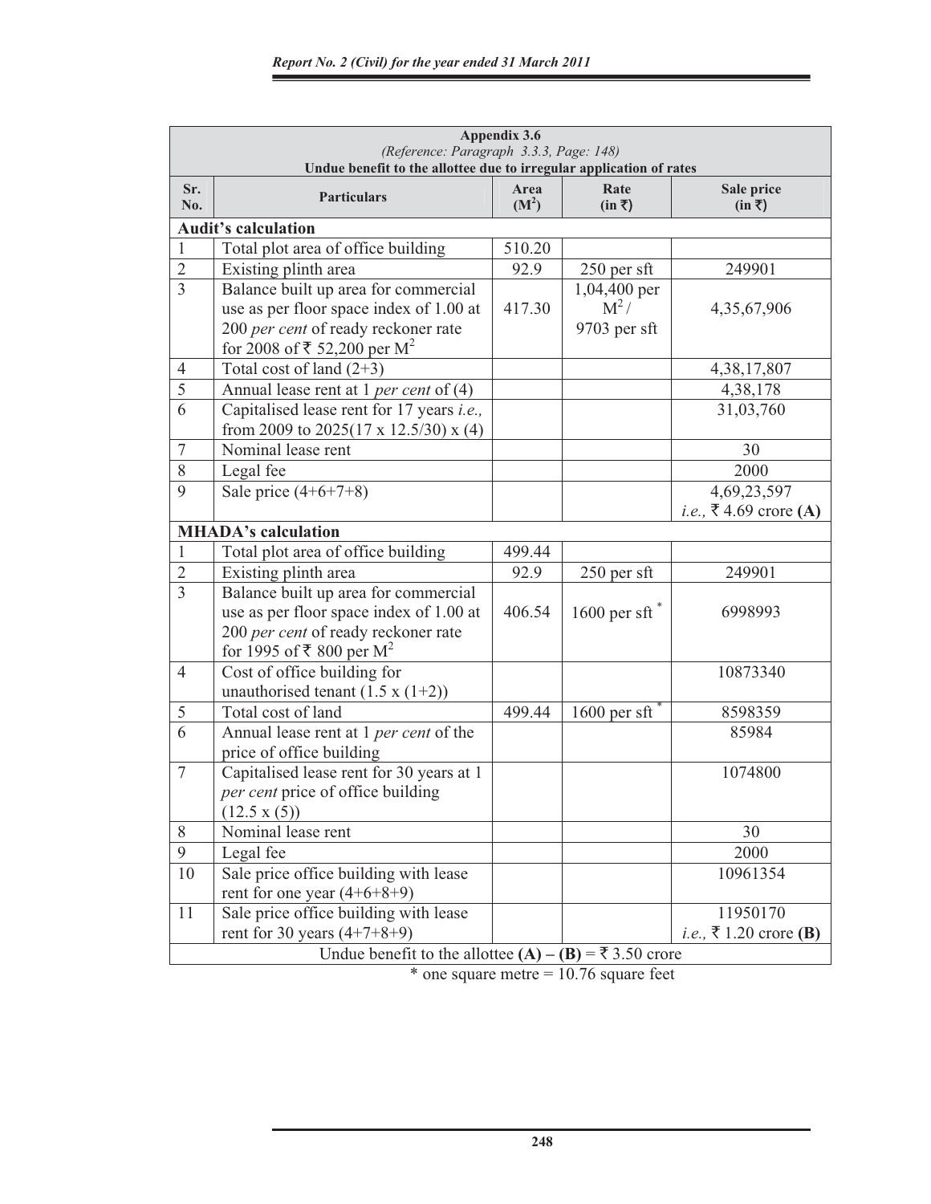**Appendix 3.6**

*(Reference: Paragraph 3.3.3, Page: 148)*

**Undue benefit to the allottee due to irregular application of rates**

| Sr. No. | Particulars | Area ($M^2$) | Rate (in ₹) | Sale price (in ₹) |
|---|---|---|---|---|
| **Audit's calculation** | | | | |
| 1 | Total plot area of office building | 510.20 | | |
| 2 | Existing plinth area | 92.9 | 250 per sft | 249901 |
| 3 | Balance built up area for commercial use as per floor space index of 1.00 at 200 *per cent* of ready reckoner rate for 2008 of ₹ 52,200 per $M^2$ | 417.30 | 1,04,400 per $M^2$ / 9703 per sft | 4,35,67,906 |
| 4 | Total cost of land (2+3) | | | 4,38,17,807 |
| 5 | Annual lease rent at 1 *per cent* of (4) | | | 4,38,178 |
| 6 | Capitalised lease rent for 17 years *i.e.,* from 2009 to 2025(17 x 12.5/30) x (4) | | | 31,03,760 |
| 7 | Nominal lease rent | | | 30 |
| 8 | Legal fee | | | 2000 |
| 9 | Sale price (4+6+7+8) | | | 4,69,23,597 *i.e.,* ₹ 4.69 crore **(A)** |
| **MHADA's calculation** | | | | |
| 1 | Total plot area of office building | 499.44 | | |
| 2 | Existing plinth area | 92.9 | 250 per sft | 249901 |
| 3 | Balance built up area for commercial use as per floor space index of 1.00 at 200 *per cent* of ready reckoner rate for 1995 of ₹ 800 per $M^2$ | 406.54 | 1600 per sft * | 6998993 |
| 4 | Cost of office building for unauthorised tenant (1.5 x (1+2)) | | | 10873340 |
| 5 | Total cost of land | 499.44 | 1600 per sft * | 8598359 |
| 6 | Annual lease rent at 1 *per cent* of the price of office building | | | 85984 |
| 7 | Capitalised lease rent for 30 years at 1 *per cent* price of office building (12.5 x (5)) | | | 1074800 |
| 8 | Nominal lease rent | | | 30 |
| 9 | Legal fee | | | 2000 |
| 10 | Sale price office building with lease rent for one year (4+6+8+9) | | | 10961354 |
| 11 | Sale price office building with lease rent for 30 years (4+7+8+9) | | | 11950170 *i.e.,* ₹ 1.20 crore **(B)** |
| Undue benefit to the allottee **(A) – (B)** = ₹ 3.50 crore | | | | |

\* one square metre = 10.76 square feet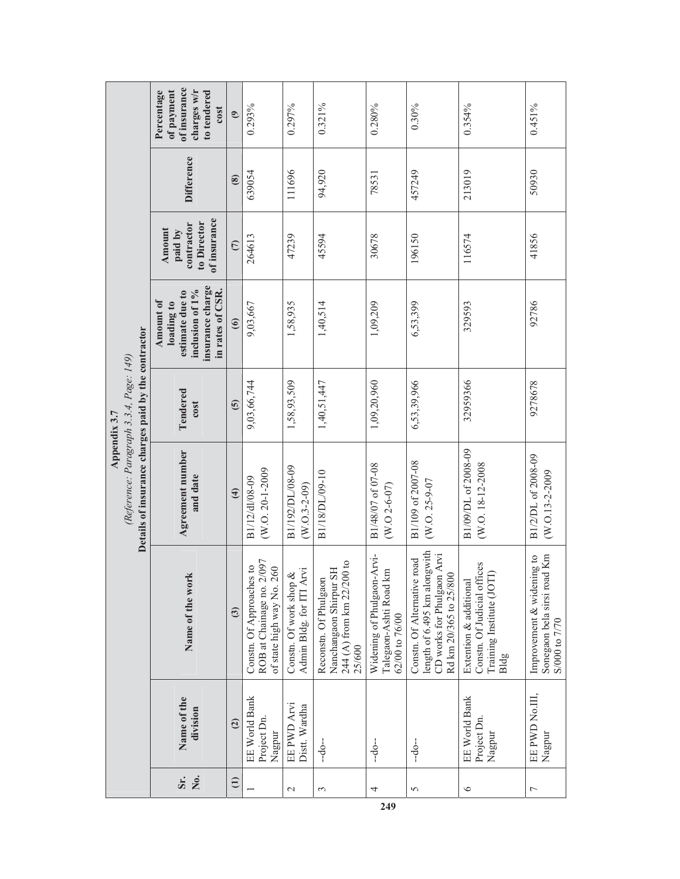## Appendix 3.7

*(Reference: Paragraph 3.3.4, Page: 149)*

**Details of insurance charges paid by the contractor**

| Sr. No. | Name of the division | Name of the work | Agreement number and date | Tendered cost | Amount of loading to estimate due to inclusion of 1% insurance charge in rates of CSR. | Amount paid by contractor to Director of insurance | Difference | Percentage of payment of insurance charges w/r to tendered cost |
|---|---|---|---|---|---|---|---|---|
| (1) | (2) | (3) | (4) | (5) | (6) | (7) | (8) | (9) |
| 1 | EE World Bank Project Dn. Nagpur | Constn. Of Approaches to ROB at Chainage no. 2/097 of state high way No. 260 | B1/12/dl/08-09 (W.O. 20-1-2009 | 9,03,66,744 | 9,03,667 | 264613 | 639054 | 0.293% |
| 2 | EE PWD Arvi Distt. Wardha | Constn. Of work shop & Admin Bldg. for ITI Arvi | B1/192/DL/08-09 (W.O.3-2-09) | 1,58,93,509 | 1,58,935 | 47239 | 111696 | 0.297% |
| 3 | --do-- | Reconstn. Of Phulgaon Nanchangaon Shirpur SH 244 (A) from km 22/200 to 25/600 | B1/18/DL/09-10 | 1,40,51,447 | 1,40,514 | 45594 | 94,920 | 0.321% |
| 4 | --do-- | Widening of Phulgaon-Arvi-Talegaon-Ashti Road km 62/00 to 76/00 | B1/48/07 of 07-08 (W.O 2-6-07) | 1,09,20,960 | 1,09,209 | 30678 | 78531 | 0.280% |
| 5 | --do-- | Constn. Of Alternative road length of 6.495 km alongwith CD works for Phulgaon Arvi Rd km 20/365 to 25/800 | B1/109 of 2007-08 (W.O. 25-9-07 | 6,53,39,966 | 6,53,399 | 196150 | 457249 | 0.30% |
| 6 | EE World Bank Project Dn. Nagpur | Extention & additional Constn. Of Judicial offices Training Institute (JOTI) Bldg | B1/09/DL of 2008-09 (W.O. 18-12-2008 | 32959366 | 329593 | 116574 | 213019 | 0.354% |
| 7 | EE PWD No.III, Nagpur | Improvement & widening to Sonegaon bela sirsi road Km S/000 to 7/70 | B1/2/DL of 2008-09 (W.O.13-2-2009 | 9278678 | 92786 | 41856 | 50930 | 0.451% |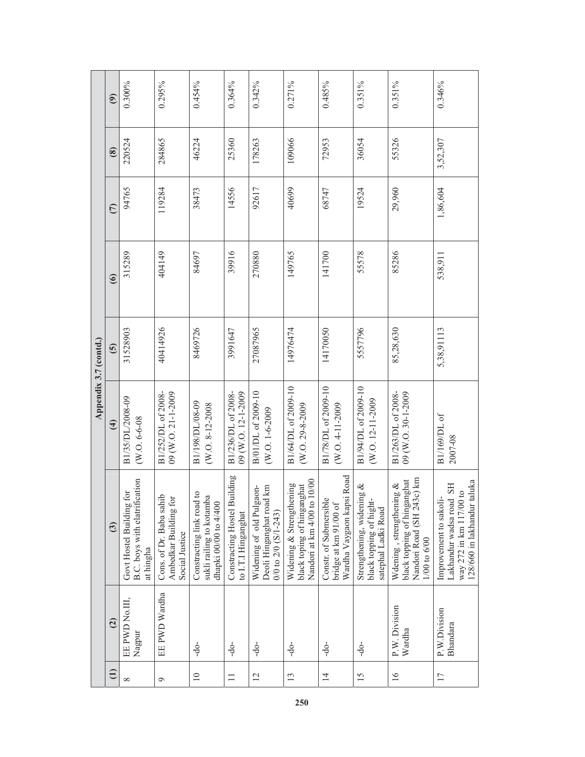**Appendix 3.7 (contd.)**

| (1) | (2) | (3) | (4) | (5) | (6) | (7) | (8) | (9) |
|---|---|---|---|---|---|---|---|---|
| 8 | EE PWD No.III, Nagpur | Govt Hostel Building for B.C. boys with elatrification at hingha | B1/35/DL/2008-09 (W.O. 6-6-08 | 31528903 | 315289 | 94765 | 220524 | 0.300% |
| 9 | EE PWD Wardha | Cons. of Dr. Baba sahib Ambedkar Building for Social Justice | B1/252/DL of 2008-09 (W.O. 21-1-2009 | 40414926 | 404149 | 119284 | 284865 | 0.295% |
| 10 | -do- | Constracting link road to sukli railing to kotamba dhapki 00/00 to 4/400 | B1/198/DL/08-09 (W.O. 8-12-2008 | 8469726 | 84697 | 38473 | 46224 | 0.454% |
| 11 | -do- | Constracting Hostel Building to I.T.I Hinganghat | B1/236/DL of 2008-09 (W.O. 12-1-2009 | 3991647 | 39916 | 14556 | 25360 | 0.364% |
| 12 | -do- | Widening of old Pulgaon-Deoli Hinganghat road km 0/0 to 2/0 (S/1-243) | B/01/DL of 2009-10 (W.O. 1-6-2009 | 27087965 | 270880 | 92617 | 178263 | 0.342% |
| 13 | -do- | Widening & Strengthening black toping of hinganghat Nandori at km 4/00 to 10/00 | B1/64/DL of 2009-10 (W.O. 29-8-2009 | 14976474 | 149765 | 40699 | 109066 | 0.271% |
| 14 | -do- | Constr. of Submersible bridge at km 91/00 of Wardha Vaygaon kapsi Road | B1/78/DL of 2009-10 (W.O. 4-11-2009 | 14170050 | 141700 | 68747 | 72953 | 0.485% |
| 15 | -do- | Strengthening, widening & black topping of hight-satephal Ladki Road | B1/94/DL of 2009-10 (W.O. 12-11-2009 | 5557796 | 55578 | 19524 | 36054 | 0.351% |
| 16 | P.W. Division Wardha | Wdening , strengthening & black topping of hinganghat Nandori Road (SH 243c) km 1/00 to 6/00 | B1/263/DL of 2008-09 (W.O. 30-1-2009 | 85,28,630 | 85286 | 29,960 | 55326 | 0.351% |
| 17 | P.W.Division Bhandara | Improvement to sakoli-Lakhandur wadsa road SH way 272 in km 117/00 to 128/660 in lakhandur taluka | B1/169/DL of 2007-08 | 5,38,91113 | 538,911 | 1,86,604 | 3,52,307 | 0.346% |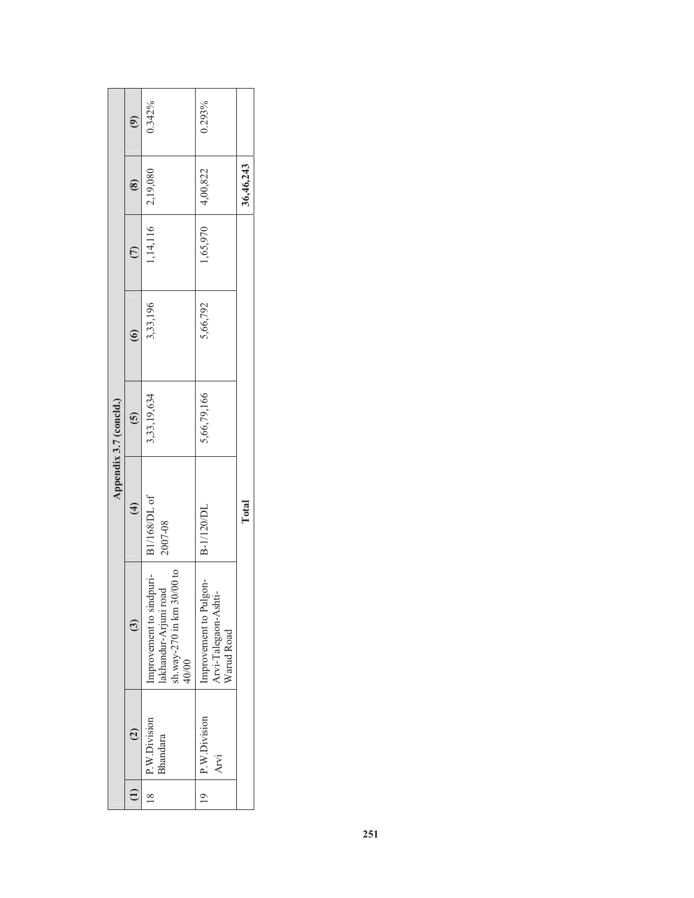## Appendix 3.7 (concld.)

| (1) | (2) | (3) | (4) | (5) | (6) | (7) | (8) | (9) |
|---|---|---|---|---|---|---|---|---|
| 18 | P.W.Division Bhandara | Improvement to sindpuri-lakhandur-Arjuni road sh.way-270 in km 30/00 to 40/00 | B1/168/DL of 2007-08 | 3,33,19,634 | 3,33,196 | 1,14,116 | 2,19,080 | 0.342% |
| 19 | P.W.Division Arvi | Improvement to Pulgon-Arvi-Talegaon-Ashti-Warud Road | B-1/120/DL | 5,66,79,166 | 5,66,792 | 1,65,970 | 4,00,822 | 0.293% |
| | | | **Total** | | | | **36,46,243** | |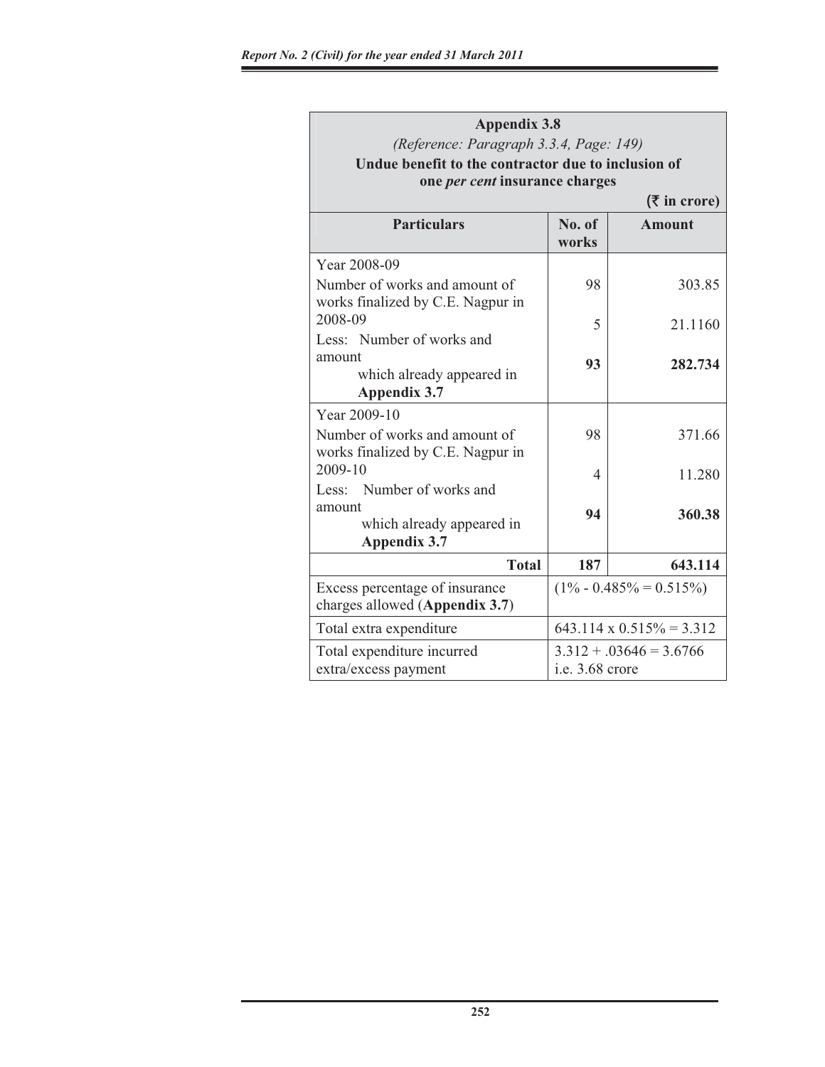## Appendix 3.8

*(Reference: Paragraph 3.3.4, Page: 149)*

**Undue benefit to the contractor due to inclusion of one *per cent* insurance charges**

**(₹ in crore)**

| Particulars | No. of works | Amount |
|---|---|---|
| Year 2008-09 | | |
| Number of works and amount of works finalized by C.E. Nagpur in 2008-09 | 98 | 303.85 |
| Less: Number of works and amount which already appeared in **Appendix 3.7** | 5 | 21.1160 |
| | **93** | **282.734** |
| Year 2009-10 | | |
| Number of works and amount of works finalized by C.E. Nagpur in 2009-10 | 98 | 371.66 |
| Less: Number of works and amount which already appeared in **Appendix 3.7** | 4 | 11.280 |
| | **94** | **360.38** |
| **Total** | **187** | **643.114** |
| Excess percentage of insurance charges allowed (**Appendix 3.7**) | (1% - 0.485% = 0.515%) | |
| Total extra expenditure | 643.114 x 0.515% = 3.312 | |
| Total expenditure incurred extra/excess payment | 3.312 + .03646 = 3.6766 i.e. 3.68 crore | |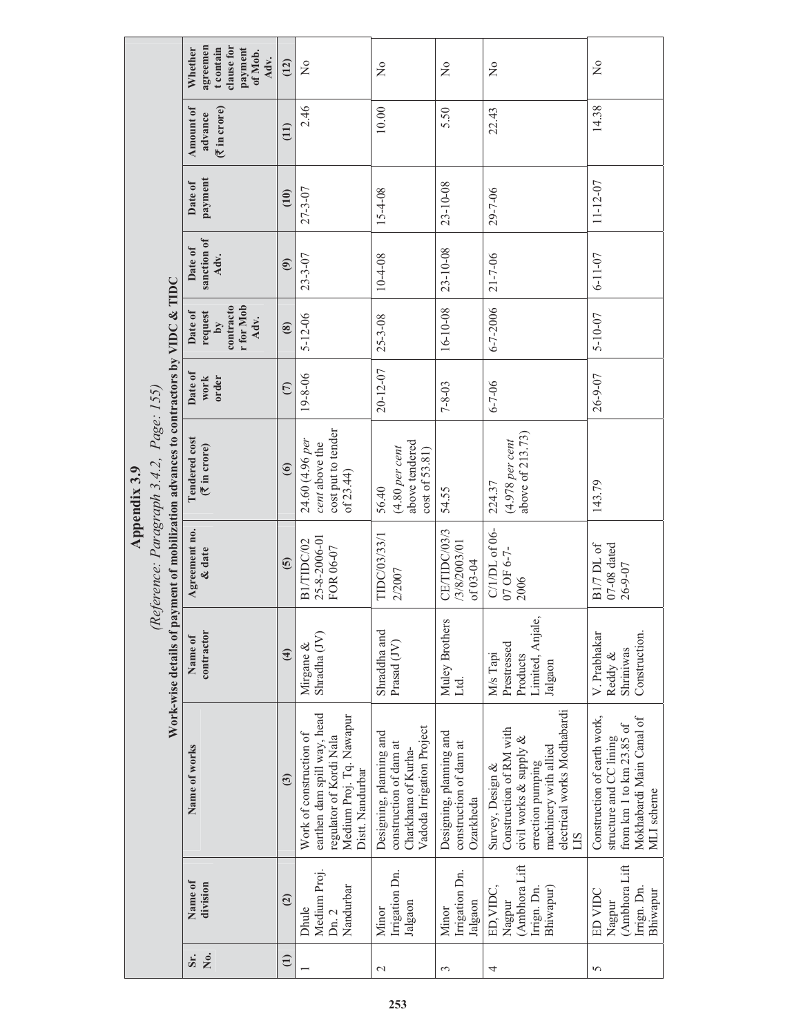# Appendix 3.9

*(Reference: Paragraph 3.4.2, Page: 155)*

**Work-wise details of payment of mobilization advances to contractors by VIDC & TIDC**

| Sr. No. | Name of division | Name of works | Name of contractor | Agreement no. & date | Tendered cost (₹ in crore) | Date of work order | Date of request by contractor for Mob Adv. | Date of sanction of Adv. | Date of payment | Amount of advance (₹ in crore) | Whether agreement contain clause for payment of Mob. Adv. |
|---|---|---|---|---|---|---|---|---|---|---|---|
| (1) | (2) | (3) | (4) | (5) | (6) | (7) | (8) | (9) | (10) | (11) | (12) |
| 1 | Dhule Medium Proj. Dn. 2 Nandurbar | Work of construction of earthen dam spill way, head regulator of Kordi Nala Medium Proj. Tq. Nawapur Distt. Nandurbar | Mirgane & Shradha (JV) | B1/TIDC/02 25-8-2006-01 FOR 06-07 | 24.60 (4.96 *per cent* above the cost put to tender of 23.44) | 19-8-06 | 5-12-06 | 23-3-07 | 27-3-07 | 2.46 | No |
| 2 | Minor Irrigation Dn. Jalgaon | Designing, planning and construction of dam at Charkhana of Kurha-Vadoda Irrigation Project | Shraddha and Prasad (JV) | TIDC/03/33/1 2/2007 | 56.40 (4.80 *per cent* above tendered cost of 53.81) | 20-12-07 | 25-3-08 | 10-4-08 | 15-4-08 | 10.00 | No |
| 3 | Minor Irrigation Dn. Jalgaon | Designing, planning and construction of dam at Ozarkheda | Muley Brothers Ltd. | CE/TIDC/03/3 /3/8/2003/01 of 03-04 | 54.55 | 7-8-03 | 16-10-08 | 23-10-08 | 23-10-08 | 5.50 | No |
| 4 | ED,VIDC, Nagpur (Ambhora Lift Irrign. Dn. Bhiwapur) | Survey, Design & Construction of RM with civil works & supply & errection pumping machinery with allied electrical works Modhabardi LIS | M/s Tapi Prestressed Products Limited, Anjale, Jalgaon | C/1/DL of 06-07 OF 6-7-2006 | 224.37 (4.978 *per cent* above of 213.73) | 6-7-06 | 6-7-2006 | 21-7-06 | 29-7-06 | 22.43 | No |
| 5 | ED VIDC Nagpur (Ambhora Lift Irrign. Dn. Bhiwapur | Construction of earth work, structure and CC lining from km 1 to km 23.85 of Mokhabardi Main Canal of MLI scheme | V. Prabhakar Reddy & Shriniwas Construction. | B1/7 DL of 07-08 dated 26-9-07 | 143.79 | 26-9-07 | 5-10-07 | 6-11-07 | 11-12-07 | 14.38 | No |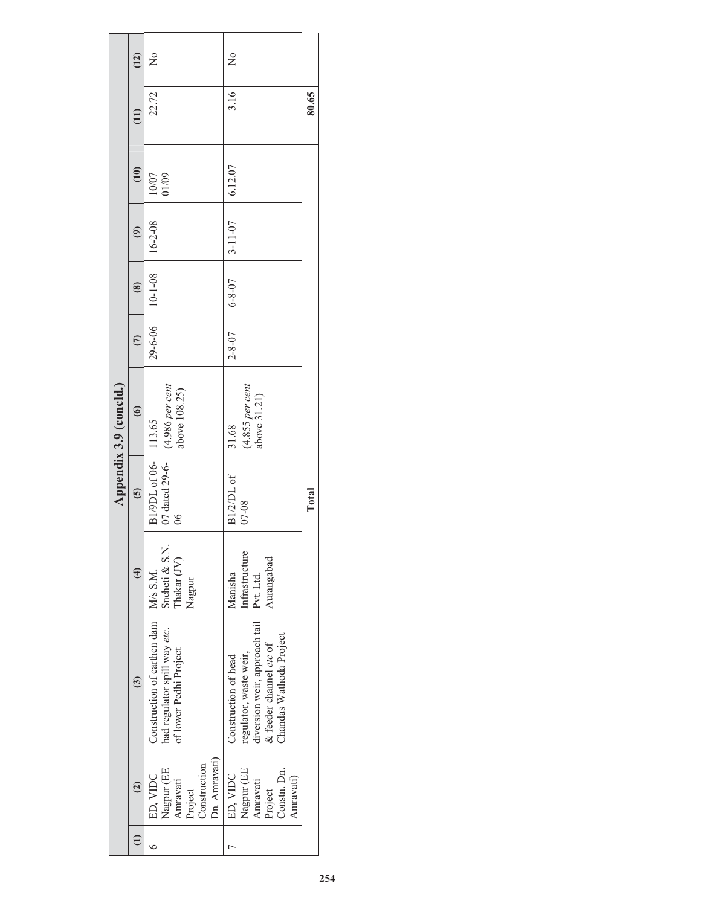## Appendix 3.9 (concld.)

| (1) | (2) | (3) | (4) | (5) | (6) | (7) | (8) | (9) | (10) | (11) | (12) |
|---|---|---|---|---|---|---|---|---|---|---|---|
| 6 | ED, VIDC Nagpur (EE Amravati Project Construction Dn. Amravati) | Construction of earthen dam had regulator spill way *etc.* of lower Pedhi Project | M/s S.M. Sncheti & S.N. Thakar (JV) Nagpur | B1/9DL of 06-07 dated 29-6-06 | 113.65 (4.986 *per cent* above 108.25) | 29-6-06 | 10-1-08 | 16-2-08 | 10/07 01/09 | 22.72 | No |
| 7 | ED, VIDC Nagpur (EE Amravati Project Constn. Dn. Amravati) | Construction of head regulator, waste weir, diversion weir, approach tail & feeder channel *etc* of Chandas Wathoda Project | Manisha Infrastructure Pvt. Ltd. Aurangabad | B1/2/DL of 07-08 | 31.68 (4.855 *per cent* above 31.21) | 2-8-07 | 6-8-07 | 3-11-07 | 6.12.07 | 3.16 | No |
| | | | | **Total** | | | | | | **80.65** | |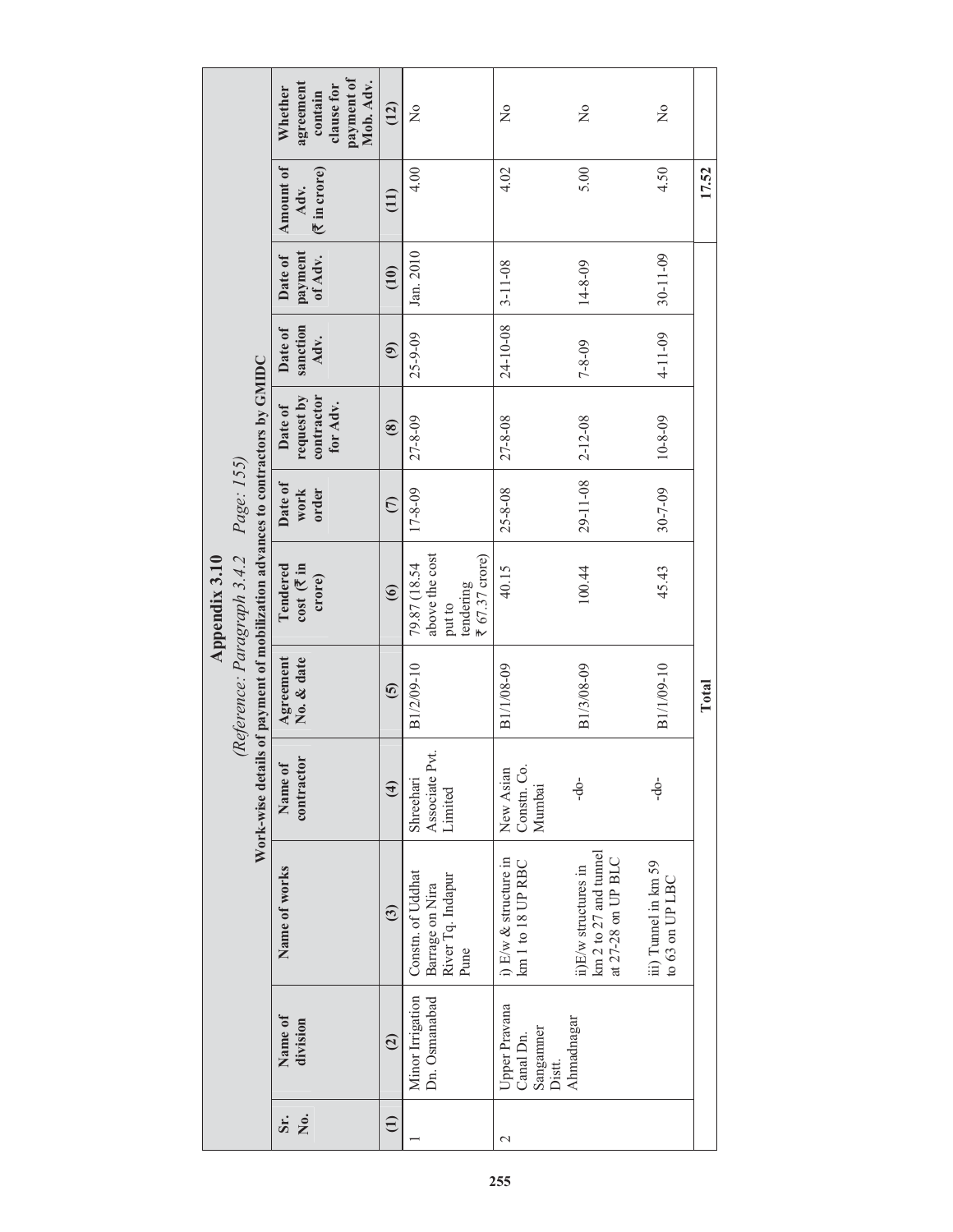# Appendix 3.10

*(Reference: Paragraph 3.4.2 Page: 155)*

**Work-wise details of payment of mobilization advances to contractors by GMIDC**

| Sr. No. | Name of division | Name of works | Name of contractor | Agreement No. & date | Tendered cost (₹ in crore) | Date of work order | Date of request by contractor for Adv. | Date of sanction Adv. | Date of payment of Adv. | Amount of Adv. (₹ in crore) | Whether agreement contain clause for payment of Mob. Adv. |
|---|---|---|---|---|---|---|---|---|---|---|---|
| (1) | (2) | (3) | (4) | (5) | (6) | (7) | (8) | (9) | (10) | (11) | (12) |
| 1 | Minor Irrigation Dn. Osmanabad | Constn. of Uddhat Barrage on Nira River Tq. Indapur Pune | Shreehari Associate Pvt. Limited | B1/2/09-10 | 79.87 (18.54 above the cost put to tendering ₹ 67.37 crore) | 17-8-09 | 27-8-09 | 25-9-09 | Jan. 2010 | 4.00 | No |
| 2 | Upper Pravana Canal Dn. Sangamner Distt. Ahmadnagar | i) E/w & structure in km 1 to 18 UP RBC | New Asian Constn. Co. Mumbai | B1/1/08-09 | 40.15 | 25-8-08 | 27-8-08 | 24-10-08 | 3-11-08 | 4.02 | No |
| | | ii)E/w structures in km 2 to 27 and tunnel at 27-28 on UP BLC | -do- | B1/3/08-09 | 100.44 | 29-11-08 | 2-12-08 | 7-8-09 | 14-8-09 | 5.00 | No |
| | | iii) Tunnel in km 59 to 63 on UP LBC | -do- | B1/1/09-10 | 45.43 | 30-7-09 | 10-8-09 | 4-11-09 | 30-11-09 | 4.50 | No |
| | | | | **Total** | | | | | | **17.52** | |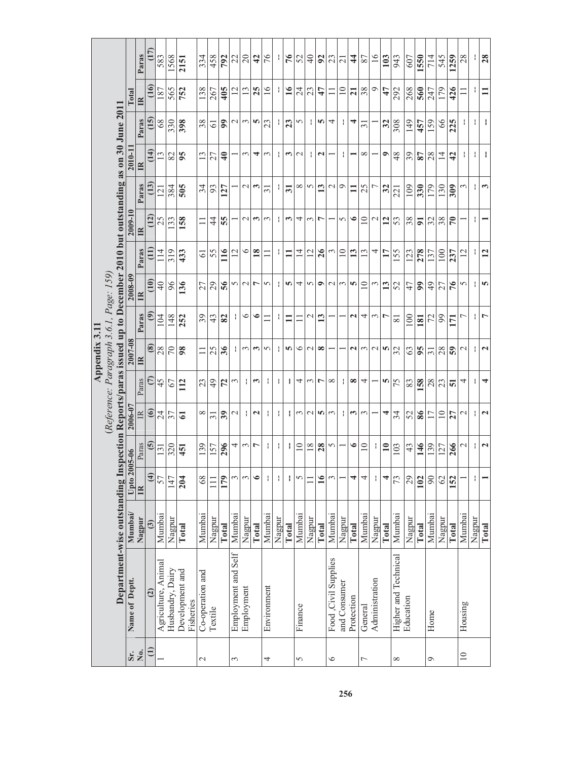# Appendix 3.11

*(Reference: Paragraph 3.6.1, Page: 159)*

## Department-wise outstanding Inspection Reports/paras issued up to December 2010 but outstanding as on 30 June 2011

| Sr. No. | Name of Deptt. | Mumbai/ Nagpur | Upto 2005-06 | | 2006-07 | | 2007-08 | | 2008-09 | | 2009-10 | | 2010-11 | | Total | |
|---|---|---|---|---|---|---|---|---|---|---|---|---|---|---|---|---|
| | | | IR | Paras | IR | Paras | IR | Paras | IR | Paras | IR | Paras | IR | Paras | IR | Paras |
| (1) | (2) | (3) | (4) | (5) | (6) | (7) | (8) | (9) | (10) | (11) | (12) | (13) | (14) | (15) | (16) | (17) |
| 1 | Agriculture, Animal Husbandry, Dairy Development and Fisheries | Mumbai | 57 | 131 | 24 | 45 | 28 | 104 | 40 | 114 | 25 | 121 | 13 | 68 | 187 | 583 |
| | | Nagpur | 147 | 320 | 37 | 67 | 70 | 148 | 96 | 319 | 133 | 384 | 82 | 330 | 565 | 1568 |
| | | **Total** | **204** | **451** | **61** | **112** | **98** | **252** | **136** | **433** | **158** | **505** | **95** | **398** | **752** | **2151** |
| 2 | Co-operation and Textile | Mumbai | 68 | 139 | 8 | 23 | 11 | 39 | 27 | 61 | 11 | 34 | 13 | 38 | 138 | 334 |
| | | Nagpur | 111 | 157 | 31 | 49 | 25 | 43 | 29 | 55 | 44 | 93 | 27 | 61 | 267 | 458 |
| | | **Total** | **179** | **296** | **39** | **72** | **36** | **82** | **56** | **116** | **55** | **127** | **40** | **99** | **405** | **792** |
| 3 | Employment and Self Employment | Mumbai | 3 | 4 | 2 | 3 | -- | -- | 5 | 12 | 1 | 1 | 1 | 2 | 12 | 22 |
| | | Nagpur | 3 | 3 | -- | -- | 3 | 6 | 2 | 6 | 2 | 2 | 3 | 3 | 13 | 20 |
| | | **Total** | **6** | **7** | **2** | **3** | **3** | **6** | **7** | **18** | **3** | **3** | **4** | **5** | **25** | **42** |
| 4 | Environment | Mumbai | -- | -- | -- | -- | 5 | 11 | 5 | 11 | 3 | 31 | 3 | 23 | 16 | 76 |
| | | Nagpur | -- | -- | -- | -- | -- | -- | -- | -- | -- | -- | -- | -- | -- | -- |
| | | **Total** | **--** | **--** | **--** | **--** | **5** | **11** | **5** | **11** | **3** | **31** | **3** | **23** | **16** | **76** |
| 5 | Finance | Mumbai | 5 | 10 | 3 | 4 | 6 | 11 | 4 | 14 | 4 | 8 | 2 | 5 | 24 | 52 |
| | | Nagpur | 11 | 18 | 2 | 3 | 2 | 2 | 5 | 12 | 3 | 5 | -- | -- | 23 | 40 |
| | | **Total** | **16** | **28** | **5** | **7** | **8** | **13** | **9** | **26** | **7** | **13** | **2** | **5** | **47** | **92** |
| 6 | Food, Civil Supplies and Consumer Protection | Mumbai | 3 | 5 | 3 | 8 | 1 | 1 | 2 | 3 | 1 | 2 | 1 | 4 | 11 | 23 |
| | | Nagpur | 1 | 1 | -- | -- | 1 | 1 | 3 | 10 | 5 | 9 | -- | -- | 10 | 21 |
| | | **Total** | **4** | **6** | **3** | **8** | **2** | **2** | **5** | **13** | **6** | **11** | **1** | **4** | **21** | **44** |
| 7 | General Administration | Mumbai | 4 | 10 | 3 | 4 | 3 | 4 | 10 | 13 | 10 | 25 | 8 | 31 | 38 | 87 |
| | | Nagpur | -- | -- | 1 | 1 | 2 | 3 | 3 | 4 | 2 | 7 | 1 | 1 | 9 | 16 |
| | | **Total** | **4** | **10** | **4** | **5** | **5** | **7** | **13** | **17** | **12** | **32** | **9** | **32** | **47** | **103** |
| 8 | Higher and Technical Education | Mumbai | 73 | 103 | 34 | 75 | 32 | 81 | 52 | 155 | 53 | 221 | 48 | 308 | 292 | 943 |
| | | Nagpur | 29 | 43 | 52 | 83 | 63 | 100 | 47 | 123 | 38 | 109 | 39 | 149 | 268 | 607 |
| | | **Total** | **102** | **146** | **86** | **158** | **95** | **181** | **99** | **278** | **91** | **330** | **87** | **457** | **560** | **1550** |
| 9 | Home | Mumbai | 90 | 139 | 17 | 28 | 31 | 72 | 49 | 137 | 32 | 179 | 28 | 159 | 247 | 714 |
| | | Nagpur | 62 | 127 | 10 | 23 | 28 | 99 | 27 | 100 | 38 | 130 | 14 | 66 | 179 | 545 |
| | | **Total** | **152** | **266** | **27** | **51** | **59** | **171** | **76** | **237** | **70** | **309** | **42** | **225** | **426** | **1259** |
| 10 | Housing | Mumbai | 1 | 2 | 2 | 4 | 2 | 7 | 5 | 12 | 1 | 3 | -- | -- | 11 | 28 |
| | | Nagpur | -- | -- | -- | -- | -- | -- | -- | -- | -- | -- | -- | -- | -- | -- |
| | | **Total** | **1** | **2** | **2** | **4** | **2** | **7** | **5** | **12** | **1** | **3** | **--** | **--** | **11** | **28** |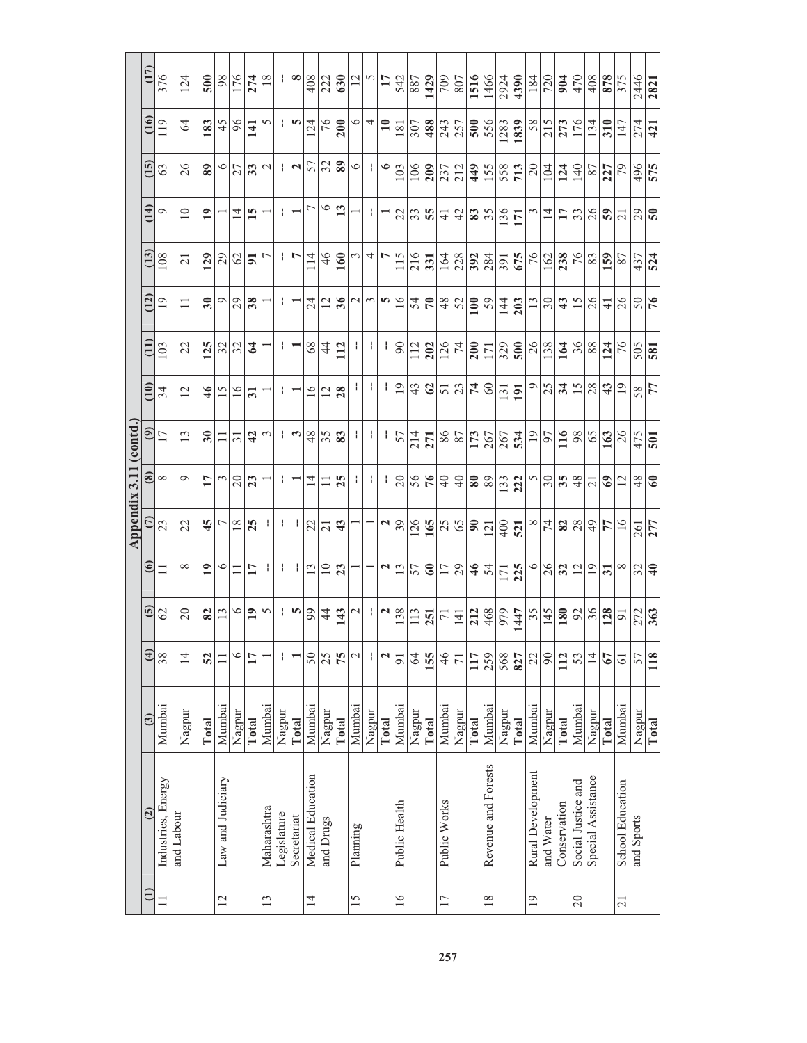## Appendix 3.11 (contd.)

| (1) | (2) | (3) | (4) | (5) | (6) | (7) | (8) | (9) | (10) | (11) | (12) | (13) | (14) | (15) | (16) | (17) |
|---|---|---|---|---|---|---|---|---|---|---|---|---|---|---|---|---|
| 11 | Industries, Energy and Labour | Mumbai | 38 | 62 | 11 | 23 | 8 | 17 | 34 | 103 | 19 | 108 | 9 | 63 | 119 | 376 |
| | | Nagpur | 14 | 20 | 8 | 22 | 9 | 13 | 12 | 22 | 11 | 21 | 10 | 26 | 64 | 124 |
| | | **Total** | **52** | **82** | **19** | **45** | **17** | **30** | **46** | **125** | **30** | **129** | **19** | **89** | **183** | **500** |
| 12 | Law and Judiciary | Mumbai | 11 | 13 | 6 | 7 | 3 | 11 | 15 | 32 | 9 | 29 | 1 | 6 | 45 | 98 |
| | | Nagpur | 6 | 6 | 11 | 18 | 20 | 31 | 16 | 32 | 29 | 62 | 14 | 27 | 96 | 176 |
| | | **Total** | **17** | **19** | **17** | **25** | **23** | **42** | **31** | **64** | **38** | **91** | **15** | **33** | **141** | **274** |
| 13 | Maharashtra Legislature Secretariat | Mumbai | 1 | 5 | -- | -- | 1 | 3 | 1 | 1 | 1 | 7 | 1 | 2 | 5 | 18 |
| | | Nagpur | -- | -- | -- | -- | -- | -- | -- | -- | -- | -- | -- | -- | -- | -- |
| | | **Total** | **1** | **5** | **--** | **--** | **1** | **3** | **1** | **1** | **1** | **7** | **1** | **2** | **5** | **8** |
| 14 | Medical Education and Drugs | Mumbai | 50 | 99 | 13 | 22 | 14 | 48 | 16 | 68 | 24 | 114 | 7 | 57 | 124 | 408 |
| | | Nagpur | 25 | 44 | 10 | 21 | 11 | 35 | 12 | 44 | 12 | 46 | 6 | 32 | 76 | 222 |
| | | **Total** | **75** | **143** | **23** | **43** | **25** | **83** | **28** | **112** | **36** | **160** | **13** | **89** | **200** | **630** |
| 15 | Planning | Mumbai | 2 | 2 | 1 | 1 | -- | -- | -- | -- | 2 | 3 | 1 | 6 | 6 | 12 |
| | | Nagpur | -- | -- | 1 | 1 | -- | -- | -- | -- | 3 | 4 | -- | -- | 4 | 5 |
| | | **Total** | **2** | **2** | **2** | **2** | **--** | **--** | **--** | **--** | **5** | **7** | **1** | **6** | **10** | **17** |
| 16 | Public Health | Mumbai | 91 | 138 | 13 | 39 | 20 | 57 | 19 | 90 | 16 | 115 | 22 | 103 | 181 | 542 |
| | | Nagpur | 64 | 113 | 57 | 126 | 56 | 214 | 43 | 112 | 54 | 216 | 33 | 106 | 307 | 887 |
| | | **Total** | **155** | **251** | **60** | **165** | **76** | **271** | **62** | **202** | **70** | **331** | **55** | **209** | **488** | **1429** |
| 17 | Public Works | Mumbai | 46 | 71 | 17 | 25 | 40 | 86 | 51 | 126 | 48 | 164 | 41 | 237 | 243 | 709 |
| | | Nagpur | 71 | 141 | 29 | 65 | 40 | 87 | 23 | 74 | 52 | 228 | 42 | 212 | 257 | 807 |
| | | **Total** | **117** | **212** | **46** | **90** | **80** | **173** | **74** | **200** | **100** | **392** | **83** | **449** | **500** | **1516** |
| 18 | Revenue and Forests | Mumbai | 259 | 468 | 54 | 121 | 89 | 267 | 60 | 171 | 59 | 284 | 35 | 155 | 556 | 1466 |
| | | Nagpur | 568 | 979 | 171 | 400 | 133 | 267 | 131 | 329 | 144 | 391 | 136 | 558 | 1283 | 2924 |
| | | **Total** | **827** | **1447** | **225** | **521** | **222** | **534** | **191** | **500** | **203** | **675** | **171** | **713** | **1839** | **4390** |
| 19 | Rural Development and Water Conservation | Mumbai | 22 | 35 | 6 | 8 | 5 | 19 | 9 | 26 | 13 | 76 | 3 | 20 | 58 | 184 |
| | | Nagpur | 90 | 145 | 26 | 74 | 30 | 97 | 25 | 138 | 30 | 162 | 14 | 104 | 215 | 720 |
| | | **Total** | **112** | **180** | **32** | **82** | **35** | **116** | **34** | **164** | **43** | **238** | **17** | **124** | **273** | **904** |
| 20 | Social Justice and Special Assistance | Mumbai | 53 | 92 | 12 | 28 | 48 | 98 | 15 | 36 | 15 | 76 | 33 | 140 | 176 | 470 |
| | | Nagpur | 14 | 36 | 19 | 49 | 21 | 65 | 28 | 88 | 26 | 83 | 26 | 87 | 134 | 408 |
| | | **Total** | **67** | **128** | **31** | **77** | **69** | **163** | **43** | **124** | **41** | **159** | **59** | **227** | **310** | **878** |
| 21 | School Education and Sports | Mumbai | 61 | 91 | 8 | 16 | 12 | 26 | 19 | 76 | 26 | 87 | 21 | 79 | 147 | 375 |
| | | Nagpur | 57 | 272 | 32 | 261 | 48 | 475 | 58 | 505 | 50 | 437 | 29 | 496 | 274 | 2446 |
| | | **Total** | **118** | **363** | **40** | **277** | **60** | **501** | **77** | **581** | **76** | **524** | **50** | **575** | **421** | **2821** |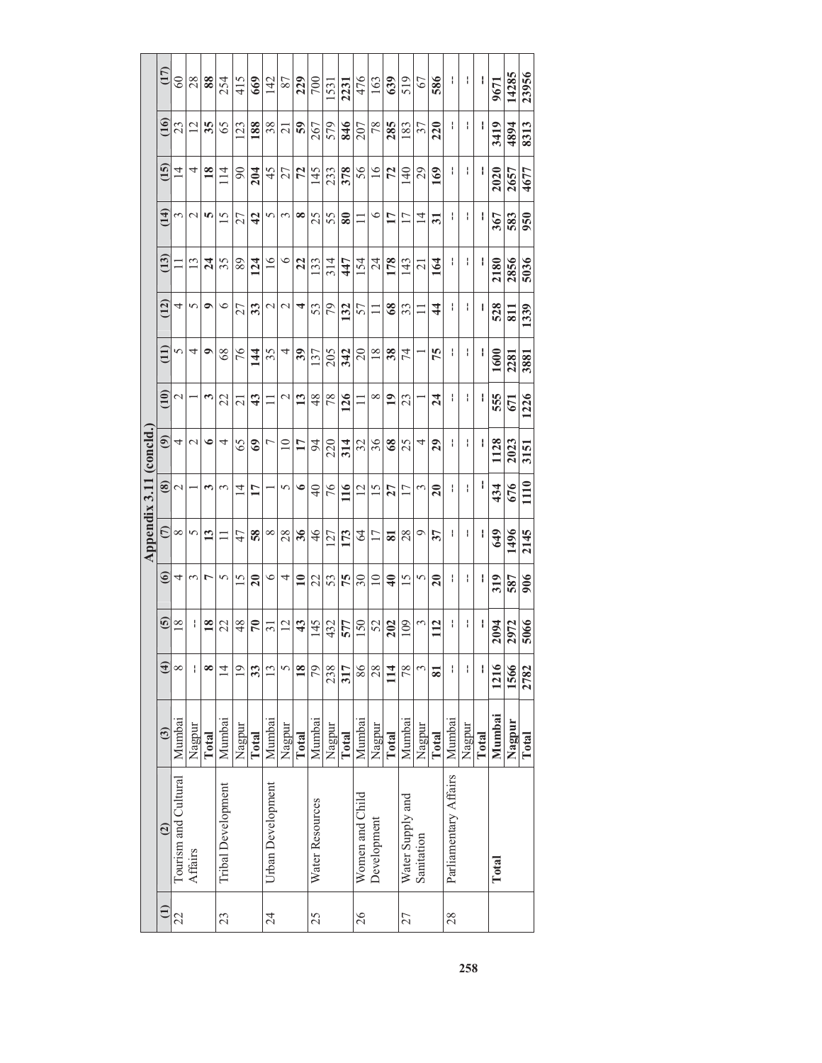## Appendix 3.11 (concld.)

| (1) | (2) | (3) | (4) | (5) | (6) | (7) | (8) | (9) | (10) | (11) | (12) | (13) | (14) | (15) | (16) | (17) |
|---|---|---|---|---|---|---|---|---|---|---|---|---|---|---|---|---|
| 22 | Tourism and Cultural Affairs | Mumbai | 8 | 18 | 4 | 8 | 2 | 4 | 2 | 5 | 4 | 11 | 3 | 14 | 23 | 60 |
| | | Nagpur | -- | -- | 3 | 5 | 1 | 2 | 1 | 4 | 5 | 13 | 2 | 4 | 12 | 28 |
| | | **Total** | **8** | **18** | **7** | **13** | **3** | **6** | **3** | **9** | **9** | **24** | **5** | **18** | **35** | **88** |
| 23 | Tribal Development | Mumbai | 14 | 22 | 5 | 11 | 3 | 4 | 22 | 68 | 6 | 35 | 15 | 114 | 65 | 254 |
| | | Nagpur | 19 | 48 | 15 | 47 | 14 | 65 | 21 | 76 | 27 | 89 | 27 | 90 | 123 | 415 |
| | | **Total** | **33** | **70** | **20** | **58** | **17** | **69** | **43** | **144** | **33** | **124** | **42** | **204** | **188** | **669** |
| 24 | Urban Development | Mumbai | 13 | 31 | 6 | 8 | 1 | 7 | 11 | 35 | 2 | 16 | 5 | 45 | 38 | 142 |
| | | Nagpur | 5 | 12 | 4 | 28 | 5 | 10 | 2 | 4 | 2 | 6 | 3 | 27 | 21 | 87 |
| | | **Total** | **18** | **43** | **10** | **36** | **6** | **17** | **13** | **39** | **4** | **22** | **8** | **72** | **59** | **229** |
| 25 | Water Resources | Mumbai | 79 | 145 | 22 | 46 | 40 | 94 | 48 | 137 | 53 | 133 | 25 | 145 | 267 | 700 |
| | | Nagpur | 238 | 432 | 53 | 127 | 76 | 220 | 78 | 205 | 79 | 314 | 55 | 233 | 579 | 1531 |
| | | **Total** | **317** | **577** | **75** | **173** | **116** | **314** | **126** | **342** | **132** | **447** | **80** | **378** | **846** | **2231** |
| 26 | Women and Child Development | Mumbai | 86 | 150 | 30 | 64 | 12 | 32 | 11 | 20 | 57 | 154 | 11 | 56 | 207 | 476 |
| | | Nagpur | 28 | 52 | 10 | 17 | 15 | 36 | 8 | 18 | 11 | 24 | 6 | 16 | 78 | 163 |
| | | **Total** | **114** | **202** | **40** | **81** | **27** | **68** | **19** | **38** | **68** | **178** | **17** | **72** | **285** | **639** |
| 27 | Water Supply and Sanitation | Mumbai | 78 | 109 | 15 | 28 | 17 | 25 | 23 | 74 | 33 | 143 | 17 | 140 | 183 | 519 |
| | | Nagpur | 3 | 3 | 5 | 9 | 3 | 4 | 1 | 1 | 11 | 21 | 14 | 29 | 37 | 67 |
| | | **Total** | **81** | **112** | **20** | **37** | **20** | **29** | **24** | **75** | **44** | **164** | **31** | **169** | **220** | **586** |
| 28 | Parliamentary Affairs | Mumbai | -- | -- | -- | -- | -- | -- | -- | -- | -- | -- | -- | -- | -- | -- |
| | | Nagpur | -- | -- | -- | -- | -- | -- | -- | -- | -- | -- | -- | -- | -- | -- |
| | | **Total** | **--** | **--** | **--** | **--** | **--** | **--** | **--** | **--** | **--** | **--** | **--** | **--** | **--** | **--** |
| | **Total** | **Mumbai** | **1216** | **2094** | **319** | **649** | **434** | **1128** | **555** | **1600** | **528** | **2180** | **367** | **2020** | **3419** | **9671** |
| | | **Nagpur** | **1566** | **2972** | **587** | **1496** | **676** | **2023** | **671** | **2281** | **811** | **2856** | **583** | **2657** | **4894** | **14285** |
| | | **Total** | **2782** | **5066** | **906** | **2145** | **1110** | **3151** | **1226** | **3881** | **1339** | **5036** | **950** | **4677** | **8313** | **23956** |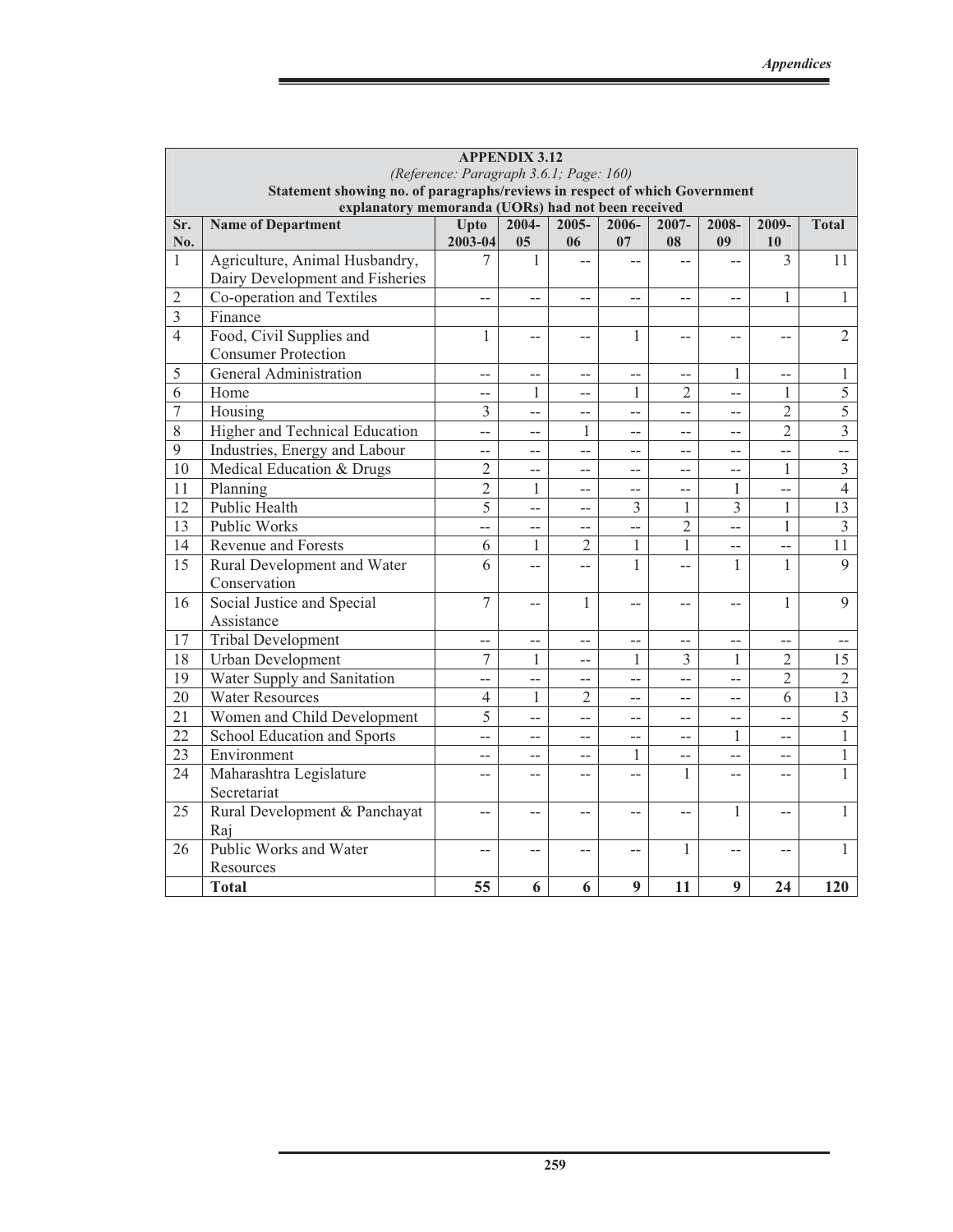**APPENDIX 3.12**

*(Reference: Paragraph 3.6.1; Page: 160)*

**Statement showing no. of paragraphs/reviews in respect of which Government explanatory memoranda (UORs) had not been received**

| Sr. No. | Name of Department | Upto 2003-04 | 2004-05 | 2005-06 | 2006-07 | 2007-08 | 2008-09 | 2009-10 | Total |
|---|---|---|---|---|---|---|---|---|---|
| 1 | Agriculture, Animal Husbandry, Dairy Development and Fisheries | 7 | 1 | -- | -- | -- | -- | 3 | 11 |
| 2 | Co-operation and Textiles | -- | -- | -- | -- | -- | -- | 1 | 1 |
| 3 | Finance | | | | | | | | |
| 4 | Food, Civil Supplies and Consumer Protection | 1 | -- | -- | 1 | -- | -- | -- | 2 |
| 5 | General Administration | -- | -- | -- | -- | -- | 1 | -- | 1 |
| 6 | Home | -- | 1 | -- | 1 | 2 | -- | 1 | 5 |
| 7 | Housing | 3 | -- | -- | -- | -- | -- | 2 | 5 |
| 8 | Higher and Technical Education | -- | -- | 1 | -- | -- | -- | 2 | 3 |
| 9 | Industries, Energy and Labour | -- | -- | -- | -- | -- | -- | -- | -- |
| 10 | Medical Education & Drugs | 2 | -- | -- | -- | -- | -- | 1 | 3 |
| 11 | Planning | 2 | 1 | -- | -- | -- | 1 | -- | 4 |
| 12 | Public Health | 5 | -- | -- | 3 | 1 | 3 | 1 | 13 |
| 13 | Public Works | -- | -- | -- | -- | 2 | -- | 1 | 3 |
| 14 | Revenue and Forests | 6 | 1 | 2 | 1 | 1 | -- | -- | 11 |
| 15 | Rural Development and Water Conservation | 6 | -- | -- | 1 | -- | 1 | 1 | 9 |
| 16 | Social Justice and Special Assistance | 7 | -- | 1 | -- | -- | -- | 1 | 9 |
| 17 | Tribal Development | -- | -- | -- | -- | -- | -- | -- | -- |
| 18 | Urban Development | 7 | 1 | -- | 1 | 3 | 1 | 2 | 15 |
| 19 | Water Supply and Sanitation | -- | -- | -- | -- | -- | -- | 2 | 2 |
| 20 | Water Resources | 4 | 1 | 2 | -- | -- | -- | 6 | 13 |
| 21 | Women and Child Development | 5 | -- | -- | -- | -- | -- | -- | 5 |
| 22 | School Education and Sports | -- | -- | -- | -- | -- | 1 | -- | 1 |
| 23 | Environment | -- | -- | -- | 1 | -- | -- | -- | 1 |
| 24 | Maharashtra Legislature Secretariat | -- | -- | -- | -- | 1 | -- | -- | 1 |
| 25 | Rural Development & Panchayat Raj | -- | -- | -- | -- | -- | 1 | -- | 1 |
| 26 | Public Works and Water Resources | -- | -- | -- | -- | 1 | -- | -- | 1 |
| | **Total** | **55** | **6** | **6** | **9** | **11** | **9** | **24** | **120** |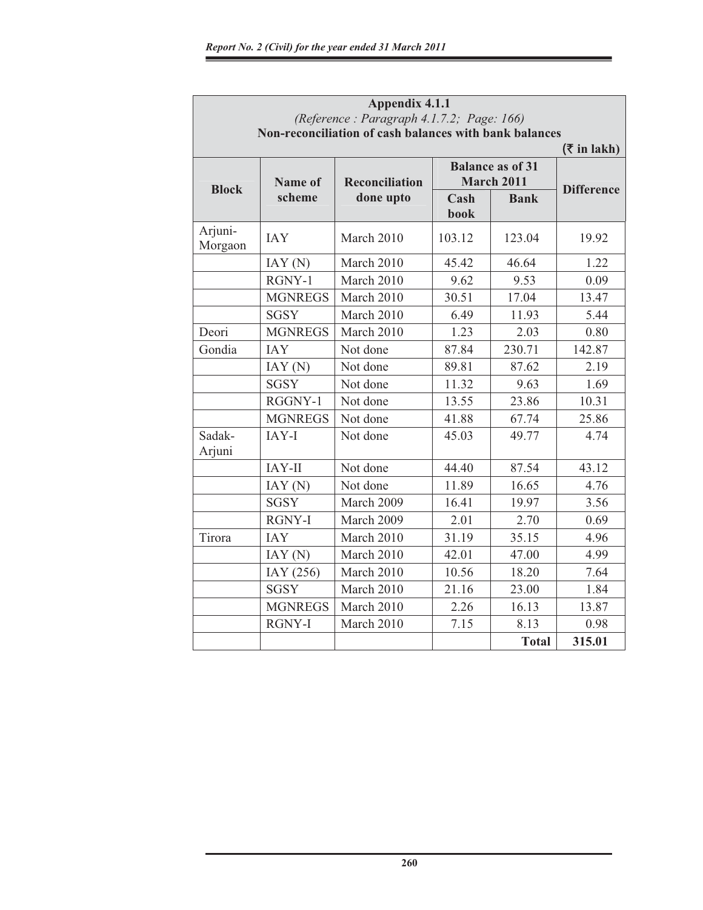## Appendix 4.1.1

*(Reference : Paragraph 4.1.7.2; Page: 166)*

**Non-reconciliation of cash balances with bank balances**

**(₹ in lakh)**

| Block | Name of scheme | Reconciliation done upto | Balance as of 31 March 2011 | | Difference |
|---|---|---|---|---|---|
| | | | Cash book | Bank | |
| Arjuni-Morgaon | IAY | March 2010 | 103.12 | 123.04 | 19.92 |
| | IAY (N) | March 2010 | 45.42 | 46.64 | 1.22 |
| | RGNY-1 | March 2010 | 9.62 | 9.53 | 0.09 |
| | MGNREGS | March 2010 | 30.51 | 17.04 | 13.47 |
| | SGSY | March 2010 | 6.49 | 11.93 | 5.44 |
| Deori | MGNREGS | March 2010 | 1.23 | 2.03 | 0.80 |
| Gondia | IAY | Not done | 87.84 | 230.71 | 142.87 |
| | IAY (N) | Not done | 89.81 | 87.62 | 2.19 |
| | SGSY | Not done | 11.32 | 9.63 | 1.69 |
| | RGGNY-1 | Not done | 13.55 | 23.86 | 10.31 |
| | MGNREGS | Not done | 41.88 | 67.74 | 25.86 |
| Sadak-Arjuni | IAY-I | Not done | 45.03 | 49.77 | 4.74 |
| | IAY-II | Not done | 44.40 | 87.54 | 43.12 |
| | IAY (N) | Not done | 11.89 | 16.65 | 4.76 |
| | SGSY | March 2009 | 16.41 | 19.97 | 3.56 |
| | RGNY-I | March 2009 | 2.01 | 2.70 | 0.69 |
| Tirora | IAY | March 2010 | 31.19 | 35.15 | 4.96 |
| | IAY (N) | March 2010 | 42.01 | 47.00 | 4.99 |
| | IAY (256) | March 2010 | 10.56 | 18.20 | 7.64 |
| | SGSY | March 2010 | 21.16 | 23.00 | 1.84 |
| | MGNREGS | March 2010 | 2.26 | 16.13 | 13.87 |
| | RGNY-I | March 2010 | 7.15 | 8.13 | 0.98 |
| | | | | **Total** | **315.01** |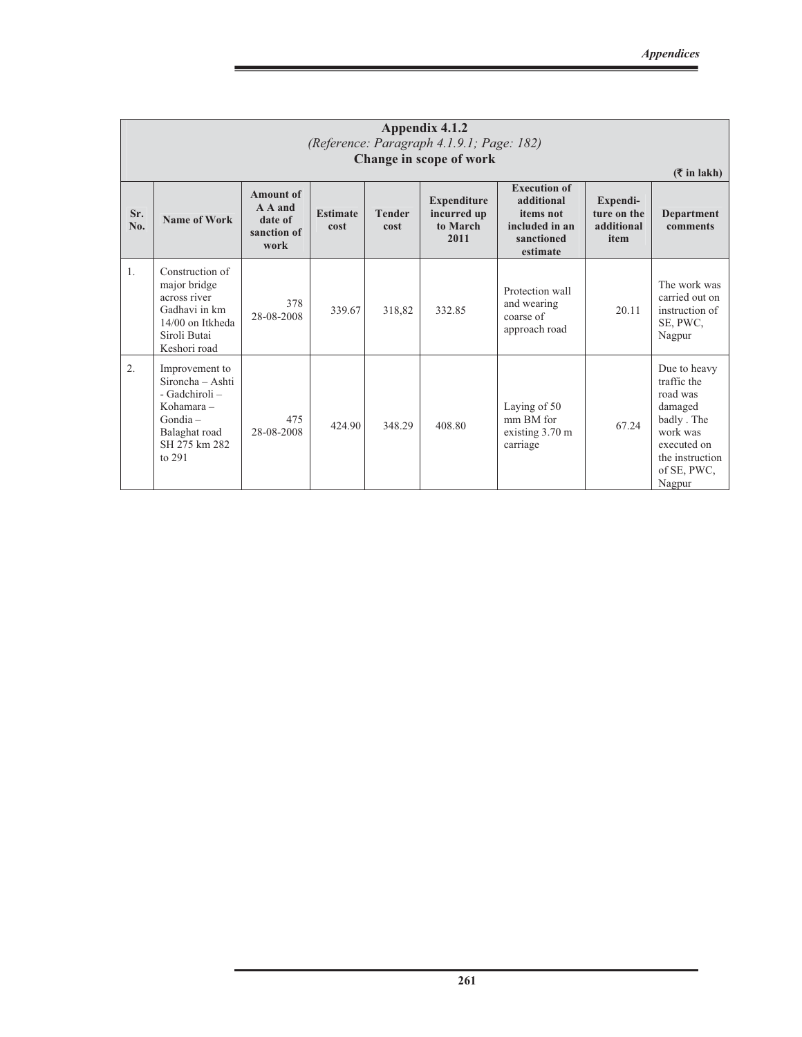## Appendix 4.1.2

*(Reference: Paragraph 4.1.9.1; Page: 182)*

**Change in scope of work**

(₹ in lakh)

| Sr. No. | Name of Work | Amount of A A and date of sanction of work | Estimate cost | Tender cost | Expenditure incurred up to March 2011 | Execution of additional items not included in an sanctioned estimate | Expenditure on the additional item | Department comments |
|---|---|---|---|---|---|---|---|---|
| 1. | Construction of major bridge across river Gadhavi in km 14/00 on Itkheda Siroli Butai Keshori road | 378 28-08-2008 | 339.67 | 318,82 | 332.85 | Protection wall and wearing coarse of approach road | 20.11 | The work was carried out on instruction of SE, PWC, Nagpur |
| 2. | Improvement to Sironcha – Ashti - Gadchiroli – Kohamara – Gondia – Balaghat road SH 275 km 282 to 291 | 475 28-08-2008 | 424.90 | 348.29 | 408.80 | Laying of 50 mm BM for existing 3.70 m carriage | 67.24 | Due to heavy traffic the road was damaged badly . The work was executed on the instruction of SE, PWC, Nagpur |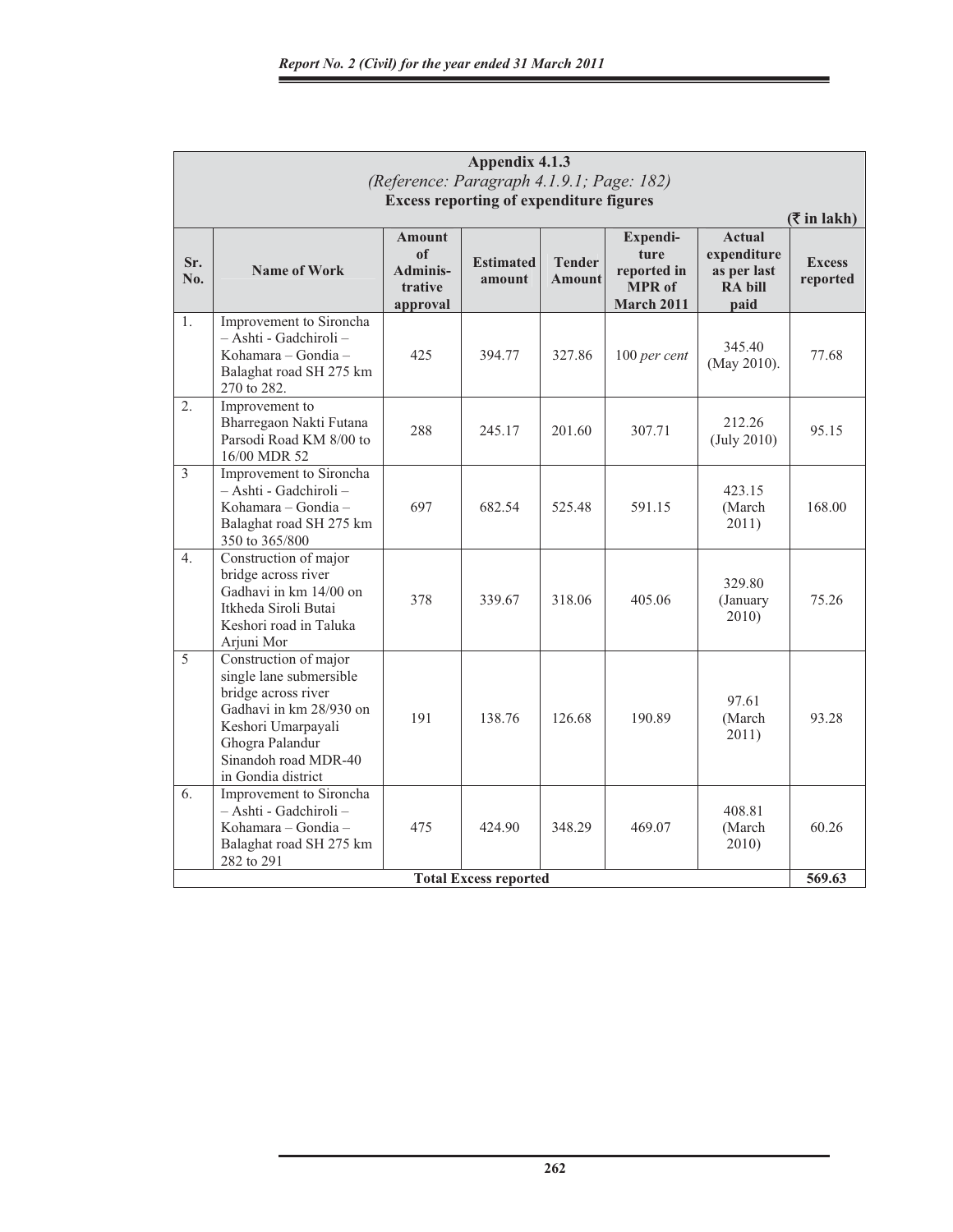## Appendix 4.1.3

*(Reference: Paragraph 4.1.9.1; Page: 182)*

**Excess reporting of expenditure figures**

(₹ in lakh)

| Sr. No. | Name of Work | Amount of Adminis-trative approval | Estimated amount | Tender Amount | Expendi-ture reported in MPR of March 2011 | Actual expenditure as per last RA bill paid | Excess reported |
|---|---|---|---|---|---|---|---|
| 1. | Improvement to Sironcha – Ashti - Gadchiroli – Kohamara – Gondia – Balaghat road SH 275 km 270 to 282. | 425 | 394.77 | 327.86 | 100 *per cent* | 345.40 (May 2010). | 77.68 |
| 2. | Improvement to Bharregaon Nakti Futana Parsodi Road KM 8/00 to 16/00 MDR 52 | 288 | 245.17 | 201.60 | 307.71 | 212.26 (July 2010) | 95.15 |
| 3 | Improvement to Sironcha – Ashti - Gadchiroli – Kohamara – Gondia – Balaghat road SH 275 km 350 to 365/800 | 697 | 682.54 | 525.48 | 591.15 | 423.15 (March 2011) | 168.00 |
| 4. | Construction of major bridge across river Gadhavi in km 14/00 on Itkheda Siroli Butai Keshori road in Taluka Arjuni Mor | 378 | 339.67 | 318.06 | 405.06 | 329.80 (January 2010) | 75.26 |
| 5 | Construction of major single lane submersible bridge across river Gadhavi in km 28/930 on Keshori Umarpayali Ghogra Palandur Sinandoh road MDR-40 in Gondia district | 191 | 138.76 | 126.68 | 190.89 | 97.61 (March 2011) | 93.28 |
| 6. | Improvement to Sironcha – Ashti - Gadchiroli – Kohamara – Gondia – Balaghat road SH 275 km 282 to 291 | 475 | 424.90 | 348.29 | 469.07 | 408.81 (March 2010) | 60.26 |
| | **Total Excess reported** | | | | | | **569.63** |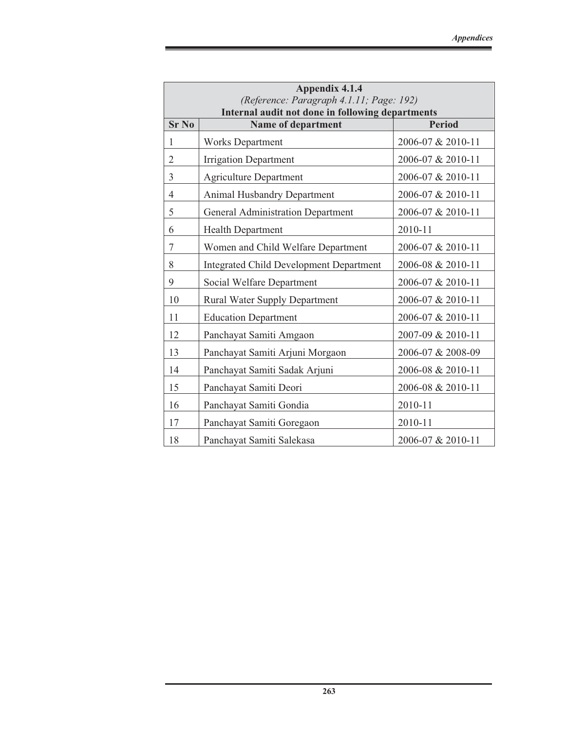## Appendix 4.1.4

*(Reference: Paragraph 4.1.11; Page: 192)*

**Internal audit not done in following departments**

| Sr No | Name of department | Period |
|---|---|---|
| 1 | Works Department | 2006-07 & 2010-11 |
| 2 | Irrigation Department | 2006-07 & 2010-11 |
| 3 | Agriculture Department | 2006-07 & 2010-11 |
| 4 | Animal Husbandry Department | 2006-07 & 2010-11 |
| 5 | General Administration Department | 2006-07 & 2010-11 |
| 6 | Health Department | 2010-11 |
| 7 | Women and Child Welfare Department | 2006-07 & 2010-11 |
| 8 | Integrated Child Development Department | 2006-08 & 2010-11 |
| 9 | Social Welfare Department | 2006-07 & 2010-11 |
| 10 | Rural Water Supply Department | 2006-07 & 2010-11 |
| 11 | Education Department | 2006-07 & 2010-11 |
| 12 | Panchayat Samiti Amgaon | 2007-09 & 2010-11 |
| 13 | Panchayat Samiti Arjuni Morgaon | 2006-07 & 2008-09 |
| 14 | Panchayat Samiti Sadak Arjuni | 2006-08 & 2010-11 |
| 15 | Panchayat Samiti Deori | 2006-08 & 2010-11 |
| 16 | Panchayat Samiti Gondia | 2010-11 |
| 17 | Panchayat Samiti Goregaon | 2010-11 |
| 18 | Panchayat Samiti Salekasa | 2006-07 & 2010-11 |